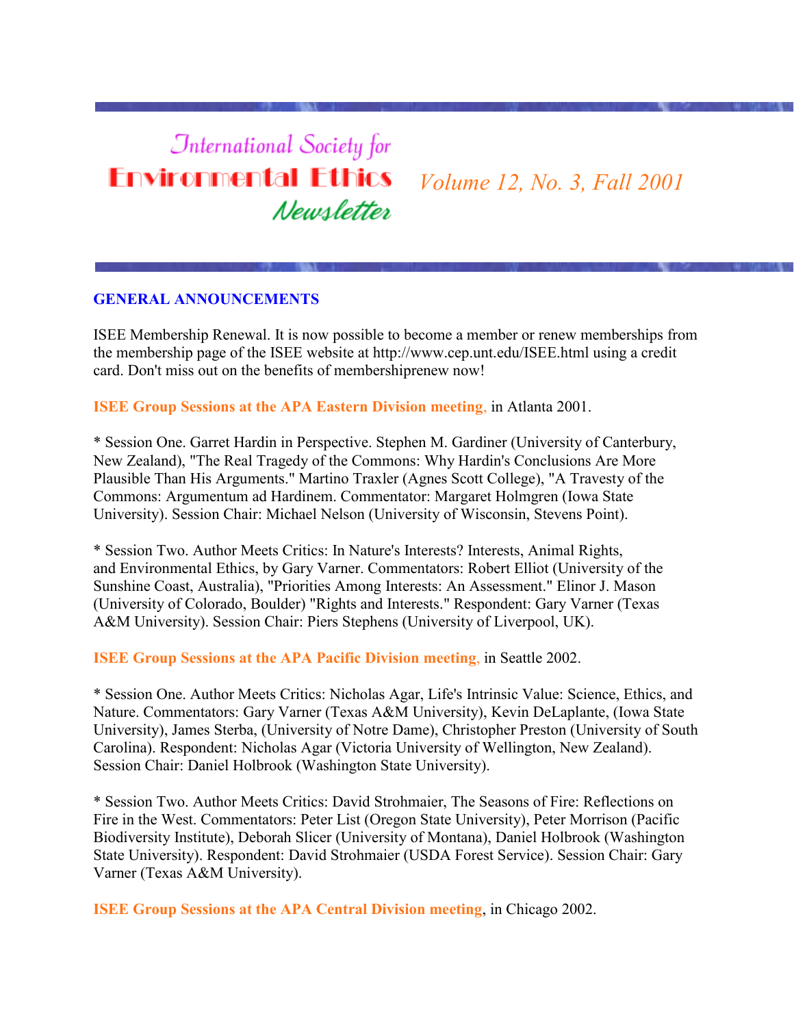# International Society for Environmental Ethics Newsletter

*Volume 12, No. 3, Fall 2001*

## GENERAL ANNOUNCEMENTS

ISEE Membership Renewal. It is now possible to become a member or renew memberships from the membership page of the ISEE website at http://www.cep.unt.edu/ISEE.html using a credit card. Don't miss out on the benefits of membershiprenew now!

**ISEE Group Sessions at the APA Eastern Division meeting,** in Atlanta 2001.

* Session One. Garret Hardin in Perspective. Stephen M. Gardiner (University of Canterbury, New Zealand), "The Real Tragedy of the Commons: Why Hardin's Conclusions Are More Plausible Than His Arguments." Martino Traxler (Agnes Scott College), "A Travesty of the Commons: Argumentum ad Hardinem. Commentator: Margaret Holmgren (Iowa State University). Session Chair: Michael Nelson (University of Wisconsin, Stevens Point).

* Session Two. Author Meets Critics: In Nature's Interests? Interests, Animal Rights, and Environmental Ethics, by Gary Varner. Commentators: Robert Elliot (University of the Sunshine Coast, Australia), "Priorities Among Interests: An Assessment." Elinor J. Mason (University of Colorado, Boulder) "Rights and Interests." Respondent: Gary Varner (Texas A&M University). Session Chair: Piers Stephens (University of Liverpool, UK).

**ISEE Group Sessions at the APA Pacific Division meeting,** in Seattle 2002.

* Session One. Author Meets Critics: Nicholas Agar, Life's Intrinsic Value: Science, Ethics, and Nature. Commentators: Gary Varner (Texas A&M University), Kevin DeLaplante, (Iowa State University), James Sterba, (University of Notre Dame), Christopher Preston (University of South Carolina). Respondent: Nicholas Agar (Victoria University of Wellington, New Zealand). Session Chair: Daniel Holbrook (Washington State University).

* Session Two. Author Meets Critics: David Strohmaier, The Seasons of Fire: Reflections on Fire in the West. Commentators: Peter List (Oregon State University), Peter Morrison (Pacific Biodiversity Institute), Deborah Slicer (University of Montana), Daniel Holbrook (Washington State University). Respondent: David Strohmaier (USDA Forest Service). Session Chair: Gary Varner (Texas A&M University).

**ISEE Group Sessions at the APA Central Division meeting**, in Chicago 2002.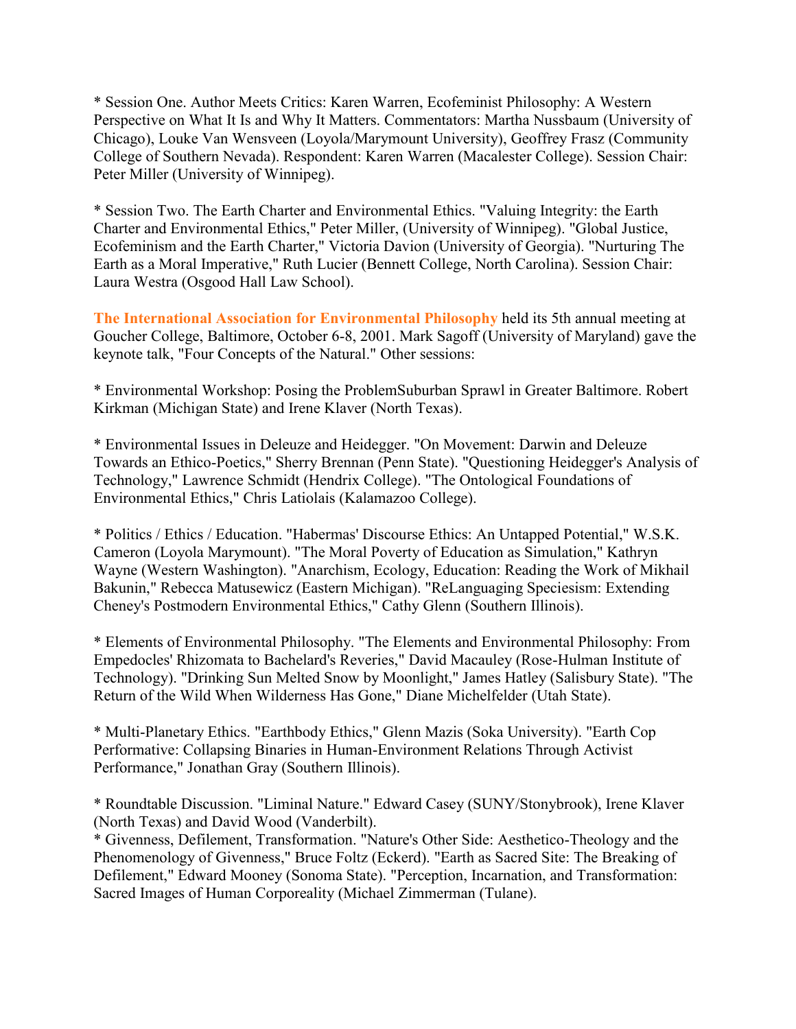* Session One. Author Meets Critics: Karen Warren, Ecofeminist Philosophy: A Western Perspective on What It Is and Why It Matters. Commentators: Martha Nussbaum (University of Chicago), Louke Van Wensveen (Loyola/Marymount University), Geoffrey Frasz (Community College of Southern Nevada). Respondent: Karen Warren (Macalester College). Session Chair: Peter Miller (University of Winnipeg).

* Session Two. The Earth Charter and Environmental Ethics. "Valuing Integrity: the Earth Charter and Environmental Ethics," Peter Miller, (University of Winnipeg). "Global Justice, Ecofeminism and the Earth Charter," Victoria Davion (University of Georgia). "Nurturing The Earth as a Moral Imperative," Ruth Lucier (Bennett College, North Carolina). Session Chair: Laura Westra (Osgood Hall Law School).

**The International Association for Environmental Philosophy** held its 5th annual meeting at Goucher College, Baltimore, October 6-8, 2001. Mark Sagoff (University of Maryland) gave the keynote talk, "Four Concepts of the Natural." Other sessions:

* Environmental Workshop: Posing the ProblemSuburban Sprawl in Greater Baltimore. Robert Kirkman (Michigan State) and Irene Klaver (North Texas).

* Environmental Issues in Deleuze and Heidegger. "On Movement: Darwin and Deleuze Towards an Ethico-Poetics," Sherry Brennan (Penn State). "Questioning Heidegger's Analysis of Technology," Lawrence Schmidt (Hendrix College). "The Ontological Foundations of Environmental Ethics," Chris Latiolais (Kalamazoo College).

* Politics / Ethics / Education. "Habermas' Discourse Ethics: An Untapped Potential," W.S.K. Cameron (Loyola Marymount). "The Moral Poverty of Education as Simulation," Kathryn Wayne (Western Washington). "Anarchism, Ecology, Education: Reading the Work of Mikhail Bakunin," Rebecca Matusewicz (Eastern Michigan). "ReLanguaging Speciesism: Extending Cheney's Postmodern Environmental Ethics," Cathy Glenn (Southern Illinois).

* Elements of Environmental Philosophy. "The Elements and Environmental Philosophy: From Empedocles' Rhizomata to Bachelard's Reveries," David Macauley (Rose-Hulman Institute of Technology). "Drinking Sun Melted Snow by Moonlight," James Hatley (Salisbury State). "The Return of the Wild When Wilderness Has Gone," Diane Michelfelder (Utah State).

* Multi-Planetary Ethics. "Earthbody Ethics," Glenn Mazis (Soka University). "Earth Cop Performative: Collapsing Binaries in Human-Environment Relations Through Activist Performance," Jonathan Gray (Southern Illinois).

* Roundtable Discussion. "Liminal Nature." Edward Casey (SUNY/Stonybrook), Irene Klaver (North Texas) and David Wood (Vanderbilt).

* Givenness, Defilement, Transformation. "Nature's Other Side: Aesthetico-Theology and the Phenomenology of Givenness," Bruce Foltz (Eckerd). "Earth as Sacred Site: The Breaking of Defilement," Edward Mooney (Sonoma State). "Perception, Incarnation, and Transformation: Sacred Images of Human Corporeality (Michael Zimmerman (Tulane).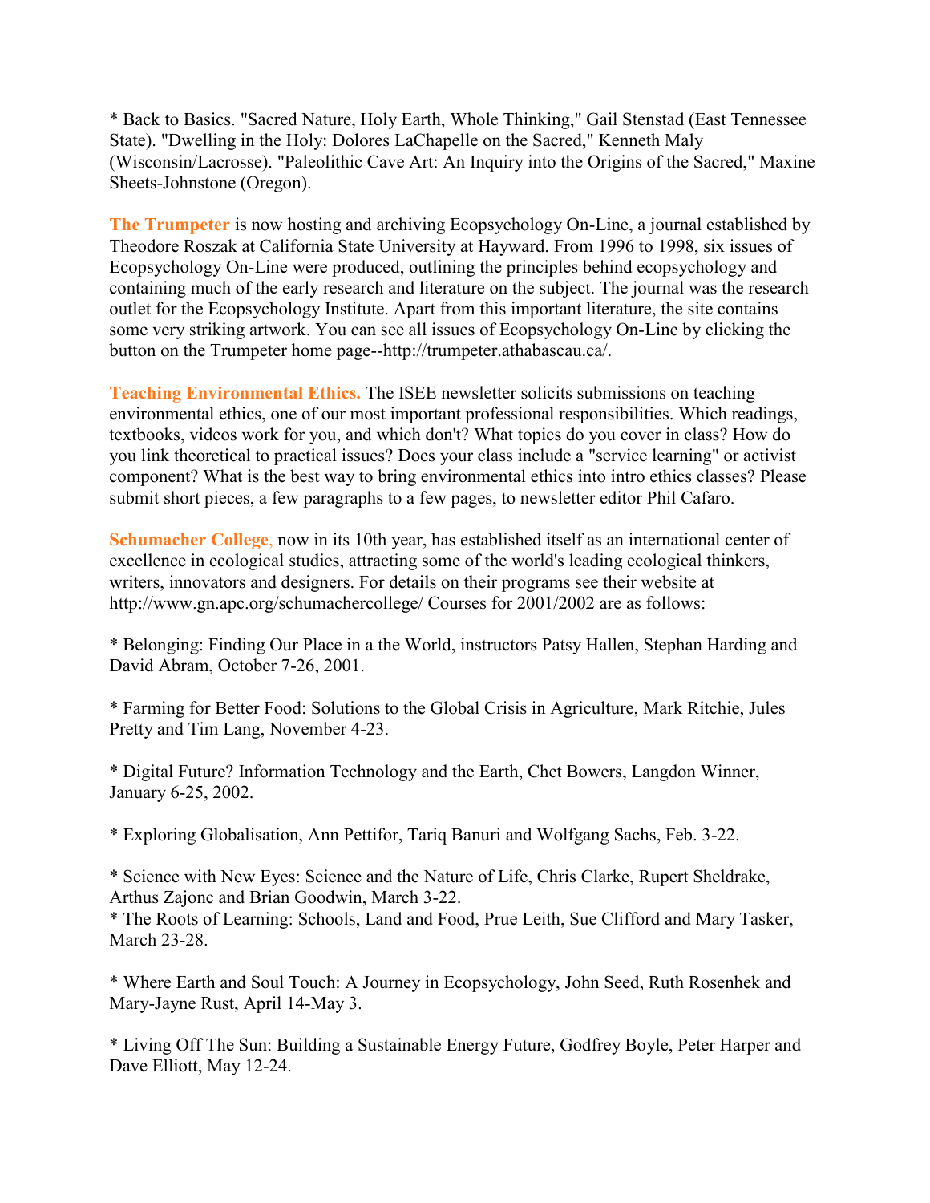* Back to Basics. "Sacred Nature, Holy Earth, Whole Thinking," Gail Stenstad (East Tennessee State). "Dwelling in the Holy: Dolores LaChapelle on the Sacred," Kenneth Maly (Wisconsin/Lacrosse). "Paleolithic Cave Art: An Inquiry into the Origins of the Sacred," Maxine Sheets-Johnstone (Oregon).

**The Trumpeter** is now hosting and archiving Ecopsychology On-Line, a journal established by Theodore Roszak at California State University at Hayward. From 1996 to 1998, six issues of Ecopsychology On-Line were produced, outlining the principles behind ecopsychology and containing much of the early research and literature on the subject. The journal was the research outlet for the Ecopsychology Institute. Apart from this important literature, the site contains some very striking artwork. You can see all issues of Ecopsychology On-Line by clicking the button on the Trumpeter home page--http://trumpeter.athabascau.ca/.

**Teaching Environmental Ethics.** The ISEE newsletter solicits submissions on teaching environmental ethics, one of our most important professional responsibilities. Which readings, textbooks, videos work for you, and which don't? What topics do you cover in class? How do you link theoretical to practical issues? Does your class include a "service learning" or activist component? What is the best way to bring environmental ethics into intro ethics classes? Please submit short pieces, a few paragraphs to a few pages, to newsletter editor Phil Cafaro.

**Schumacher College,** now in its 10th year, has established itself as an international center of excellence in ecological studies, attracting some of the world's leading ecological thinkers, writers, innovators and designers. For details on their programs see their website at http://www.gn.apc.org/schumachercollege/ Courses for 2001/2002 are as follows:

* Belonging: Finding Our Place in a the World, instructors Patsy Hallen, Stephan Harding and David Abram, October 7-26, 2001.

* Farming for Better Food: Solutions to the Global Crisis in Agriculture, Mark Ritchie, Jules Pretty and Tim Lang, November 4-23.

* Digital Future? Information Technology and the Earth, Chet Bowers, Langdon Winner, January 6-25, 2002.

* Exploring Globalisation, Ann Pettifor, Tariq Banuri and Wolfgang Sachs, Feb. 3-22.

* Science with New Eyes: Science and the Nature of Life, Chris Clarke, Rupert Sheldrake, Arthus Zajonc and Brian Goodwin, March 3-22.
* The Roots of Learning: Schools, Land and Food, Prue Leith, Sue Clifford and Mary Tasker, March 23-28.

* Where Earth and Soul Touch: A Journey in Ecopsychology, John Seed, Ruth Rosenhek and Mary-Jayne Rust, April 14-May 3.

* Living Off The Sun: Building a Sustainable Energy Future, Godfrey Boyle, Peter Harper and Dave Elliott, May 12-24.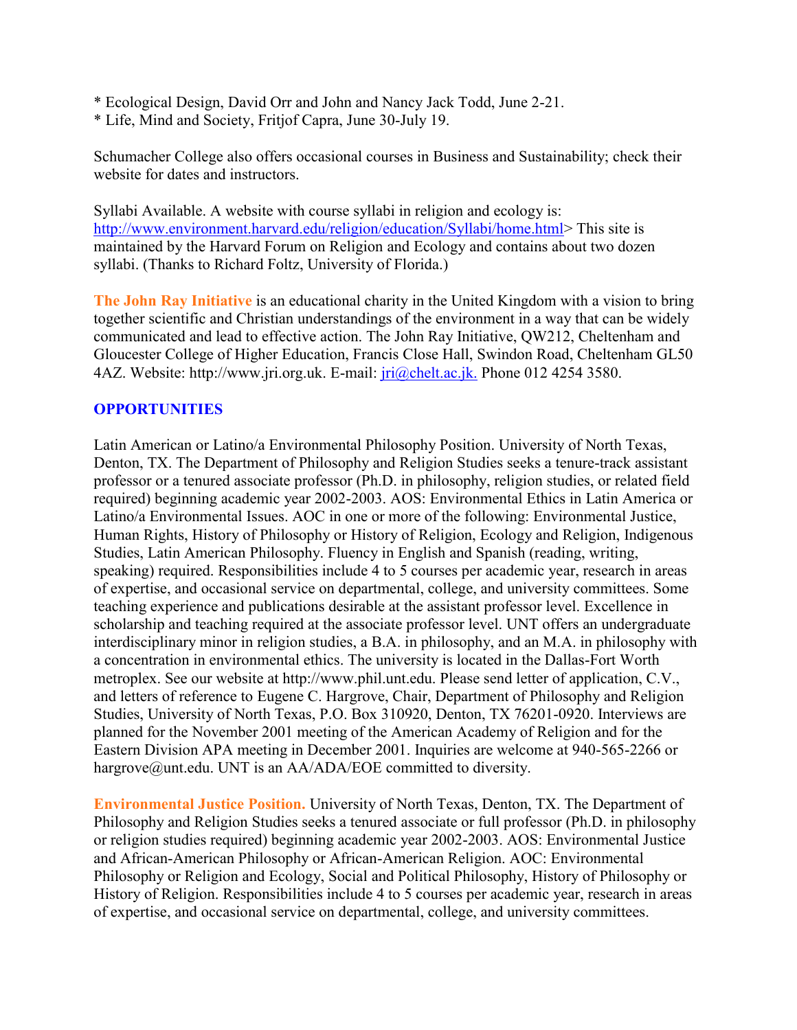* Ecological Design, David Orr and John and Nancy Jack Todd, June 2-21.
* Life, Mind and Society, Fritjof Capra, June 30-July 19.

Schumacher College also offers occasional courses in Business and Sustainability; check their website for dates and instructors.

Syllabi Available. A website with course syllabi in religion and ecology is: http://www.environment.harvard.edu/religion/education/Syllabi/home.html> This site is maintained by the Harvard Forum on Religion and Ecology and contains about two dozen syllabi. (Thanks to Richard Foltz, University of Florida.)

**The John Ray Initiative** is an educational charity in the United Kingdom with a vision to bring together scientific and Christian understandings of the environment in a way that can be widely communicated and lead to effective action. The John Ray Initiative, QW212, Cheltenham and Gloucester College of Higher Education, Francis Close Hall, Swindon Road, Cheltenham GL50 4AZ. Website: http://www.jri.org.uk. E-mail: jri@chelt.ac.jk. Phone 012 4254 3580.

## OPPORTUNITIES

Latin American or Latino/a Environmental Philosophy Position. University of North Texas, Denton, TX. The Department of Philosophy and Religion Studies seeks a tenure-track assistant professor or a tenured associate professor (Ph.D. in philosophy, religion studies, or related field required) beginning academic year 2002-2003. AOS: Environmental Ethics in Latin America or Latino/a Environmental Issues. AOC in one or more of the following: Environmental Justice, Human Rights, History of Philosophy or History of Religion, Ecology and Religion, Indigenous Studies, Latin American Philosophy. Fluency in English and Spanish (reading, writing, speaking) required. Responsibilities include 4 to 5 courses per academic year, research in areas of expertise, and occasional service on departmental, college, and university committees. Some teaching experience and publications desirable at the assistant professor level. Excellence in scholarship and teaching required at the associate professor level. UNT offers an undergraduate interdisciplinary minor in religion studies, a B.A. in philosophy, and an M.A. in philosophy with a concentration in environmental ethics. The university is located in the Dallas-Fort Worth metroplex. See our website at http://www.phil.unt.edu. Please send letter of application, C.V., and letters of reference to Eugene C. Hargrove, Chair, Department of Philosophy and Religion Studies, University of North Texas, P.O. Box 310920, Denton, TX 76201-0920. Interviews are planned for the November 2001 meeting of the American Academy of Religion and for the Eastern Division APA meeting in December 2001. Inquiries are welcome at 940-565-2266 or hargrove@unt.edu. UNT is an AA/ADA/EOE committed to diversity.

**Environmental Justice Position.** University of North Texas, Denton, TX. The Department of Philosophy and Religion Studies seeks a tenured associate or full professor (Ph.D. in philosophy or religion studies required) beginning academic year 2002-2003. AOS: Environmental Justice and African-American Philosophy or African-American Religion. AOC: Environmental Philosophy or Religion and Ecology, Social and Political Philosophy, History of Philosophy or History of Religion. Responsibilities include 4 to 5 courses per academic year, research in areas of expertise, and occasional service on departmental, college, and university committees.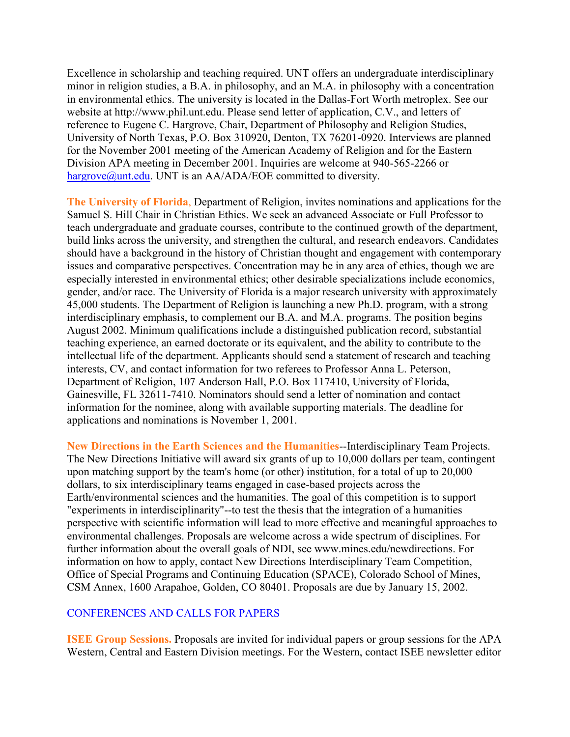Excellence in scholarship and teaching required. UNT offers an undergraduate interdisciplinary minor in religion studies, a B.A. in philosophy, and an M.A. in philosophy with a concentration in environmental ethics. The university is located in the Dallas-Fort Worth metroplex. See our website at http://www.phil.unt.edu. Please send letter of application, C.V., and letters of reference to Eugene C. Hargrove, Chair, Department of Philosophy and Religion Studies, University of North Texas, P.O. Box 310920, Denton, TX 76201-0920. Interviews are planned for the November 2001 meeting of the American Academy of Religion and for the Eastern Division APA meeting in December 2001. Inquiries are welcome at 940-565-2266 or hargrove@unt.edu. UNT is an AA/ADA/EOE committed to diversity.

**The University of Florida**, Department of Religion, invites nominations and applications for the Samuel S. Hill Chair in Christian Ethics. We seek an advanced Associate or Full Professor to teach undergraduate and graduate courses, contribute to the continued growth of the department, build links across the university, and strengthen the cultural, and research endeavors. Candidates should have a background in the history of Christian thought and engagement with contemporary issues and comparative perspectives. Concentration may be in any area of ethics, though we are especially interested in environmental ethics; other desirable specializations include economics, gender, and/or race. The University of Florida is a major research university with approximately 45,000 students. The Department of Religion is launching a new Ph.D. program, with a strong interdisciplinary emphasis, to complement our B.A. and M.A. programs. The position begins August 2002. Minimum qualifications include a distinguished publication record, substantial teaching experience, an earned doctorate or its equivalent, and the ability to contribute to the intellectual life of the department. Applicants should send a statement of research and teaching interests, CV, and contact information for two referees to Professor Anna L. Peterson, Department of Religion, 107 Anderson Hall, P.O. Box 117410, University of Florida, Gainesville, FL 32611-7410. Nominators should send a letter of nomination and contact information for the nominee, along with available supporting materials. The deadline for applications and nominations is November 1, 2001.

**New Directions in the Earth Sciences and the Humanities**--Interdisciplinary Team Projects. The New Directions Initiative will award six grants of up to 10,000 dollars per team, contingent upon matching support by the team's home (or other) institution, for a total of up to 20,000 dollars, to six interdisciplinary teams engaged in case-based projects across the Earth/environmental sciences and the humanities. The goal of this competition is to support "experiments in interdisciplinarity"--to test the thesis that the integration of a humanities perspective with scientific information will lead to more effective and meaningful approaches to environmental challenges. Proposals are welcome across a wide spectrum of disciplines. For further information about the overall goals of NDI, see www.mines.edu/newdirections. For information on how to apply, contact New Directions Interdisciplinary Team Competition, Office of Special Programs and Continuing Education (SPACE), Colorado School of Mines, CSM Annex, 1600 Arapahoe, Golden, CO 80401. Proposals are due by January 15, 2002.

## CONFERENCES AND CALLS FOR PAPERS

**ISEE Group Sessions.** Proposals are invited for individual papers or group sessions for the APA Western, Central and Eastern Division meetings. For the Western, contact ISEE newsletter editor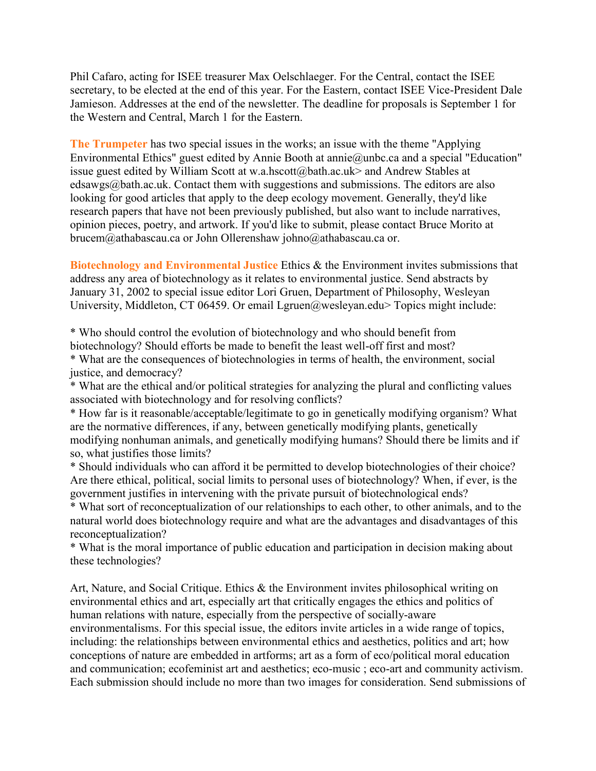Phil Cafaro, acting for ISEE treasurer Max Oelschlaeger. For the Central, contact the ISEE secretary, to be elected at the end of this year. For the Eastern, contact ISEE Vice-President Dale Jamieson. Addresses at the end of the newsletter. The deadline for proposals is September 1 for the Western and Central, March 1 for the Eastern.

**The Trumpeter** has two special issues in the works; an issue with the theme "Applying Environmental Ethics" guest edited by Annie Booth at annie@unbc.ca and a special "Education" issue guest edited by William Scott at w.a.hscott@bath.ac.uk> and Andrew Stables at edsawgs@bath.ac.uk. Contact them with suggestions and submissions. The editors are also looking for good articles that apply to the deep ecology movement. Generally, they'd like research papers that have not been previously published, but also want to include narratives, opinion pieces, poetry, and artwork. If you'd like to submit, please contact Bruce Morito at brucem@athabascau.ca or John Ollerenshaw johno@athabascau.ca or.

**Biotechnology and Environmental Justice** Ethics & the Environment invites submissions that address any area of biotechnology as it relates to environmental justice. Send abstracts by January 31, 2002 to special issue editor Lori Gruen, Department of Philosophy, Wesleyan University, Middleton, CT 06459. Or email Lgruen@wesleyan.edu> Topics might include:

* Who should control the evolution of biotechnology and who should benefit from biotechnology? Should efforts be made to benefit the least well-off first and most?
* What are the consequences of biotechnologies in terms of health, the environment, social justice, and democracy?
* What are the ethical and/or political strategies for analyzing the plural and conflicting values associated with biotechnology and for resolving conflicts?
* How far is it reasonable/acceptable/legitimate to go in genetically modifying organism? What are the normative differences, if any, between genetically modifying plants, genetically modifying nonhuman animals, and genetically modifying humans? Should there be limits and if so, what justifies those limits?
* Should individuals who can afford it be permitted to develop biotechnologies of their choice? Are there ethical, political, social limits to personal uses of biotechnology? When, if ever, is the government justifies in intervening with the private pursuit of biotechnological ends?
* What sort of reconceptualization of our relationships to each other, to other animals, and to the natural world does biotechnology require and what are the advantages and disadvantages of this reconceptualization?
* What is the moral importance of public education and participation in decision making about these technologies?

Art, Nature, and Social Critique. Ethics & the Environment invites philosophical writing on environmental ethics and art, especially art that critically engages the ethics and politics of human relations with nature, especially from the perspective of socially-aware environmentalisms. For this special issue, the editors invite articles in a wide range of topics, including: the relationships between environmental ethics and aesthetics, politics and art; how conceptions of nature are embedded in artforms; art as a form of eco/political moral education and communication; ecofeminist art and aesthetics; eco-music ; eco-art and community activism. Each submission should include no more than two images for consideration. Send submissions of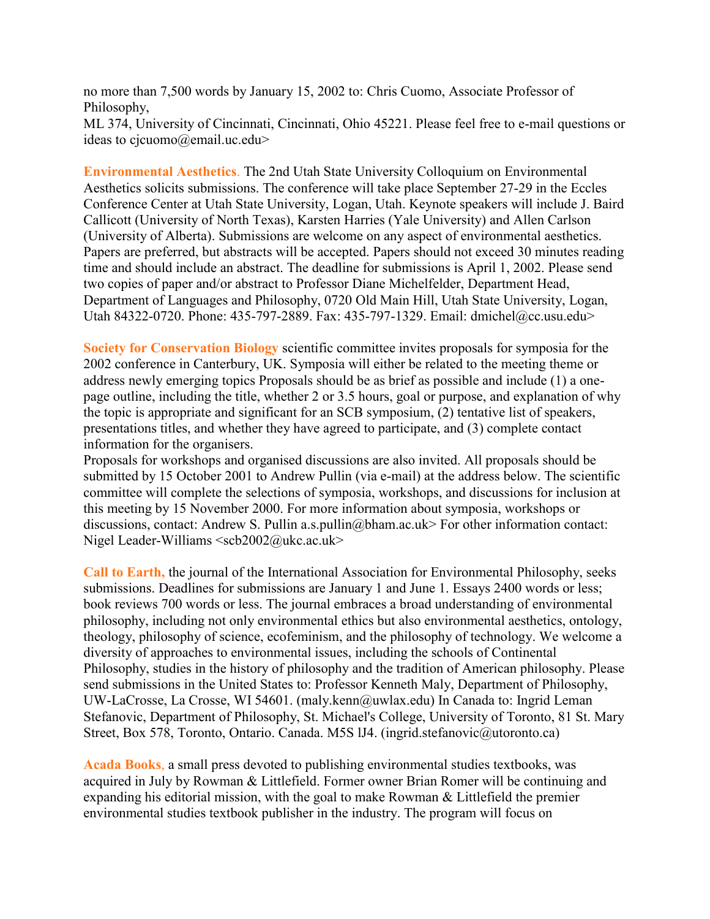no more than 7,500 words by January 15, 2002 to: Chris Cuomo, Associate Professor of Philosophy,
ML 374, University of Cincinnati, Cincinnati, Ohio 45221. Please feel free to e-mail questions or ideas to cjcuomo@email.uc.edu>

**Environmental Aesthetics**. The 2nd Utah State University Colloquium on Environmental Aesthetics solicits submissions. The conference will take place September 27-29 in the Eccles Conference Center at Utah State University, Logan, Utah. Keynote speakers will include J. Baird Callicott (University of North Texas), Karsten Harries (Yale University) and Allen Carlson (University of Alberta). Submissions are welcome on any aspect of environmental aesthetics. Papers are preferred, but abstracts will be accepted. Papers should not exceed 30 minutes reading time and should include an abstract. The deadline for submissions is April 1, 2002. Please send two copies of paper and/or abstract to Professor Diane Michelfelder, Department Head, Department of Languages and Philosophy, 0720 Old Main Hill, Utah State University, Logan, Utah 84322-0720. Phone: 435-797-2889. Fax: 435-797-1329. Email: dmichel@cc.usu.edu>

**Society for Conservation Biology** scientific committee invites proposals for symposia for the 2002 conference in Canterbury, UK. Symposia will either be related to the meeting theme or address newly emerging topics Proposals should be as brief as possible and include (1) a one-page outline, including the title, whether 2 or 3.5 hours, goal or purpose, and explanation of why the topic is appropriate and significant for an SCB symposium, (2) tentative list of speakers, presentations titles, and whether they have agreed to participate, and (3) complete contact information for the organisers.
Proposals for workshops and organised discussions are also invited. All proposals should be submitted by 15 October 2001 to Andrew Pullin (via e-mail) at the address below. The scientific committee will complete the selections of symposia, workshops, and discussions for inclusion at this meeting by 15 November 2000. For more information about symposia, workshops or discussions, contact: Andrew S. Pullin a.s.pullin@bham.ac.uk> For other information contact: Nigel Leader-Williams <scb2002@ukc.ac.uk>

**Call to Earth,** the journal of the International Association for Environmental Philosophy, seeks submissions. Deadlines for submissions are January 1 and June 1. Essays 2400 words or less; book reviews 700 words or less. The journal embraces a broad understanding of environmental philosophy, including not only environmental ethics but also environmental aesthetics, ontology, theology, philosophy of science, ecofeminism, and the philosophy of technology. We welcome a diversity of approaches to environmental issues, including the schools of Continental Philosophy, studies in the history of philosophy and the tradition of American philosophy. Please send submissions in the United States to: Professor Kenneth Maly, Department of Philosophy, UW-LaCrosse, La Crosse, WI 54601. (maly.kenn@uwlax.edu) In Canada to: Ingrid Leman Stefanovic, Department of Philosophy, St. Michael's College, University of Toronto, 81 St. Mary Street, Box 578, Toronto, Ontario. Canada. M5S lJ4. (ingrid.stefanovic@utoronto.ca)

**Acada Books,** a small press devoted to publishing environmental studies textbooks, was acquired in July by Rowman & Littlefield. Former owner Brian Romer will be continuing and expanding his editorial mission, with the goal to make Rowman & Littlefield the premier environmental studies textbook publisher in the industry. The program will focus on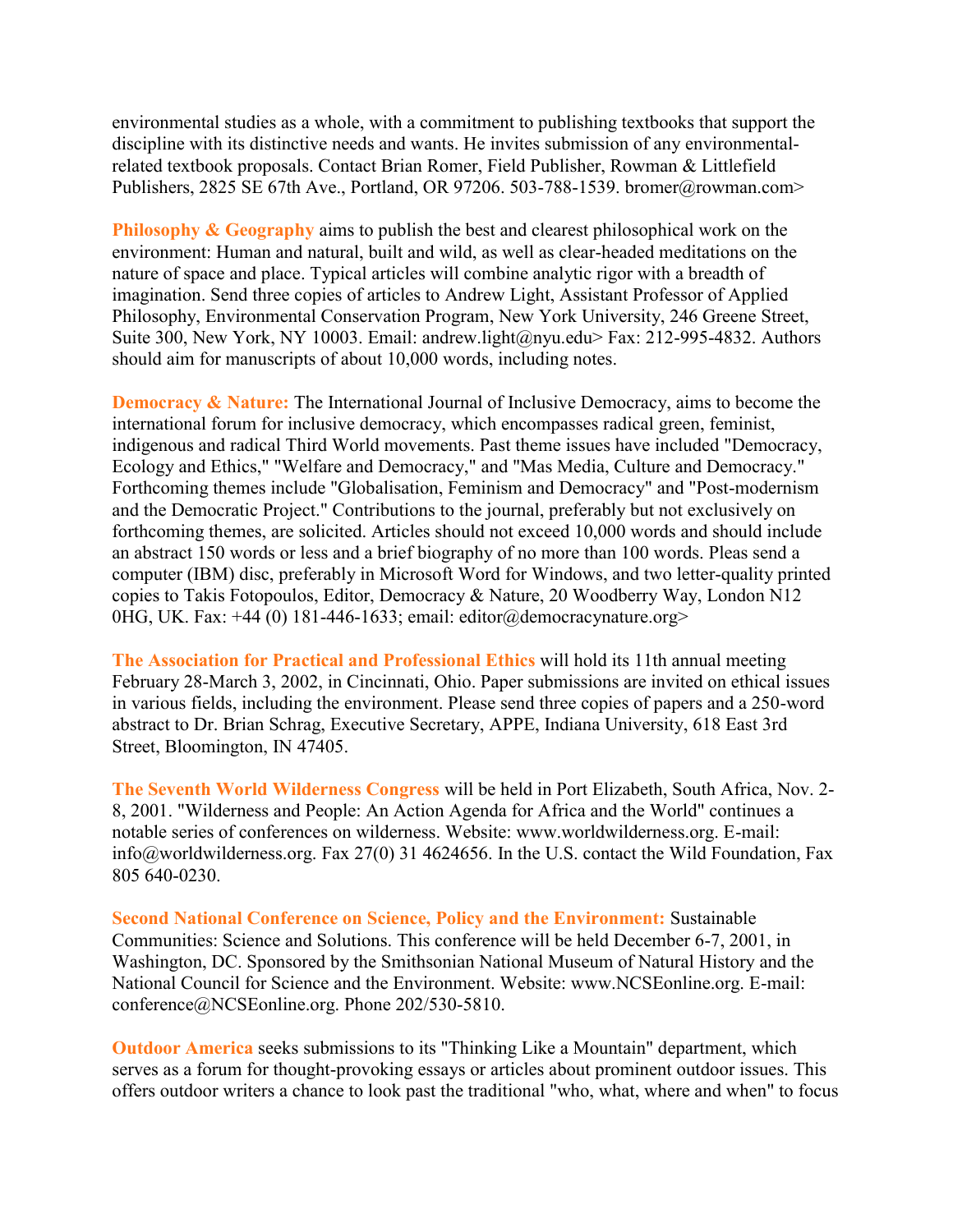environmental studies as a whole, with a commitment to publishing textbooks that support the discipline with its distinctive needs and wants. He invites submission of any environmental-related textbook proposals. Contact Brian Romer, Field Publisher, Rowman & Littlefield Publishers, 2825 SE 67th Ave., Portland, OR 97206. 503-788-1539. bromer@rowman.com>

**Philosophy & Geography** aims to publish the best and clearest philosophical work on the environment: Human and natural, built and wild, as well as clear-headed meditations on the nature of space and place. Typical articles will combine analytic rigor with a breadth of imagination. Send three copies of articles to Andrew Light, Assistant Professor of Applied Philosophy, Environmental Conservation Program, New York University, 246 Greene Street, Suite 300, New York, NY 10003. Email: andrew.light@nyu.edu> Fax: 212-995-4832. Authors should aim for manuscripts of about 10,000 words, including notes.

**Democracy & Nature:** The International Journal of Inclusive Democracy, aims to become the international forum for inclusive democracy, which encompasses radical green, feminist, indigenous and radical Third World movements. Past theme issues have included "Democracy, Ecology and Ethics," "Welfare and Democracy," and "Mas Media, Culture and Democracy." Forthcoming themes include "Globalisation, Feminism and Democracy" and "Post-modernism and the Democratic Project." Contributions to the journal, preferably but not exclusively on forthcoming themes, are solicited. Articles should not exceed 10,000 words and should include an abstract 150 words or less and a brief biography of no more than 100 words. Pleas send a computer (IBM) disc, preferably in Microsoft Word for Windows, and two letter-quality printed copies to Takis Fotopoulos, Editor, Democracy & Nature, 20 Woodberry Way, London N12 0HG, UK. Fax: +44 (0) 181-446-1633; email: editor@democracynature.org>

**The Association for Practical and Professional Ethics** will hold its 11th annual meeting February 28-March 3, 2002, in Cincinnati, Ohio. Paper submissions are invited on ethical issues in various fields, including the environment. Please send three copies of papers and a 250-word abstract to Dr. Brian Schrag, Executive Secretary, APPE, Indiana University, 618 East 3rd Street, Bloomington, IN 47405.

**The Seventh World Wilderness Congress** will be held in Port Elizabeth, South Africa, Nov. 2-8, 2001. "Wilderness and People: An Action Agenda for Africa and the World" continues a notable series of conferences on wilderness. Website: www.worldwilderness.org. E-mail: info@worldwilderness.org. Fax 27(0) 31 4624656. In the U.S. contact the Wild Foundation, Fax 805 640-0230.

**Second National Conference on Science, Policy and the Environment:** Sustainable Communities: Science and Solutions. This conference will be held December 6-7, 2001, in Washington, DC. Sponsored by the Smithsonian National Museum of Natural History and the National Council for Science and the Environment. Website: www.NCSEonline.org. E-mail: conference@NCSEonline.org. Phone 202/530-5810.

**Outdoor America** seeks submissions to its "Thinking Like a Mountain" department, which serves as a forum for thought-provoking essays or articles about prominent outdoor issues. This offers outdoor writers a chance to look past the traditional "who, what, where and when" to focus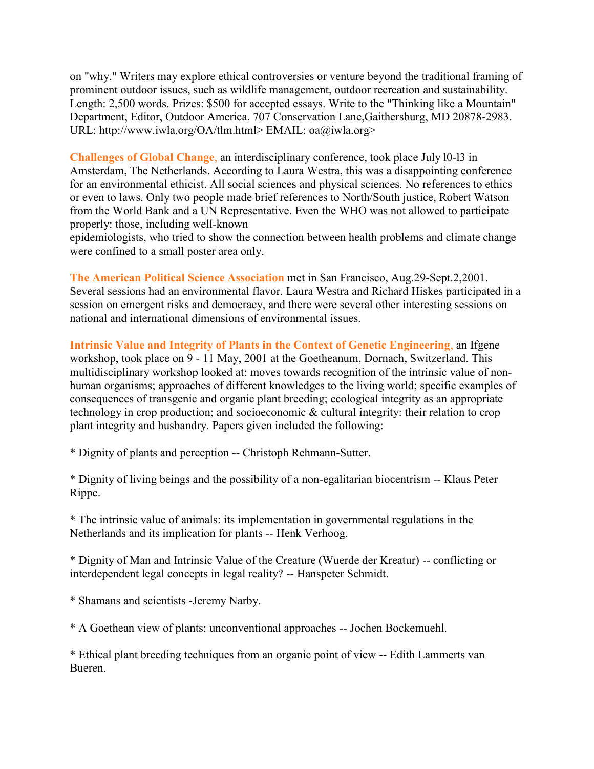on "why." Writers may explore ethical controversies or venture beyond the traditional framing of prominent outdoor issues, such as wildlife management, outdoor recreation and sustainability. Length: 2,500 words. Prizes: $500 for accepted essays. Write to the "Thinking like a Mountain" Department, Editor, Outdoor America, 707 Conservation Lane,Gaithersburg, MD 20878-2983. URL: http://www.iwla.org/OA/tlm.html> EMAIL: oa@iwla.org>

**Challenges of Global Change**, an interdisciplinary conference, took place July l0-l3 in Amsterdam, The Netherlands. According to Laura Westra, this was a disappointing conference for an environmental ethicist. All social sciences and physical sciences. No references to ethics or even to laws. Only two people made brief references to North/South justice, Robert Watson from the World Bank and a UN Representative. Even the WHO was not allowed to participate properly: those, including well-known epidemiologists, who tried to show the connection between health problems and climate change were confined to a small poster area only.

**The American Political Science Association** met in San Francisco, Aug.29-Sept.2,2001. Several sessions had an environmental flavor. Laura Westra and Richard Hiskes participated in a session on emergent risks and democracy, and there were several other interesting sessions on national and international dimensions of environmental issues.

**Intrinsic Value and Integrity of Plants in the Context of Genetic Engineering**, an Ifgene workshop, took place on 9 - 11 May, 2001 at the Goetheanum, Dornach, Switzerland. This multidisciplinary workshop looked at: moves towards recognition of the intrinsic value of non-human organisms; approaches of different knowledges to the living world; specific examples of consequences of transgenic and organic plant breeding; ecological integrity as an appropriate technology in crop production; and socioeconomic & cultural integrity: their relation to crop plant integrity and husbandry. Papers given included the following:

* Dignity of plants and perception -- Christoph Rehmann-Sutter.

* Dignity of living beings and the possibility of a non-egalitarian biocentrism -- Klaus Peter Rippe.

* The intrinsic value of animals: its implementation in governmental regulations in the Netherlands and its implication for plants -- Henk Verhoog.

* Dignity of Man and Intrinsic Value of the Creature (Wuerde der Kreatur) -- conflicting or interdependent legal concepts in legal reality? -- Hanspeter Schmidt.

* Shamans and scientists -Jeremy Narby.

* A Goethean view of plants: unconventional approaches -- Jochen Bockemuehl.

* Ethical plant breeding techniques from an organic point of view -- Edith Lammerts van Bueren.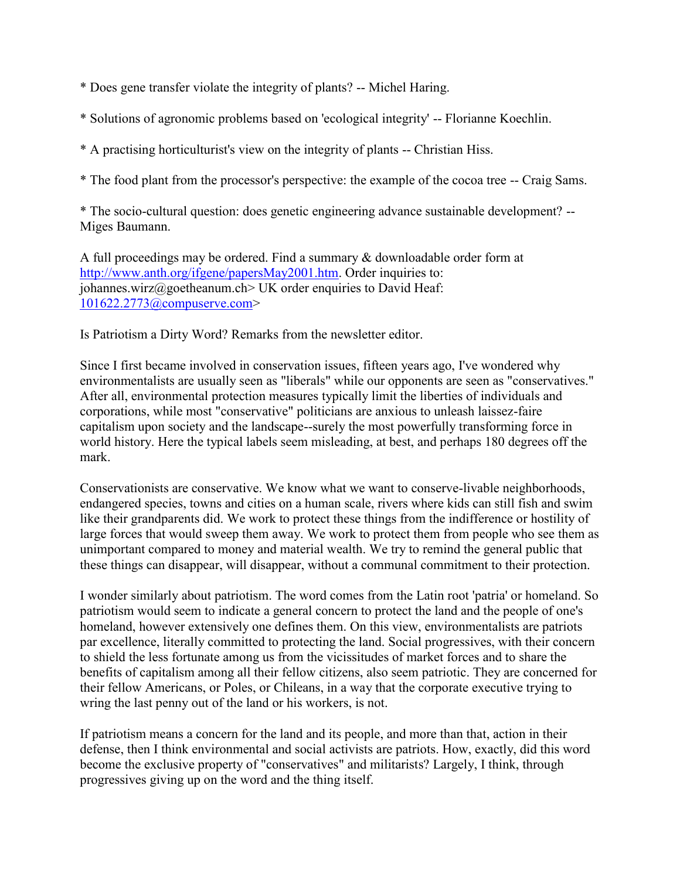* Does gene transfer violate the integrity of plants? -- Michel Haring.

* Solutions of agronomic problems based on 'ecological integrity' -- Florianne Koechlin.

* A practising horticulturist's view on the integrity of plants -- Christian Hiss.

* The food plant from the processor's perspective: the example of the cocoa tree -- Craig Sams.

* The socio-cultural question: does genetic engineering advance sustainable development? -- Miges Baumann.

A full proceedings may be ordered. Find a summary & downloadable order form at http://www.anth.org/ifgene/papersMay2001.htm. Order inquiries to: johannes.wirz@goetheanum.ch> UK order enquiries to David Heaf: 101622.2773@compuserve.com>

Is Patriotism a Dirty Word? Remarks from the newsletter editor.

Since I first became involved in conservation issues, fifteen years ago, I've wondered why environmentalists are usually seen as "liberals" while our opponents are seen as "conservatives." After all, environmental protection measures typically limit the liberties of individuals and corporations, while most "conservative" politicians are anxious to unleash laissez-faire capitalism upon society and the landscape--surely the most powerfully transforming force in world history. Here the typical labels seem misleading, at best, and perhaps 180 degrees off the mark.

Conservationists are conservative. We know what we want to conserve-livable neighborhoods, endangered species, towns and cities on a human scale, rivers where kids can still fish and swim like their grandparents did. We work to protect these things from the indifference or hostility of large forces that would sweep them away. We work to protect them from people who see them as unimportant compared to money and material wealth. We try to remind the general public that these things can disappear, will disappear, without a communal commitment to their protection.

I wonder similarly about patriotism. The word comes from the Latin root 'patria' or homeland. So patriotism would seem to indicate a general concern to protect the land and the people of one's homeland, however extensively one defines them. On this view, environmentalists are patriots par excellence, literally committed to protecting the land. Social progressives, with their concern to shield the less fortunate among us from the vicissitudes of market forces and to share the benefits of capitalism among all their fellow citizens, also seem patriotic. They are concerned for their fellow Americans, or Poles, or Chileans, in a way that the corporate executive trying to wring the last penny out of the land or his workers, is not.

If patriotism means a concern for the land and its people, and more than that, action in their defense, then I think environmental and social activists are patriots. How, exactly, did this word become the exclusive property of "conservatives" and militarists? Largely, I think, through progressives giving up on the word and the thing itself.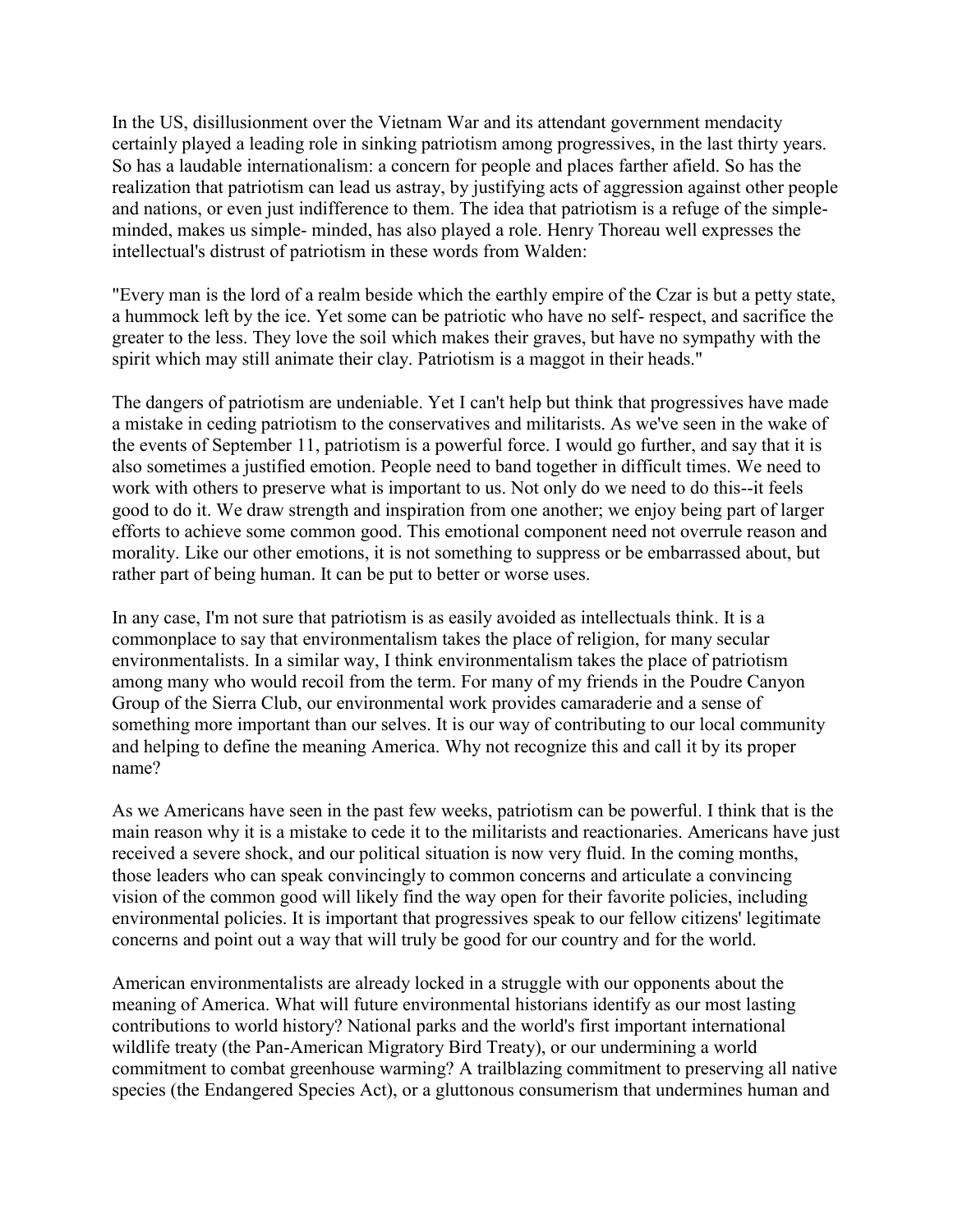In the US, disillusionment over the Vietnam War and its attendant government mendacity certainly played a leading role in sinking patriotism among progressives, in the last thirty years. So has a laudable internationalism: a concern for people and places farther afield. So has the realization that patriotism can lead us astray, by justifying acts of aggression against other people and nations, or even just indifference to them. The idea that patriotism is a refuge of the simple-minded, makes us simple- minded, has also played a role. Henry Thoreau well expresses the intellectual's distrust of patriotism in these words from Walden:

"Every man is the lord of a realm beside which the earthly empire of the Czar is but a petty state, a hummock left by the ice. Yet some can be patriotic who have no self- respect, and sacrifice the greater to the less. They love the soil which makes their graves, but have no sympathy with the spirit which may still animate their clay. Patriotism is a maggot in their heads."

The dangers of patriotism are undeniable. Yet I can't help but think that progressives have made a mistake in ceding patriotism to the conservatives and militarists. As we've seen in the wake of the events of September 11, patriotism is a powerful force. I would go further, and say that it is also sometimes a justified emotion. People need to band together in difficult times. We need to work with others to preserve what is important to us. Not only do we need to do this--it feels good to do it. We draw strength and inspiration from one another; we enjoy being part of larger efforts to achieve some common good. This emotional component need not overrule reason and morality. Like our other emotions, it is not something to suppress or be embarrassed about, but rather part of being human. It can be put to better or worse uses.

In any case, I'm not sure that patriotism is as easily avoided as intellectuals think. It is a commonplace to say that environmentalism takes the place of religion, for many secular environmentalists. In a similar way, I think environmentalism takes the place of patriotism among many who would recoil from the term. For many of my friends in the Poudre Canyon Group of the Sierra Club, our environmental work provides camaraderie and a sense of something more important than our selves. It is our way of contributing to our local community and helping to define the meaning America. Why not recognize this and call it by its proper name?

As we Americans have seen in the past few weeks, patriotism can be powerful. I think that is the main reason why it is a mistake to cede it to the militarists and reactionaries. Americans have just received a severe shock, and our political situation is now very fluid. In the coming months, those leaders who can speak convincingly to common concerns and articulate a convincing vision of the common good will likely find the way open for their favorite policies, including environmental policies. It is important that progressives speak to our fellow citizens' legitimate concerns and point out a way that will truly be good for our country and for the world.

American environmentalists are already locked in a struggle with our opponents about the meaning of America. What will future environmental historians identify as our most lasting contributions to world history? National parks and the world's first important international wildlife treaty (the Pan-American Migratory Bird Treaty), or our undermining a world commitment to combat greenhouse warming? A trailblazing commitment to preserving all native species (the Endangered Species Act), or a gluttonous consumerism that undermines human and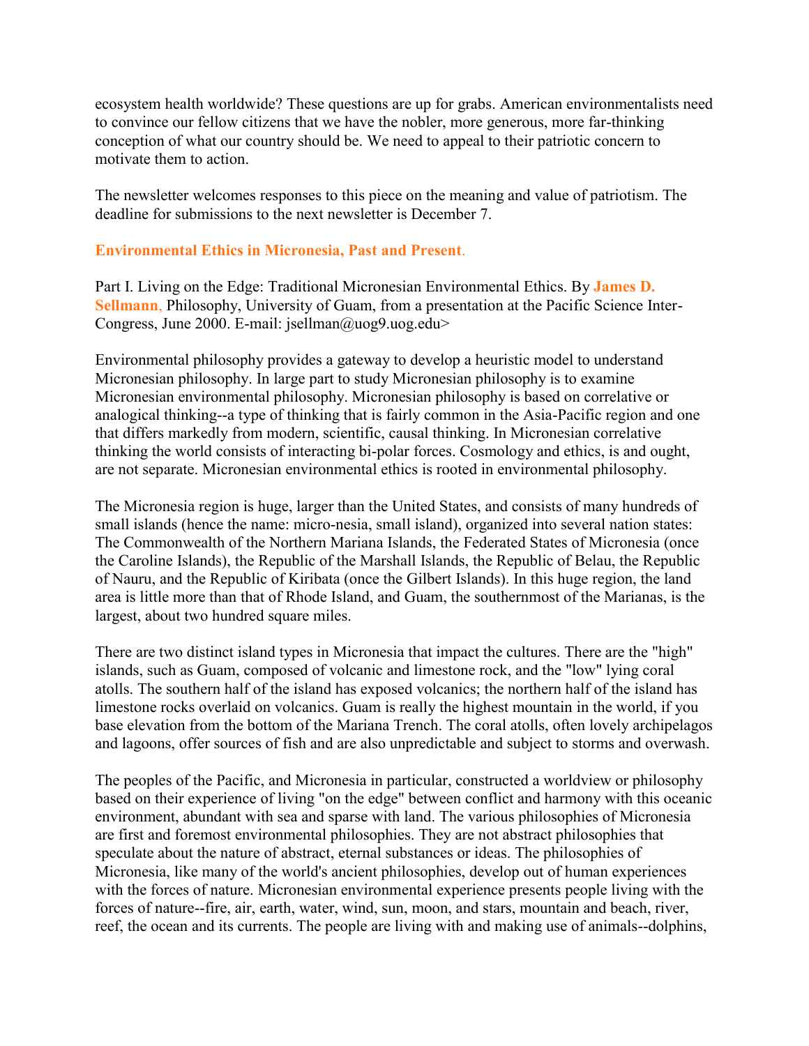ecosystem health worldwide? These questions are up for grabs. American environmentalists need to convince our fellow citizens that we have the nobler, more generous, more far-thinking conception of what our country should be. We need to appeal to their patriotic concern to motivate them to action.

The newsletter welcomes responses to this piece on the meaning and value of patriotism. The deadline for submissions to the next newsletter is December 7.

## Environmental Ethics in Micronesia, Past and Present.

Part I. Living on the Edge: Traditional Micronesian Environmental Ethics. By **James D. Sellmann**, Philosophy, University of Guam, from a presentation at the Pacific Science Inter-Congress, June 2000. E-mail: jsellman@uog9.uog.edu>

Environmental philosophy provides a gateway to develop a heuristic model to understand Micronesian philosophy. In large part to study Micronesian philosophy is to examine Micronesian environmental philosophy. Micronesian philosophy is based on correlative or analogical thinking--a type of thinking that is fairly common in the Asia-Pacific region and one that differs markedly from modern, scientific, causal thinking. In Micronesian correlative thinking the world consists of interacting bi-polar forces. Cosmology and ethics, is and ought, are not separate. Micronesian environmental ethics is rooted in environmental philosophy.

The Micronesia region is huge, larger than the United States, and consists of many hundreds of small islands (hence the name: micro-nesia, small island), organized into several nation states: The Commonwealth of the Northern Mariana Islands, the Federated States of Micronesia (once the Caroline Islands), the Republic of the Marshall Islands, the Republic of Belau, the Republic of Nauru, and the Republic of Kiribata (once the Gilbert Islands). In this huge region, the land area is little more than that of Rhode Island, and Guam, the southernmost of the Marianas, is the largest, about two hundred square miles.

There are two distinct island types in Micronesia that impact the cultures. There are the "high" islands, such as Guam, composed of volcanic and limestone rock, and the "low" lying coral atolls. The southern half of the island has exposed volcanics; the northern half of the island has limestone rocks overlaid on volcanics. Guam is really the highest mountain in the world, if you base elevation from the bottom of the Mariana Trench. The coral atolls, often lovely archipelagos and lagoons, offer sources of fish and are also unpredictable and subject to storms and overwash.

The peoples of the Pacific, and Micronesia in particular, constructed a worldview or philosophy based on their experience of living "on the edge" between conflict and harmony with this oceanic environment, abundant with sea and sparse with land. The various philosophies of Micronesia are first and foremost environmental philosophies. They are not abstract philosophies that speculate about the nature of abstract, eternal substances or ideas. The philosophies of Micronesia, like many of the world's ancient philosophies, develop out of human experiences with the forces of nature. Micronesian environmental experience presents people living with the forces of nature--fire, air, earth, water, wind, sun, moon, and stars, mountain and beach, river, reef, the ocean and its currents. The people are living with and making use of animals--dolphins,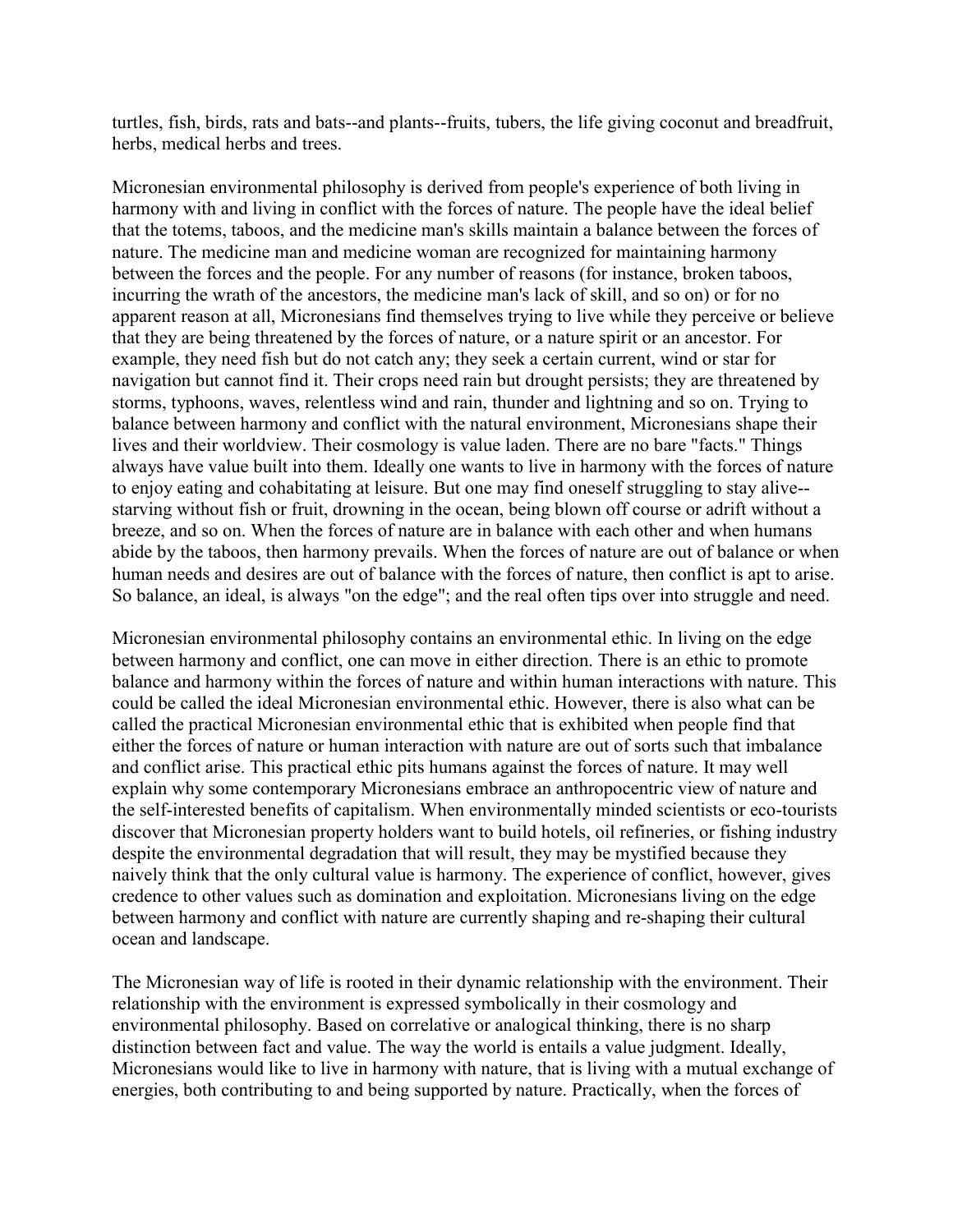turtles, fish, birds, rats and bats--and plants--fruits, tubers, the life giving coconut and breadfruit, herbs, medical herbs and trees.

Micronesian environmental philosophy is derived from people's experience of both living in harmony with and living in conflict with the forces of nature. The people have the ideal belief that the totems, taboos, and the medicine man's skills maintain a balance between the forces of nature. The medicine man and medicine woman are recognized for maintaining harmony between the forces and the people. For any number of reasons (for instance, broken taboos, incurring the wrath of the ancestors, the medicine man's lack of skill, and so on) or for no apparent reason at all, Micronesians find themselves trying to live while they perceive or believe that they are being threatened by the forces of nature, or a nature spirit or an ancestor. For example, they need fish but do not catch any; they seek a certain current, wind or star for navigation but cannot find it. Their crops need rain but drought persists; they are threatened by storms, typhoons, waves, relentless wind and rain, thunder and lightning and so on. Trying to balance between harmony and conflict with the natural environment, Micronesians shape their lives and their worldview. Their cosmology is value laden. There are no bare "facts." Things always have value built into them. Ideally one wants to live in harmony with the forces of nature to enjoy eating and cohabitating at leisure. But one may find oneself struggling to stay alive--starving without fish or fruit, drowning in the ocean, being blown off course or adrift without a breeze, and so on. When the forces of nature are in balance with each other and when humans abide by the taboos, then harmony prevails. When the forces of nature are out of balance or when human needs and desires are out of balance with the forces of nature, then conflict is apt to arise. So balance, an ideal, is always "on the edge"; and the real often tips over into struggle and need.

Micronesian environmental philosophy contains an environmental ethic. In living on the edge between harmony and conflict, one can move in either direction. There is an ethic to promote balance and harmony within the forces of nature and within human interactions with nature. This could be called the ideal Micronesian environmental ethic. However, there is also what can be called the practical Micronesian environmental ethic that is exhibited when people find that either the forces of nature or human interaction with nature are out of sorts such that imbalance and conflict arise. This practical ethic pits humans against the forces of nature. It may well explain why some contemporary Micronesians embrace an anthropocentric view of nature and the self-interested benefits of capitalism. When environmentally minded scientists or eco-tourists discover that Micronesian property holders want to build hotels, oil refineries, or fishing industry despite the environmental degradation that will result, they may be mystified because they naively think that the only cultural value is harmony. The experience of conflict, however, gives credence to other values such as domination and exploitation. Micronesians living on the edge between harmony and conflict with nature are currently shaping and re-shaping their cultural ocean and landscape.

The Micronesian way of life is rooted in their dynamic relationship with the environment. Their relationship with the environment is expressed symbolically in their cosmology and environmental philosophy. Based on correlative or analogical thinking, there is no sharp distinction between fact and value. The way the world is entails a value judgment. Ideally, Micronesians would like to live in harmony with nature, that is living with a mutual exchange of energies, both contributing to and being supported by nature. Practically, when the forces of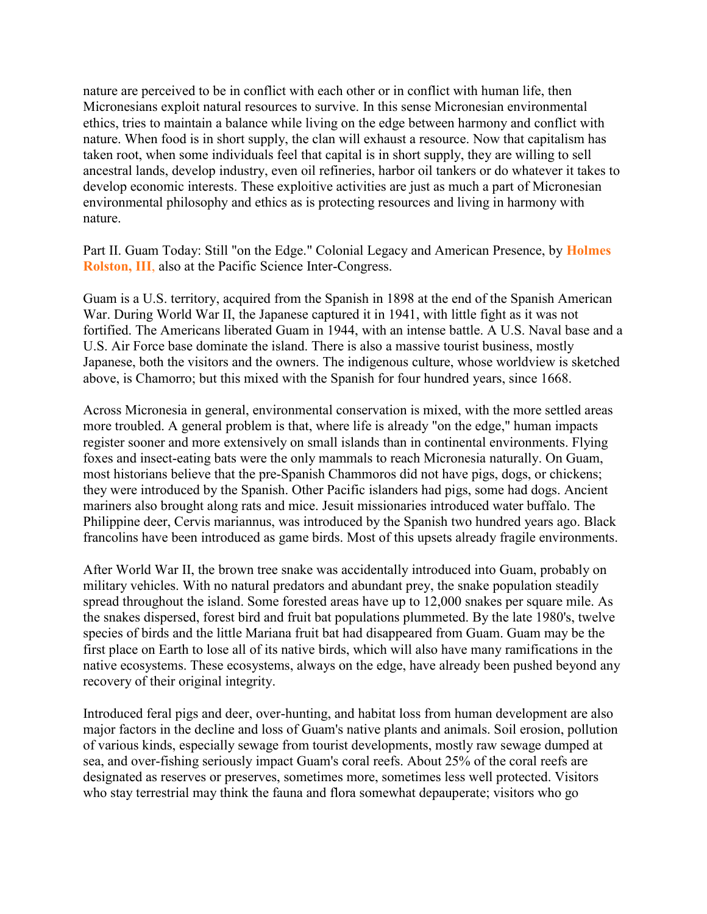nature are perceived to be in conflict with each other or in conflict with human life, then Micronesians exploit natural resources to survive. In this sense Micronesian environmental ethics, tries to maintain a balance while living on the edge between harmony and conflict with nature. When food is in short supply, the clan will exhaust a resource. Now that capitalism has taken root, when some individuals feel that capital is in short supply, they are willing to sell ancestral lands, develop industry, even oil refineries, harbor oil tankers or do whatever it takes to develop economic interests. These exploitive activities are just as much a part of Micronesian environmental philosophy and ethics as is protecting resources and living in harmony with nature.

Part II. Guam Today: Still "on the Edge." Colonial Legacy and American Presence, by **Holmes Rolston, III,** also at the Pacific Science Inter-Congress.

Guam is a U.S. territory, acquired from the Spanish in 1898 at the end of the Spanish American War. During World War II, the Japanese captured it in 1941, with little fight as it was not fortified. The Americans liberated Guam in 1944, with an intense battle. A U.S. Naval base and a U.S. Air Force base dominate the island. There is also a massive tourist business, mostly Japanese, both the visitors and the owners. The indigenous culture, whose worldview is sketched above, is Chamorro; but this mixed with the Spanish for four hundred years, since 1668.

Across Micronesia in general, environmental conservation is mixed, with the more settled areas more troubled. A general problem is that, where life is already "on the edge," human impacts register sooner and more extensively on small islands than in continental environments. Flying foxes and insect-eating bats were the only mammals to reach Micronesia naturally. On Guam, most historians believe that the pre-Spanish Chammoros did not have pigs, dogs, or chickens; they were introduced by the Spanish. Other Pacific islanders had pigs, some had dogs. Ancient mariners also brought along rats and mice. Jesuit missionaries introduced water buffalo. The Philippine deer, Cervis mariannus, was introduced by the Spanish two hundred years ago. Black francolins have been introduced as game birds. Most of this upsets already fragile environments.

After World War II, the brown tree snake was accidentally introduced into Guam, probably on military vehicles. With no natural predators and abundant prey, the snake population steadily spread throughout the island. Some forested areas have up to 12,000 snakes per square mile. As the snakes dispersed, forest bird and fruit bat populations plummeted. By the late 1980's, twelve species of birds and the little Mariana fruit bat had disappeared from Guam. Guam may be the first place on Earth to lose all of its native birds, which will also have many ramifications in the native ecosystems. These ecosystems, always on the edge, have already been pushed beyond any recovery of their original integrity.

Introduced feral pigs and deer, over-hunting, and habitat loss from human development are also major factors in the decline and loss of Guam's native plants and animals. Soil erosion, pollution of various kinds, especially sewage from tourist developments, mostly raw sewage dumped at sea, and over-fishing seriously impact Guam's coral reefs. About 25% of the coral reefs are designated as reserves or preserves, sometimes more, sometimes less well protected. Visitors who stay terrestrial may think the fauna and flora somewhat depauperate; visitors who go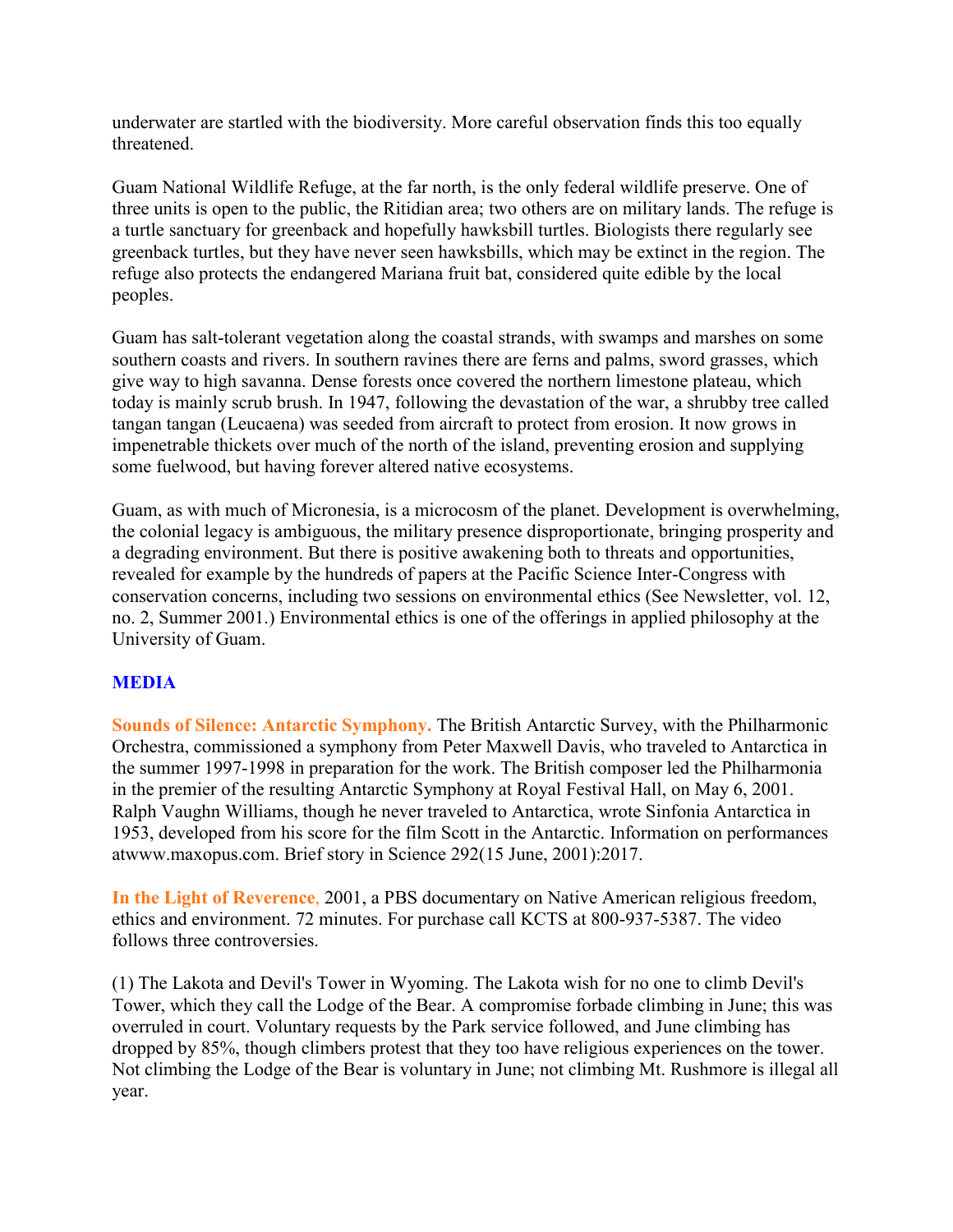underwater are startled with the biodiversity. More careful observation finds this too equally threatened.

Guam National Wildlife Refuge, at the far north, is the only federal wildlife preserve. One of three units is open to the public, the Ritidian area; two others are on military lands. The refuge is a turtle sanctuary for greenback and hopefully hawksbill turtles. Biologists there regularly see greenback turtles, but they have never seen hawksbills, which may be extinct in the region. The refuge also protects the endangered Mariana fruit bat, considered quite edible by the local peoples.

Guam has salt-tolerant vegetation along the coastal strands, with swamps and marshes on some southern coasts and rivers. In southern ravines there are ferns and palms, sword grasses, which give way to high savanna. Dense forests once covered the northern limestone plateau, which today is mainly scrub brush. In 1947, following the devastation of the war, a shrubby tree called tangan tangan (Leucaena) was seeded from aircraft to protect from erosion. It now grows in impenetrable thickets over much of the north of the island, preventing erosion and supplying some fuelwood, but having forever altered native ecosystems.

Guam, as with much of Micronesia, is a microcosm of the planet. Development is overwhelming, the colonial legacy is ambiguous, the military presence disproportionate, bringing prosperity and a degrading environment. But there is positive awakening both to threats and opportunities, revealed for example by the hundreds of papers at the Pacific Science Inter-Congress with conservation concerns, including two sessions on environmental ethics (See Newsletter, vol. 12, no. 2, Summer 2001.) Environmental ethics is one of the offerings in applied philosophy at the University of Guam.

## MEDIA

**Sounds of Silence: Antarctic Symphony.** The British Antarctic Survey, with the Philharmonic Orchestra, commissioned a symphony from Peter Maxwell Davis, who traveled to Antarctica in the summer 1997-1998 in preparation for the work. The British composer led the Philharmonia in the premier of the resulting Antarctic Symphony at Royal Festival Hall, on May 6, 2001. Ralph Vaughn Williams, though he never traveled to Antarctica, wrote Sinfonia Antarctica in 1953, developed from his score for the film Scott in the Antarctic. Information on performances atwww.maxopus.com. Brief story in Science 292(15 June, 2001):2017.

**In the Light of Reverence**, 2001, a PBS documentary on Native American religious freedom, ethics and environment. 72 minutes. For purchase call KCTS at 800-937-5387. The video follows three controversies.

(1) The Lakota and Devil's Tower in Wyoming. The Lakota wish for no one to climb Devil's Tower, which they call the Lodge of the Bear. A compromise forbade climbing in June; this was overruled in court. Voluntary requests by the Park service followed, and June climbing has dropped by 85%, though climbers protest that they too have religious experiences on the tower. Not climbing the Lodge of the Bear is voluntary in June; not climbing Mt. Rushmore is illegal all year.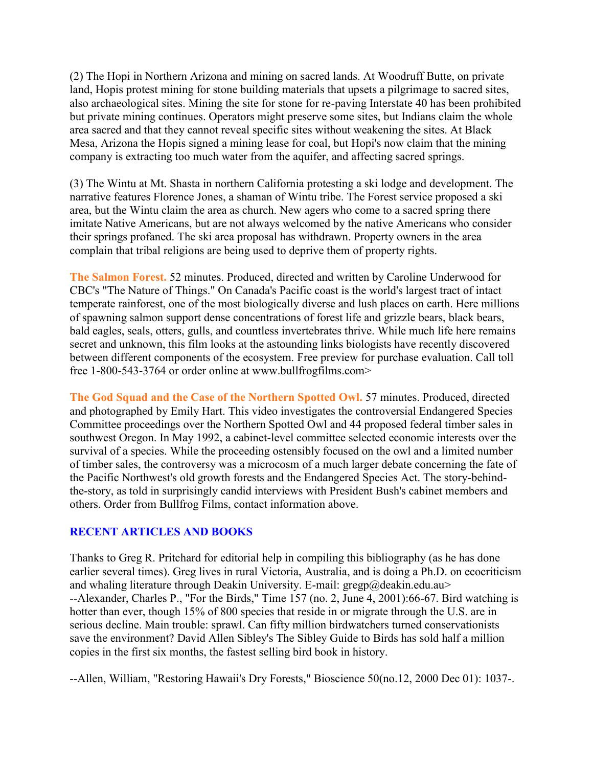(2) The Hopi in Northern Arizona and mining on sacred lands. At Woodruff Butte, on private land, Hopis protest mining for stone building materials that upsets a pilgrimage to sacred sites, also archaeological sites. Mining the site for stone for re-paving Interstate 40 has been prohibited but private mining continues. Operators might preserve some sites, but Indians claim the whole area sacred and that they cannot reveal specific sites without weakening the sites. At Black Mesa, Arizona the Hopis signed a mining lease for coal, but Hopi's now claim that the mining company is extracting too much water from the aquifer, and affecting sacred springs.

(3) The Wintu at Mt. Shasta in northern California protesting a ski lodge and development. The narrative features Florence Jones, a shaman of Wintu tribe. The Forest service proposed a ski area, but the Wintu claim the area as church. New agers who come to a sacred spring there imitate Native Americans, but are not always welcomed by the native Americans who consider their springs profaned. The ski area proposal has withdrawn. Property owners in the area complain that tribal religions are being used to deprive them of property rights.

**The Salmon Forest.** 52 minutes. Produced, directed and written by Caroline Underwood for CBC's "The Nature of Things." On Canada's Pacific coast is the world's largest tract of intact temperate rainforest, one of the most biologically diverse and lush places on earth. Here millions of spawning salmon support dense concentrations of forest life and grizzle bears, black bears, bald eagles, seals, otters, gulls, and countless invertebrates thrive. While much life here remains secret and unknown, this film looks at the astounding links biologists have recently discovered between different components of the ecosystem. Free preview for purchase evaluation. Call toll free 1-800-543-3764 or order online at www.bullfrogfilms.com>

**The God Squad and the Case of the Northern Spotted Owl.** 57 minutes. Produced, directed and photographed by Emily Hart. This video investigates the controversial Endangered Species Committee proceedings over the Northern Spotted Owl and 44 proposed federal timber sales in southwest Oregon. In May 1992, a cabinet-level committee selected economic interests over the survival of a species. While the proceeding ostensibly focused on the owl and a limited number of timber sales, the controversy was a microcosm of a much larger debate concerning the fate of the Pacific Northwest's old growth forests and the Endangered Species Act. The story-behind-the-story, as told in surprisingly candid interviews with President Bush's cabinet members and others. Order from Bullfrog Films, contact information above.

## RECENT ARTICLES AND BOOKS

Thanks to Greg R. Pritchard for editorial help in compiling this bibliography (as he has done earlier several times). Greg lives in rural Victoria, Australia, and is doing a Ph.D. on ecocriticism and whaling literature through Deakin University. E-mail: gregp@deakin.edu.au>
--Alexander, Charles P., "For the Birds," Time 157 (no. 2, June 4, 2001):66-67. Bird watching is hotter than ever, though 15% of 800 species that reside in or migrate through the U.S. are in serious decline. Main trouble: sprawl. Can fifty million birdwatchers turned conservationists save the environment? David Allen Sibley's The Sibley Guide to Birds has sold half a million copies in the first six months, the fastest selling bird book in history.

--Allen, William, "Restoring Hawaii's Dry Forests," Bioscience 50(no.12, 2000 Dec 01): 1037-.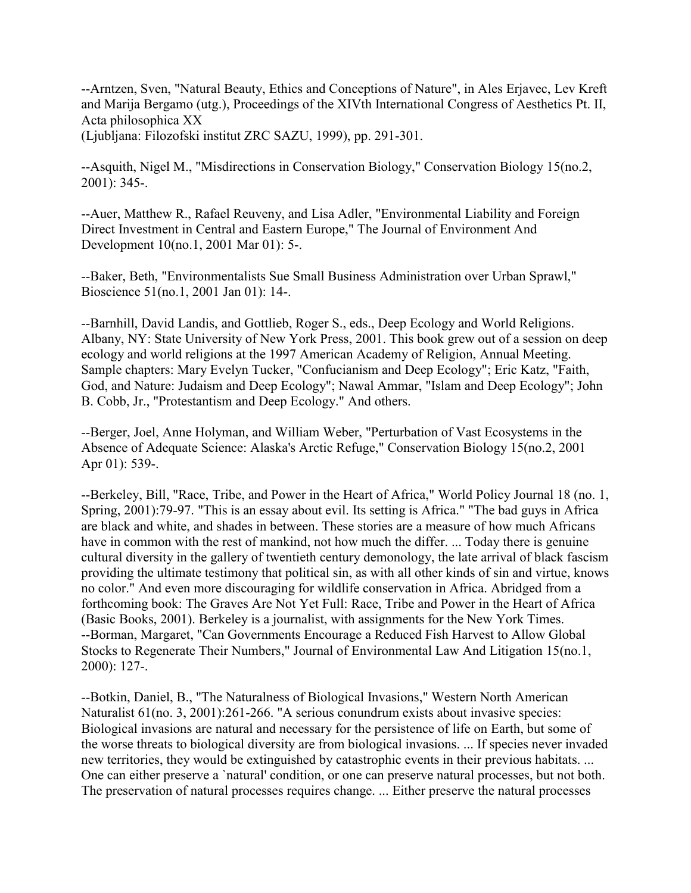--Arntzen, Sven, "Natural Beauty, Ethics and Conceptions of Nature", in Ales Erjavec, Lev Kreft and Marija Bergamo (utg.), Proceedings of the XIVth International Congress of Aesthetics Pt. II, Acta philosophica XX
(Ljubljana: Filozofski institut ZRC SAZU, 1999), pp. 291-301.

--Asquith, Nigel M., "Misdirections in Conservation Biology," Conservation Biology 15(no.2, 2001): 345-.

--Auer, Matthew R., Rafael Reuveny, and Lisa Adler, "Environmental Liability and Foreign Direct Investment in Central and Eastern Europe," The Journal of Environment And Development 10(no.1, 2001 Mar 01): 5-.

--Baker, Beth, "Environmentalists Sue Small Business Administration over Urban Sprawl," Bioscience 51(no.1, 2001 Jan 01): 14-.

--Barnhill, David Landis, and Gottlieb, Roger S., eds., Deep Ecology and World Religions. Albany, NY: State University of New York Press, 2001. This book grew out of a session on deep ecology and world religions at the 1997 American Academy of Religion, Annual Meeting. Sample chapters: Mary Evelyn Tucker, "Confucianism and Deep Ecology"; Eric Katz, "Faith, God, and Nature: Judaism and Deep Ecology"; Nawal Ammar, "Islam and Deep Ecology"; John B. Cobb, Jr., "Protestantism and Deep Ecology." And others.

--Berger, Joel, Anne Holyman, and William Weber, "Perturbation of Vast Ecosystems in the Absence of Adequate Science: Alaska's Arctic Refuge," Conservation Biology 15(no.2, 2001 Apr 01): 539-.

--Berkeley, Bill, "Race, Tribe, and Power in the Heart of Africa," World Policy Journal 18 (no. 1, Spring, 2001):79-97. "This is an essay about evil. Its setting is Africa." "The bad guys in Africa are black and white, and shades in between. These stories are a measure of how much Africans have in common with the rest of mankind, not how much the differ. ... Today there is genuine cultural diversity in the gallery of twentieth century demonology, the late arrival of black fascism providing the ultimate testimony that political sin, as with all other kinds of sin and virtue, knows no color." And even more discouraging for wildlife conservation in Africa. Abridged from a forthcoming book: The Graves Are Not Yet Full: Race, Tribe and Power in the Heart of Africa (Basic Books, 2001). Berkeley is a journalist, with assignments for the New York Times.

--Borman, Margaret, "Can Governments Encourage a Reduced Fish Harvest to Allow Global Stocks to Regenerate Their Numbers," Journal of Environmental Law And Litigation 15(no.1, 2000): 127-.

--Botkin, Daniel, B., "The Naturalness of Biological Invasions," Western North American Naturalist 61(no. 3, 2001):261-266. "A serious conundrum exists about invasive species: Biological invasions are natural and necessary for the persistence of life on Earth, but some of the worse threats to biological diversity are from biological invasions. ... If species never invaded new territories, they would be extinguished by catastrophic events in their previous habitats. ... One can either preserve a `natural' condition, or one can preserve natural processes, but not both. The preservation of natural processes requires change. ... Either preserve the natural processes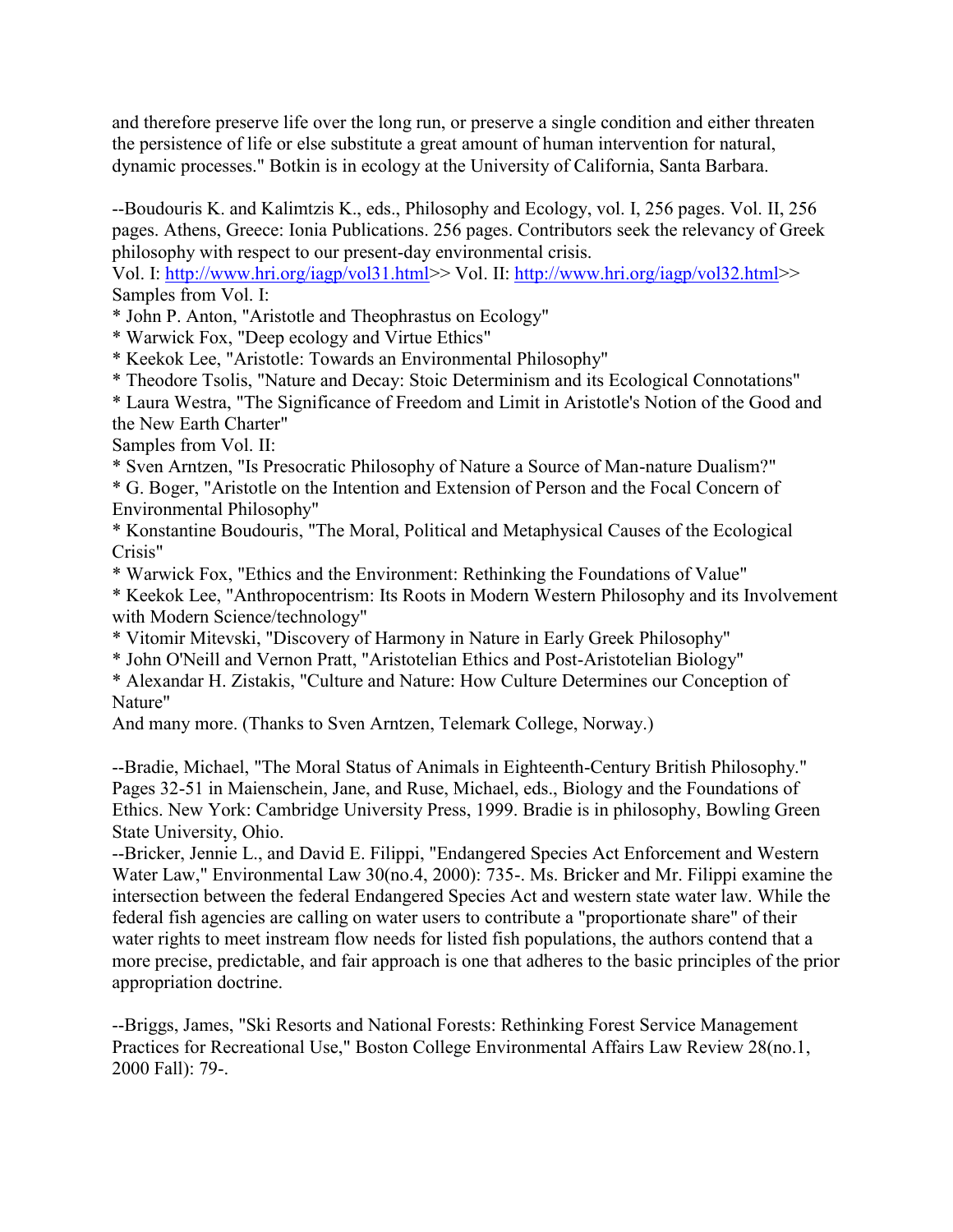and therefore preserve life over the long run, or preserve a single condition and either threaten the persistence of life or else substitute a great amount of human intervention for natural, dynamic processes." Botkin is in ecology at the University of California, Santa Barbara.

--Boudouris K. and Kalimtzis K., eds., Philosophy and Ecology, vol. I, 256 pages. Vol. II, 256 pages. Athens, Greece: Ionia Publications. 256 pages. Contributors seek the relevancy of Greek philosophy with respect to our present-day environmental crisis.
Vol. I: http://www.hri.org/iagp/vol31.html>> Vol. II: http://www.hri.org/iagp/vol32.html>>
Samples from Vol. I:
* John P. Anton, "Aristotle and Theophrastus on Ecology"
* Warwick Fox, "Deep ecology and Virtue Ethics"
* Keekok Lee, "Aristotle: Towards an Environmental Philosophy"
* Theodore Tsolis, "Nature and Decay: Stoic Determinism and its Ecological Connotations"
* Laura Westra, "The Significance of Freedom and Limit in Aristotle's Notion of the Good and the New Earth Charter"
Samples from Vol. II:
* Sven Arntzen, "Is Presocratic Philosophy of Nature a Source of Man-nature Dualism?"
* G. Boger, "Aristotle on the Intention and Extension of Person and the Focal Concern of Environmental Philosophy"
* Konstantine Boudouris, "The Moral, Political and Metaphysical Causes of the Ecological Crisis"
* Warwick Fox, "Ethics and the Environment: Rethinking the Foundations of Value"
* Keekok Lee, "Anthropocentrism: Its Roots in Modern Western Philosophy and its Involvement with Modern Science/technology"
* Vitomir Mitevski, "Discovery of Harmony in Nature in Early Greek Philosophy"
* John O'Neill and Vernon Pratt, "Aristotelian Ethics and Post-Aristotelian Biology"
* Alexandar H. Zistakis, "Culture and Nature: How Culture Determines our Conception of Nature"
And many more. (Thanks to Sven Arntzen, Telemark College, Norway.)

--Bradie, Michael, "The Moral Status of Animals in Eighteenth-Century British Philosophy." Pages 32-51 in Maienschein, Jane, and Ruse, Michael, eds., Biology and the Foundations of Ethics. New York: Cambridge University Press, 1999. Bradie is in philosophy, Bowling Green State University, Ohio.
--Bricker, Jennie L., and David E. Filippi, "Endangered Species Act Enforcement and Western Water Law," Environmental Law 30(no.4, 2000): 735-. Ms. Bricker and Mr. Filippi examine the intersection between the federal Endangered Species Act and western state water law. While the federal fish agencies are calling on water users to contribute a "proportionate share" of their water rights to meet instream flow needs for listed fish populations, the authors contend that a more precise, predictable, and fair approach is one that adheres to the basic principles of the prior appropriation doctrine.

--Briggs, James, "Ski Resorts and National Forests: Rethinking Forest Service Management Practices for Recreational Use," Boston College Environmental Affairs Law Review 28(no.1, 2000 Fall): 79-.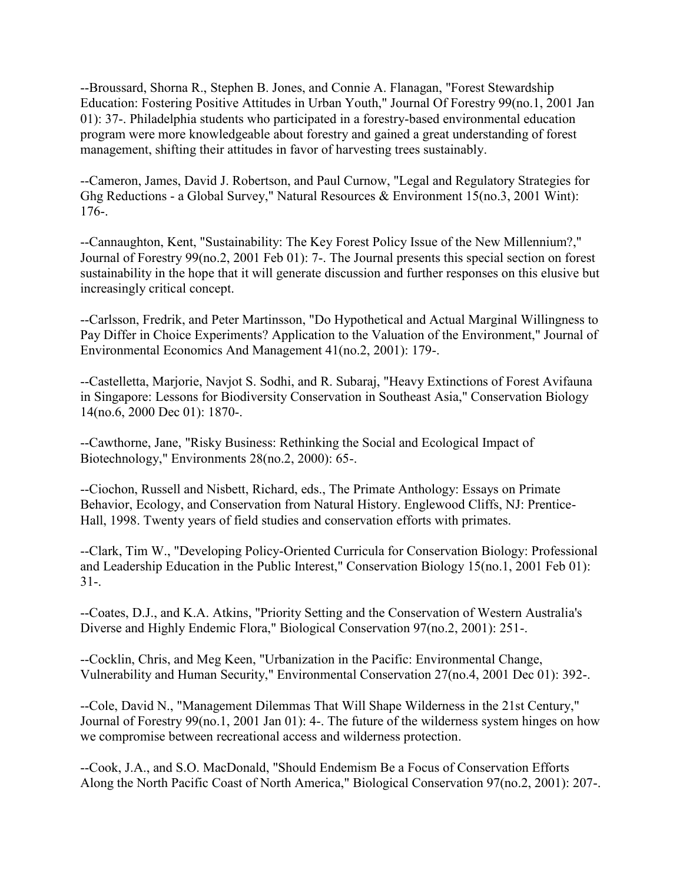--Broussard, Shorna R., Stephen B. Jones, and Connie A. Flanagan, "Forest Stewardship Education: Fostering Positive Attitudes in Urban Youth," Journal Of Forestry 99(no.1, 2001 Jan 01): 37-. Philadelphia students who participated in a forestry-based environmental education program were more knowledgeable about forestry and gained a great understanding of forest management, shifting their attitudes in favor of harvesting trees sustainably.

--Cameron, James, David J. Robertson, and Paul Curnow, "Legal and Regulatory Strategies for Ghg Reductions - a Global Survey," Natural Resources & Environment 15(no.3, 2001 Wint): 176-.

--Cannaughton, Kent, "Sustainability: The Key Forest Policy Issue of the New Millennium?," Journal of Forestry 99(no.2, 2001 Feb 01): 7-. The Journal presents this special section on forest sustainability in the hope that it will generate discussion and further responses on this elusive but increasingly critical concept.

--Carlsson, Fredrik, and Peter Martinsson, "Do Hypothetical and Actual Marginal Willingness to Pay Differ in Choice Experiments? Application to the Valuation of the Environment," Journal of Environmental Economics And Management 41(no.2, 2001): 179-.

--Castelletta, Marjorie, Navjot S. Sodhi, and R. Subaraj, "Heavy Extinctions of Forest Avifauna in Singapore: Lessons for Biodiversity Conservation in Southeast Asia," Conservation Biology 14(no.6, 2000 Dec 01): 1870-.

--Cawthorne, Jane, "Risky Business: Rethinking the Social and Ecological Impact of Biotechnology," Environments 28(no.2, 2000): 65-.

--Ciochon, Russell and Nisbett, Richard, eds., The Primate Anthology: Essays on Primate Behavior, Ecology, and Conservation from Natural History. Englewood Cliffs, NJ: Prentice-Hall, 1998. Twenty years of field studies and conservation efforts with primates.

--Clark, Tim W., "Developing Policy-Oriented Curricula for Conservation Biology: Professional and Leadership Education in the Public Interest," Conservation Biology 15(no.1, 2001 Feb 01): 31-.

--Coates, D.J., and K.A. Atkins, "Priority Setting and the Conservation of Western Australia's Diverse and Highly Endemic Flora," Biological Conservation 97(no.2, 2001): 251-.

--Cocklin, Chris, and Meg Keen, "Urbanization in the Pacific: Environmental Change, Vulnerability and Human Security," Environmental Conservation 27(no.4, 2001 Dec 01): 392-.

--Cole, David N., "Management Dilemmas That Will Shape Wilderness in the 21st Century," Journal of Forestry 99(no.1, 2001 Jan 01): 4-. The future of the wilderness system hinges on how we compromise between recreational access and wilderness protection.

--Cook, J.A., and S.O. MacDonald, "Should Endemism Be a Focus of Conservation Efforts Along the North Pacific Coast of North America," Biological Conservation 97(no.2, 2001): 207-.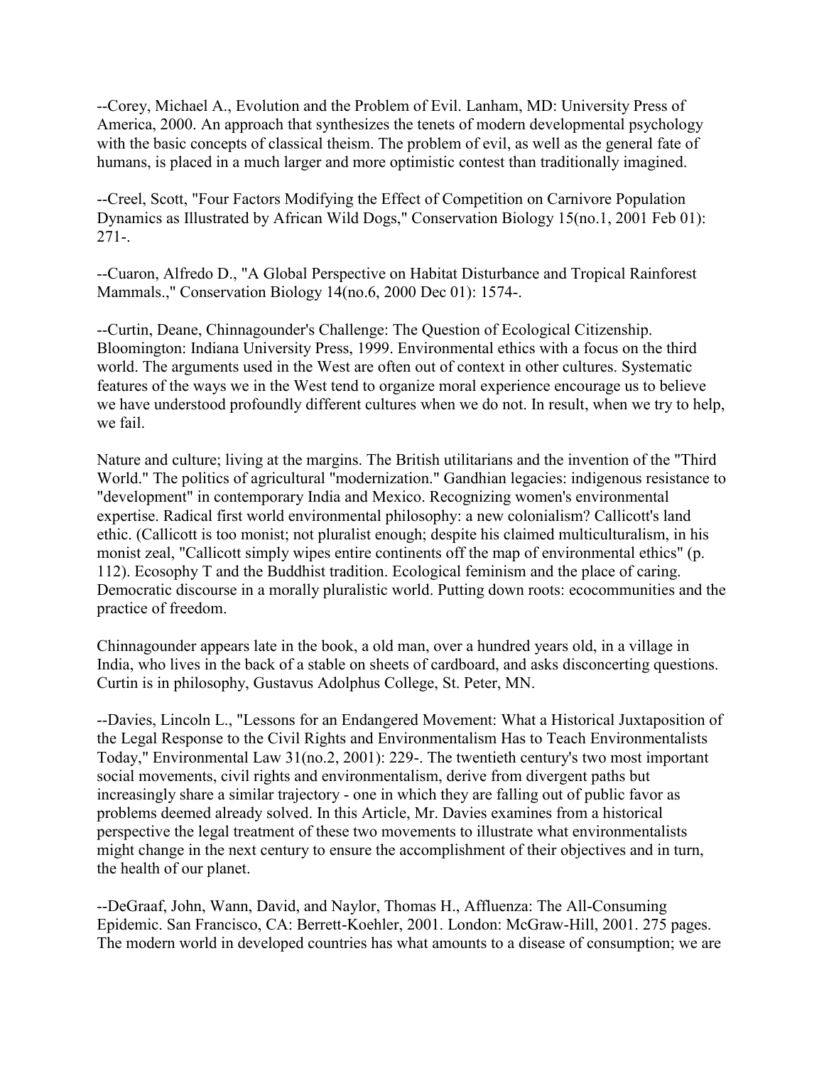--Corey, Michael A., Evolution and the Problem of Evil. Lanham, MD: University Press of America, 2000. An approach that synthesizes the tenets of modern developmental psychology with the basic concepts of classical theism. The problem of evil, as well as the general fate of humans, is placed in a much larger and more optimistic contest than traditionally imagined.

--Creel, Scott, "Four Factors Modifying the Effect of Competition on Carnivore Population Dynamics as Illustrated by African Wild Dogs," Conservation Biology 15(no.1, 2001 Feb 01): 271-.

--Cuaron, Alfredo D., "A Global Perspective on Habitat Disturbance and Tropical Rainforest Mammals.," Conservation Biology 14(no.6, 2000 Dec 01): 1574-.

--Curtin, Deane, Chinnagounder's Challenge: The Question of Ecological Citizenship. Bloomington: Indiana University Press, 1999. Environmental ethics with a focus on the third world. The arguments used in the West are often out of context in other cultures. Systematic features of the ways we in the West tend to organize moral experience encourage us to believe we have understood profoundly different cultures when we do not. In result, when we try to help, we fail.

Nature and culture; living at the margins. The British utilitarians and the invention of the "Third World." The politics of agricultural "modernization." Gandhian legacies: indigenous resistance to "development" in contemporary India and Mexico. Recognizing women's environmental expertise. Radical first world environmental philosophy: a new colonialism? Callicott's land ethic. (Callicott is too monist; not pluralist enough; despite his claimed multiculturalism, in his monist zeal, "Callicott simply wipes entire continents off the map of environmental ethics" (p. 112). Ecosophy T and the Buddhist tradition. Ecological feminism and the place of caring. Democratic discourse in a morally pluralistic world. Putting down roots: ecocommunities and the practice of freedom.

Chinnagounder appears late in the book, a old man, over a hundred years old, in a village in India, who lives in the back of a stable on sheets of cardboard, and asks disconcerting questions. Curtin is in philosophy, Gustavus Adolphus College, St. Peter, MN.

--Davies, Lincoln L., "Lessons for an Endangered Movement: What a Historical Juxtaposition of the Legal Response to the Civil Rights and Environmentalism Has to Teach Environmentalists Today," Environmental Law 31(no.2, 2001): 229-. The twentieth century's two most important social movements, civil rights and environmentalism, derive from divergent paths but increasingly share a similar trajectory - one in which they are falling out of public favor as problems deemed already solved. In this Article, Mr. Davies examines from a historical perspective the legal treatment of these two movements to illustrate what environmentalists might change in the next century to ensure the accomplishment of their objectives and in turn, the health of our planet.

--DeGraaf, John, Wann, David, and Naylor, Thomas H., Affluenza: The All-Consuming Epidemic. San Francisco, CA: Berrett-Koehler, 2001. London: McGraw-Hill, 2001. 275 pages. The modern world in developed countries has what amounts to a disease of consumption; we are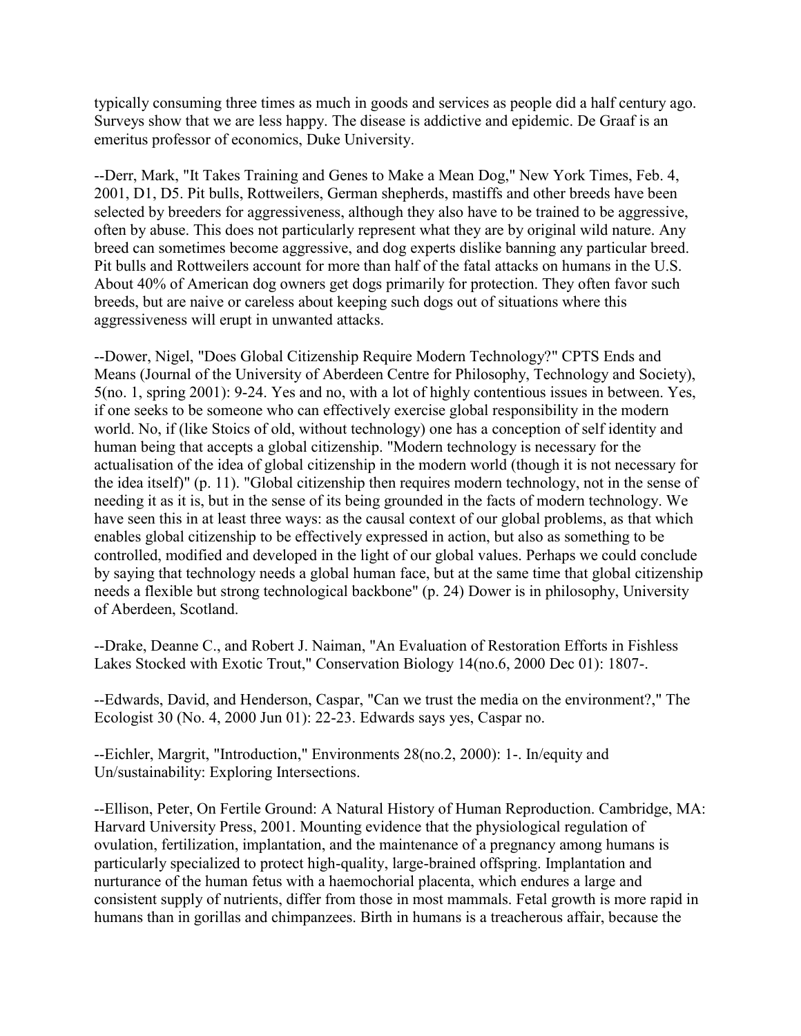typically consuming three times as much in goods and services as people did a half century ago. Surveys show that we are less happy. The disease is addictive and epidemic. De Graaf is an emeritus professor of economics, Duke University.

--Derr, Mark, "It Takes Training and Genes to Make a Mean Dog," New York Times, Feb. 4, 2001, D1, D5. Pit bulls, Rottweilers, German shepherds, mastiffs and other breeds have been selected by breeders for aggressiveness, although they also have to be trained to be aggressive, often by abuse. This does not particularly represent what they are by original wild nature. Any breed can sometimes become aggressive, and dog experts dislike banning any particular breed. Pit bulls and Rottweilers account for more than half of the fatal attacks on humans in the U.S. About 40% of American dog owners get dogs primarily for protection. They often favor such breeds, but are naive or careless about keeping such dogs out of situations where this aggressiveness will erupt in unwanted attacks.

--Dower, Nigel, "Does Global Citizenship Require Modern Technology?" CPTS Ends and Means (Journal of the University of Aberdeen Centre for Philosophy, Technology and Society), 5(no. 1, spring 2001): 9-24. Yes and no, with a lot of highly contentious issues in between. Yes, if one seeks to be someone who can effectively exercise global responsibility in the modern world. No, if (like Stoics of old, without technology) one has a conception of self identity and human being that accepts a global citizenship. "Modern technology is necessary for the actualisation of the idea of global citizenship in the modern world (though it is not necessary for the idea itself)" (p. 11). "Global citizenship then requires modern technology, not in the sense of needing it as it is, but in the sense of its being grounded in the facts of modern technology. We have seen this in at least three ways: as the causal context of our global problems, as that which enables global citizenship to be effectively expressed in action, but also as something to be controlled, modified and developed in the light of our global values. Perhaps we could conclude by saying that technology needs a global human face, but at the same time that global citizenship needs a flexible but strong technological backbone" (p. 24) Dower is in philosophy, University of Aberdeen, Scotland.

--Drake, Deanne C., and Robert J. Naiman, "An Evaluation of Restoration Efforts in Fishless Lakes Stocked with Exotic Trout," Conservation Biology 14(no.6, 2000 Dec 01): 1807-.

--Edwards, David, and Henderson, Caspar, "Can we trust the media on the environment?," The Ecologist 30 (No. 4, 2000 Jun 01): 22-23. Edwards says yes, Caspar no.

--Eichler, Margrit, "Introduction," Environments 28(no.2, 2000): 1-. In/equity and Un/sustainability: Exploring Intersections.

--Ellison, Peter, On Fertile Ground: A Natural History of Human Reproduction. Cambridge, MA: Harvard University Press, 2001. Mounting evidence that the physiological regulation of ovulation, fertilization, implantation, and the maintenance of a pregnancy among humans is particularly specialized to protect high-quality, large-brained offspring. Implantation and nurturance of the human fetus with a haemochorial placenta, which endures a large and consistent supply of nutrients, differ from those in most mammals. Fetal growth is more rapid in humans than in gorillas and chimpanzees. Birth in humans is a treacherous affair, because the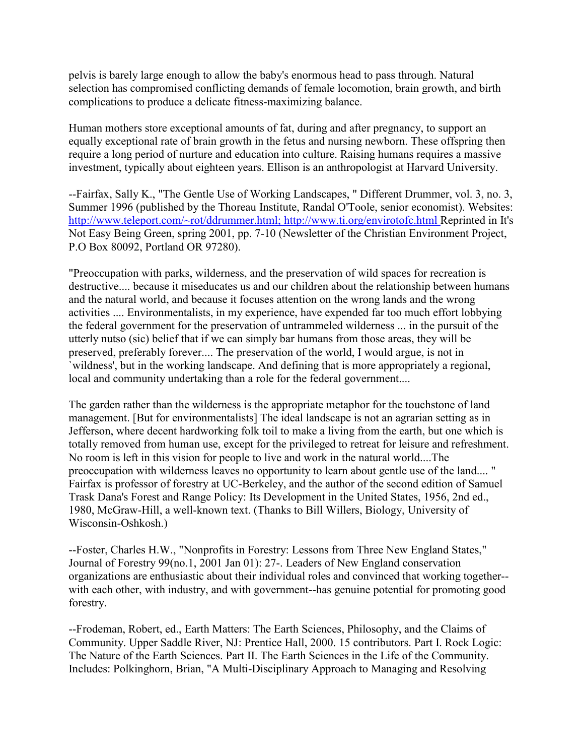pelvis is barely large enough to allow the baby's enormous head to pass through. Natural selection has compromised conflicting demands of female locomotion, brain growth, and birth complications to produce a delicate fitness-maximizing balance.

Human mothers store exceptional amounts of fat, during and after pregnancy, to support an equally exceptional rate of brain growth in the fetus and nursing newborn. These offspring then require a long period of nurture and education into culture. Raising humans requires a massive investment, typically about eighteen years. Ellison is an anthropologist at Harvard University.

--Fairfax, Sally K., "The Gentle Use of Working Landscapes, " Different Drummer, vol. 3, no. 3, Summer 1996 (published by the Thoreau Institute, Randal O'Toole, senior economist). Websites: http://www.teleport.com/~rot/ddrummer.html; http://www.ti.org/envirotofc.html Reprinted in It's Not Easy Being Green, spring 2001, pp. 7-10 (Newsletter of the Christian Environment Project, P.O Box 80092, Portland OR 97280).

"Preoccupation with parks, wilderness, and the preservation of wild spaces for recreation is destructive.... because it miseducates us and our children about the relationship between humans and the natural world, and because it focuses attention on the wrong lands and the wrong activities .... Environmentalists, in my experience, have expended far too much effort lobbying the federal government for the preservation of untrammeled wilderness ... in the pursuit of the utterly nutso (sic) belief that if we can simply bar humans from those areas, they will be preserved, preferably forever.... The preservation of the world, I would argue, is not in `wildness', but in the working landscape. And defining that is more appropriately a regional, local and community undertaking than a role for the federal government....

The garden rather than the wilderness is the appropriate metaphor for the touchstone of land management. [But for environmentalists] The ideal landscape is not an agrarian setting as in Jefferson, where decent hardworking folk toil to make a living from the earth, but one which is totally removed from human use, except for the privileged to retreat for leisure and refreshment. No room is left in this vision for people to live and work in the natural world....The preoccupation with wilderness leaves no opportunity to learn about gentle use of the land.... " Fairfax is professor of forestry at UC-Berkeley, and the author of the second edition of Samuel Trask Dana's Forest and Range Policy: Its Development in the United States, 1956, 2nd ed., 1980, McGraw-Hill, a well-known text. (Thanks to Bill Willers, Biology, University of Wisconsin-Oshkosh.)

--Foster, Charles H.W., "Nonprofits in Forestry: Lessons from Three New England States," Journal of Forestry 99(no.1, 2001 Jan 01): 27-. Leaders of New England conservation organizations are enthusiastic about their individual roles and convinced that working together--with each other, with industry, and with government--has genuine potential for promoting good forestry.

--Frodeman, Robert, ed., Earth Matters: The Earth Sciences, Philosophy, and the Claims of Community. Upper Saddle River, NJ: Prentice Hall, 2000. 15 contributors. Part I. Rock Logic: The Nature of the Earth Sciences. Part II. The Earth Sciences in the Life of the Community. Includes: Polkinghorn, Brian, "A Multi-Disciplinary Approach to Managing and Resolving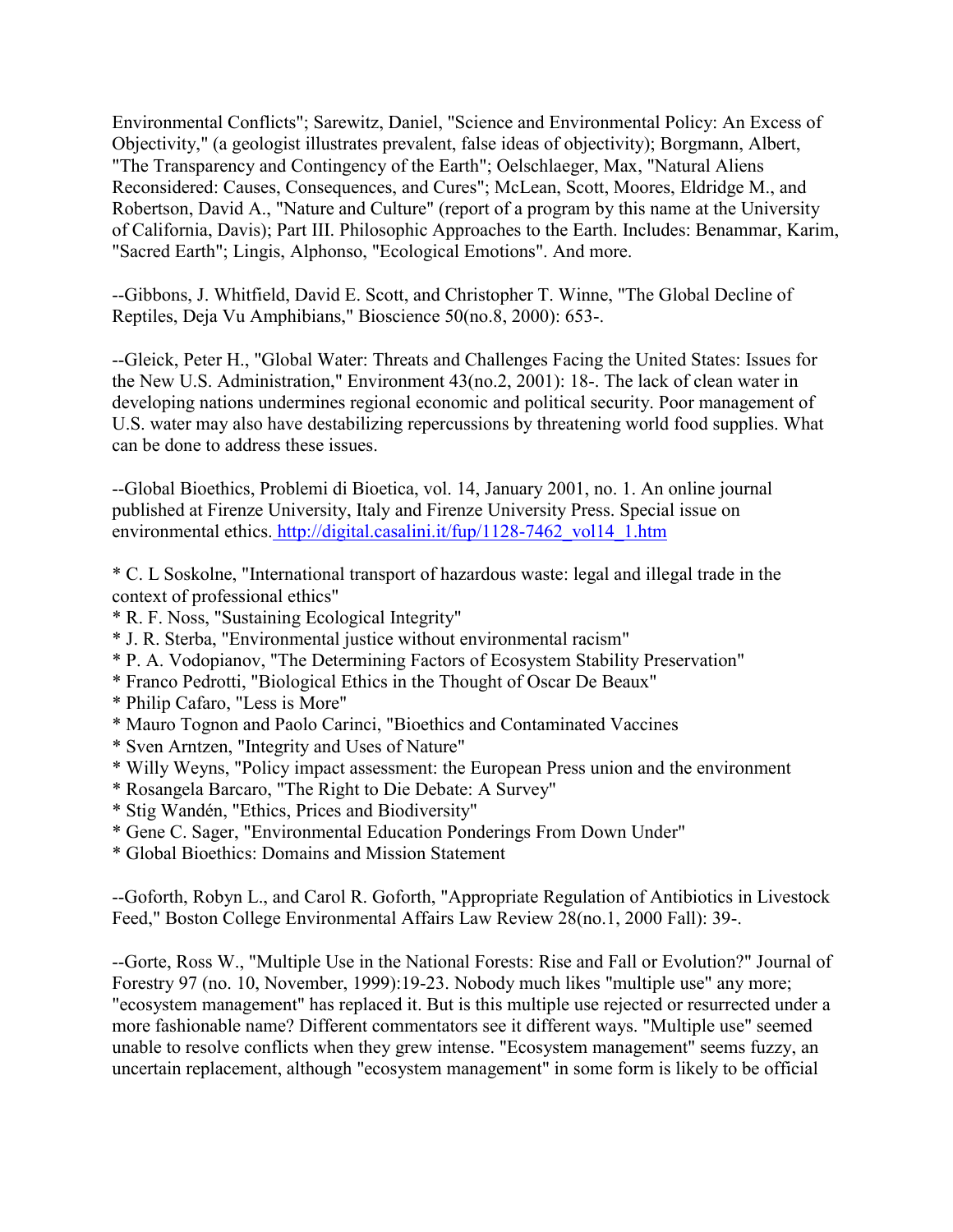Environmental Conflicts"; Sarewitz, Daniel, "Science and Environmental Policy: An Excess of Objectivity," (a geologist illustrates prevalent, false ideas of objectivity); Borgmann, Albert, "The Transparency and Contingency of the Earth"; Oelschlaeger, Max, "Natural Aliens Reconsidered: Causes, Consequences, and Cures"; McLean, Scott, Moores, Eldridge M., and Robertson, David A., "Nature and Culture" (report of a program by this name at the University of California, Davis); Part III. Philosophic Approaches to the Earth. Includes: Benammar, Karim, "Sacred Earth"; Lingis, Alphonso, "Ecological Emotions". And more.

--Gibbons, J. Whitfield, David E. Scott, and Christopher T. Winne, "The Global Decline of Reptiles, Deja Vu Amphibians," Bioscience 50(no.8, 2000): 653-.

--Gleick, Peter H., "Global Water: Threats and Challenges Facing the United States: Issues for the New U.S. Administration," Environment 43(no.2, 2001): 18-. The lack of clean water in developing nations undermines regional economic and political security. Poor management of U.S. water may also have destabilizing repercussions by threatening world food supplies. What can be done to address these issues.

--Global Bioethics, Problemi di Bioetica, vol. 14, January 2001, no. 1. An online journal published at Firenze University, Italy and Firenze University Press. Special issue on environmental ethics. http://digital.casalini.it/fup/1128-7462_vol14_1.htm

* C. L Soskolne, "International transport of hazardous waste: legal and illegal trade in the context of professional ethics"
* R. F. Noss, "Sustaining Ecological Integrity"
* J. R. Sterba, "Environmental justice without environmental racism"
* P. A. Vodopianov, "The Determining Factors of Ecosystem Stability Preservation"
* Franco Pedrotti, "Biological Ethics in the Thought of Oscar De Beaux"
* Philip Cafaro, "Less is More"
* Mauro Tognon and Paolo Carinci, "Bioethics and Contaminated Vaccines
* Sven Arntzen, "Integrity and Uses of Nature"
* Willy Weyns, "Policy impact assessment: the European Press union and the environment
* Rosangela Barcaro, "The Right to Die Debate: A Survey"
* Stig Wandén, "Ethics, Prices and Biodiversity"
* Gene C. Sager, "Environmental Education Ponderings From Down Under"
* Global Bioethics: Domains and Mission Statement

--Goforth, Robyn L., and Carol R. Goforth, "Appropriate Regulation of Antibiotics in Livestock Feed," Boston College Environmental Affairs Law Review 28(no.1, 2000 Fall): 39-.

--Gorte, Ross W., "Multiple Use in the National Forests: Rise and Fall or Evolution?" Journal of Forestry 97 (no. 10, November, 1999):19-23. Nobody much likes "multiple use" any more; "ecosystem management" has replaced it. But is this multiple use rejected or resurrected under a more fashionable name? Different commentators see it different ways. "Multiple use" seemed unable to resolve conflicts when they grew intense. "Ecosystem management" seems fuzzy, an uncertain replacement, although "ecosystem management" in some form is likely to be official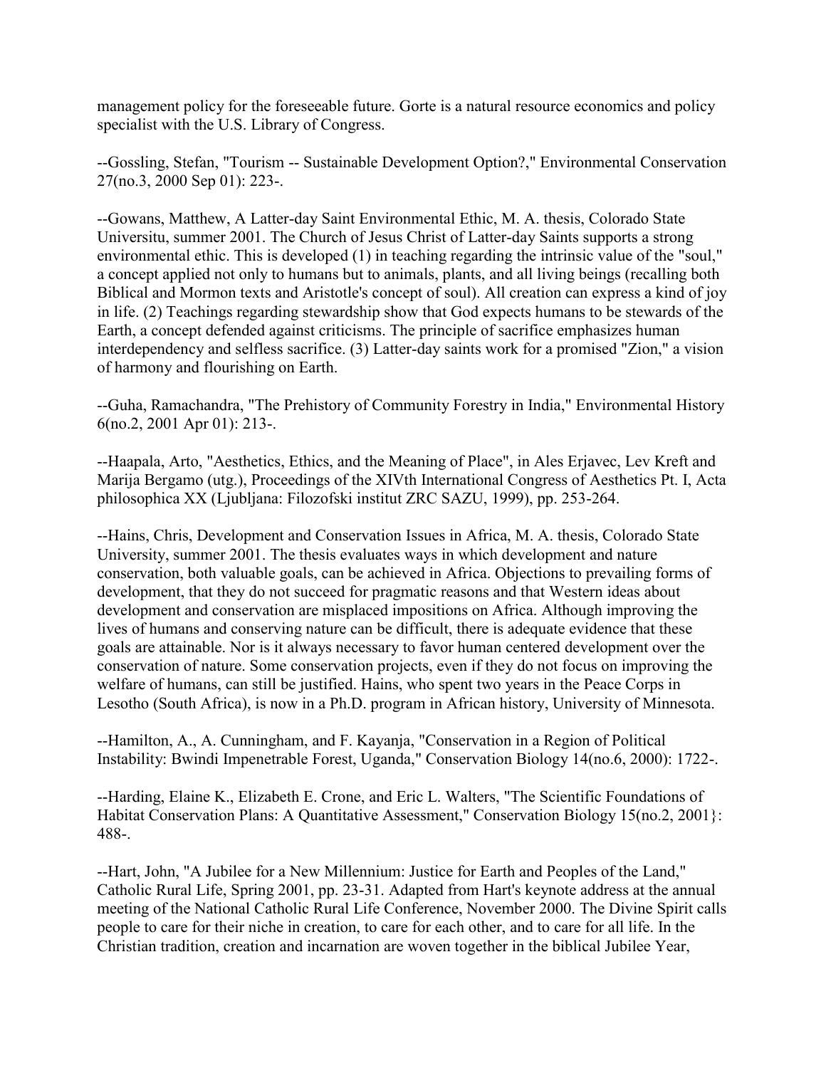management policy for the foreseeable future. Gorte is a natural resource economics and policy specialist with the U.S. Library of Congress.

--Gossling, Stefan, "Tourism -- Sustainable Development Option?," Environmental Conservation 27(no.3, 2000 Sep 01): 223-.

--Gowans, Matthew, A Latter-day Saint Environmental Ethic, M. A. thesis, Colorado State Universitu, summer 2001. The Church of Jesus Christ of Latter-day Saints supports a strong environmental ethic. This is developed (1) in teaching regarding the intrinsic value of the "soul," a concept applied not only to humans but to animals, plants, and all living beings (recalling both Biblical and Mormon texts and Aristotle's concept of soul). All creation can express a kind of joy in life. (2) Teachings regarding stewardship show that God expects humans to be stewards of the Earth, a concept defended against criticisms. The principle of sacrifice emphasizes human interdependency and selfless sacrifice. (3) Latter-day saints work for a promised "Zion," a vision of harmony and flourishing on Earth.

--Guha, Ramachandra, "The Prehistory of Community Forestry in India," Environmental History 6(no.2, 2001 Apr 01): 213-.

--Haapala, Arto, "Aesthetics, Ethics, and the Meaning of Place", in Ales Erjavec, Lev Kreft and Marija Bergamo (utg.), Proceedings of the XIVth International Congress of Aesthetics Pt. I, Acta philosophica XX (Ljubljana: Filozofski institut ZRC SAZU, 1999), pp. 253-264.

--Hains, Chris, Development and Conservation Issues in Africa, M. A. thesis, Colorado State University, summer 2001. The thesis evaluates ways in which development and nature conservation, both valuable goals, can be achieved in Africa. Objections to prevailing forms of development, that they do not succeed for pragmatic reasons and that Western ideas about development and conservation are misplaced impositions on Africa. Although improving the lives of humans and conserving nature can be difficult, there is adequate evidence that these goals are attainable. Nor is it always necessary to favor human centered development over the conservation of nature. Some conservation projects, even if they do not focus on improving the welfare of humans, can still be justified. Hains, who spent two years in the Peace Corps in Lesotho (South Africa), is now in a Ph.D. program in African history, University of Minnesota.

--Hamilton, A., A. Cunningham, and F. Kayanja, "Conservation in a Region of Political Instability: Bwindi Impenetrable Forest, Uganda," Conservation Biology 14(no.6, 2000): 1722-.

--Harding, Elaine K., Elizabeth E. Crone, and Eric L. Walters, "The Scientific Foundations of Habitat Conservation Plans: A Quantitative Assessment," Conservation Biology 15(no.2, 2001}: 488-.

--Hart, John, "A Jubilee for a New Millennium: Justice for Earth and Peoples of the Land," Catholic Rural Life, Spring 2001, pp. 23-31. Adapted from Hart's keynote address at the annual meeting of the National Catholic Rural Life Conference, November 2000. The Divine Spirit calls people to care for their niche in creation, to care for each other, and to care for all life. In the Christian tradition, creation and incarnation are woven together in the biblical Jubilee Year,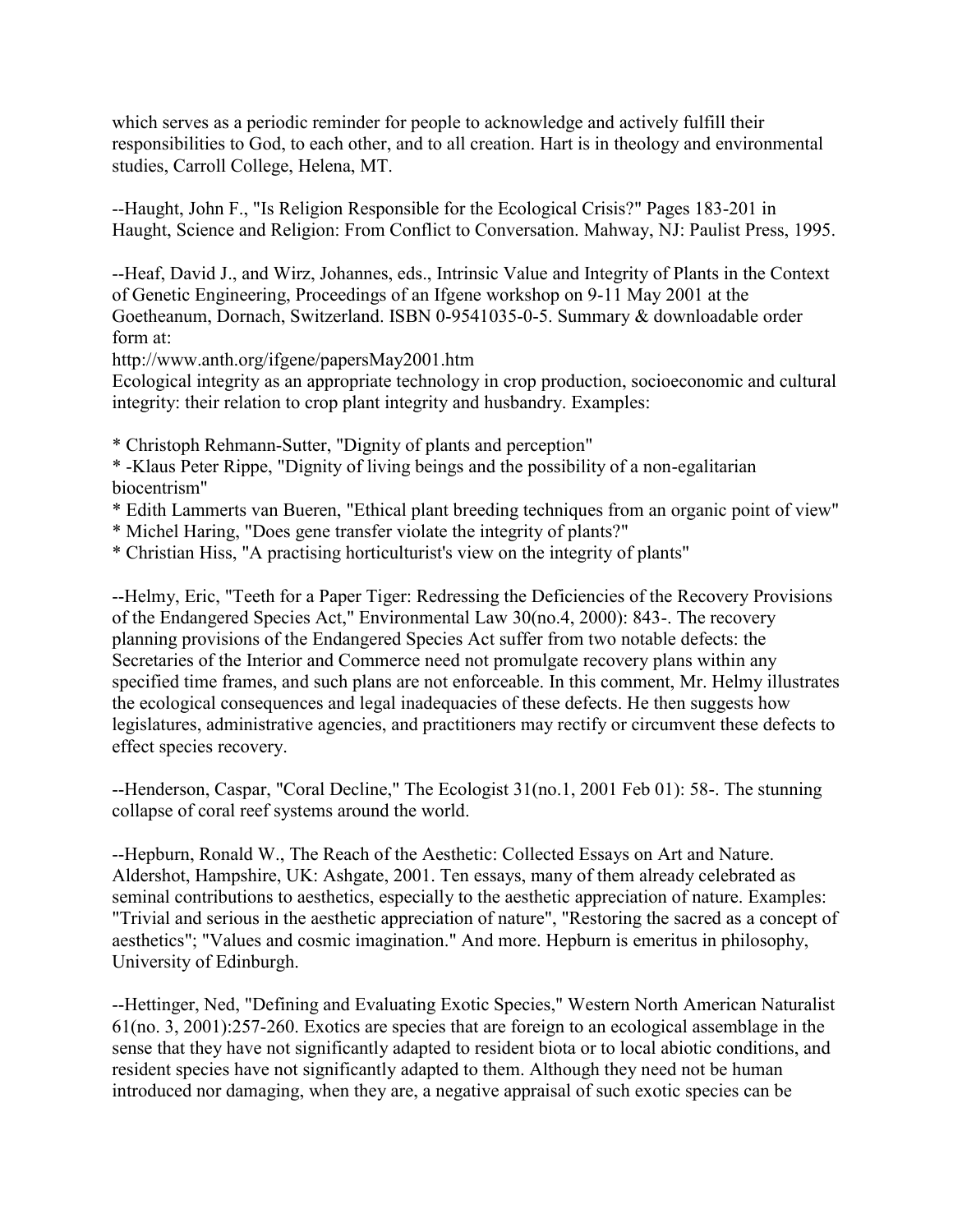which serves as a periodic reminder for people to acknowledge and actively fulfill their responsibilities to God, to each other, and to all creation. Hart is in theology and environmental studies, Carroll College, Helena, MT.

--Haught, John F., "Is Religion Responsible for the Ecological Crisis?" Pages 183-201 in Haught, Science and Religion: From Conflict to Conversation. Mahway, NJ: Paulist Press, 1995.

--Heaf, David J., and Wirz, Johannes, eds., Intrinsic Value and Integrity of Plants in the Context of Genetic Engineering, Proceedings of an Ifgene workshop on 9-11 May 2001 at the Goetheanum, Dornach, Switzerland. ISBN 0-9541035-0-5. Summary & downloadable order form at:
http://www.anth.org/ifgene/papersMay2001.htm
Ecological integrity as an appropriate technology in crop production, socioeconomic and cultural integrity: their relation to crop plant integrity and husbandry. Examples:

* Christoph Rehmann-Sutter, "Dignity of plants and perception"
* -Klaus Peter Rippe, "Dignity of living beings and the possibility of a non-egalitarian biocentrism"
* Edith Lammerts van Bueren, "Ethical plant breeding techniques from an organic point of view"
* Michel Haring, "Does gene transfer violate the integrity of plants?"
* Christian Hiss, "A practising horticulturist's view on the integrity of plants"

--Helmy, Eric, "Teeth for a Paper Tiger: Redressing the Deficiencies of the Recovery Provisions of the Endangered Species Act," Environmental Law 30(no.4, 2000): 843-. The recovery planning provisions of the Endangered Species Act suffer from two notable defects: the Secretaries of the Interior and Commerce need not promulgate recovery plans within any specified time frames, and such plans are not enforceable. In this comment, Mr. Helmy illustrates the ecological consequences and legal inadequacies of these defects. He then suggests how legislatures, administrative agencies, and practitioners may rectify or circumvent these defects to effect species recovery.

--Henderson, Caspar, "Coral Decline," The Ecologist 31(no.1, 2001 Feb 01): 58-. The stunning collapse of coral reef systems around the world.

--Hepburn, Ronald W., The Reach of the Aesthetic: Collected Essays on Art and Nature. Aldershot, Hampshire, UK: Ashgate, 2001. Ten essays, many of them already celebrated as seminal contributions to aesthetics, especially to the aesthetic appreciation of nature. Examples: "Trivial and serious in the aesthetic appreciation of nature", "Restoring the sacred as a concept of aesthetics"; "Values and cosmic imagination." And more. Hepburn is emeritus in philosophy, University of Edinburgh.

--Hettinger, Ned, "Defining and Evaluating Exotic Species," Western North American Naturalist 61(no. 3, 2001):257-260. Exotics are species that are foreign to an ecological assemblage in the sense that they have not significantly adapted to resident biota or to local abiotic conditions, and resident species have not significantly adapted to them. Although they need not be human introduced nor damaging, when they are, a negative appraisal of such exotic species can be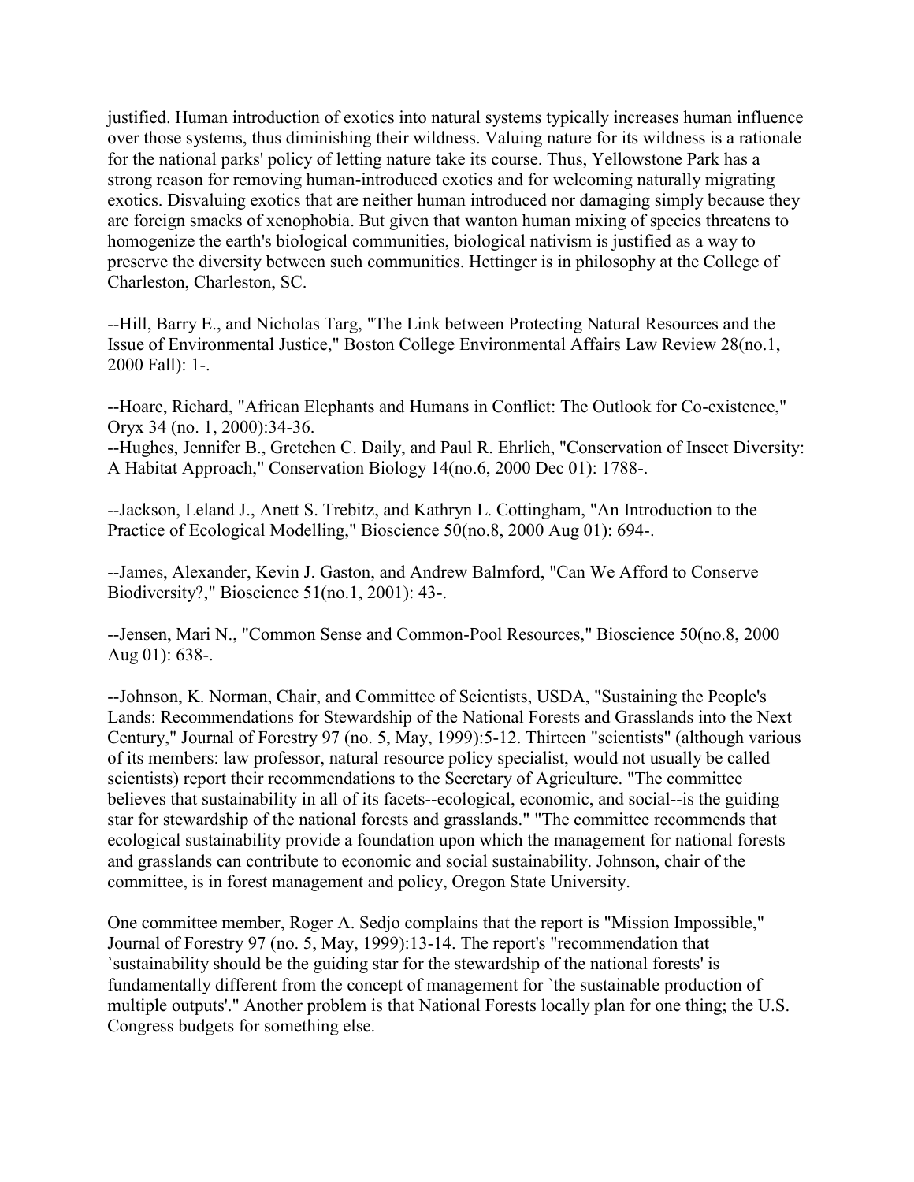justified. Human introduction of exotics into natural systems typically increases human influence over those systems, thus diminishing their wildness. Valuing nature for its wildness is a rationale for the national parks' policy of letting nature take its course. Thus, Yellowstone Park has a strong reason for removing human-introduced exotics and for welcoming naturally migrating exotics. Disvaluing exotics that are neither human introduced nor damaging simply because they are foreign smacks of xenophobia. But given that wanton human mixing of species threatens to homogenize the earth's biological communities, biological nativism is justified as a way to preserve the diversity between such communities. Hettinger is in philosophy at the College of Charleston, Charleston, SC.

--Hill, Barry E., and Nicholas Targ, "The Link between Protecting Natural Resources and the Issue of Environmental Justice," Boston College Environmental Affairs Law Review 28(no.1, 2000 Fall): 1-.

--Hoare, Richard, "African Elephants and Humans in Conflict: The Outlook for Co-existence," Oryx 34 (no. 1, 2000):34-36.
--Hughes, Jennifer B., Gretchen C. Daily, and Paul R. Ehrlich, "Conservation of Insect Diversity: A Habitat Approach," Conservation Biology 14(no.6, 2000 Dec 01): 1788-.

--Jackson, Leland J., Anett S. Trebitz, and Kathryn L. Cottingham, "An Introduction to the Practice of Ecological Modelling," Bioscience 50(no.8, 2000 Aug 01): 694-.

--James, Alexander, Kevin J. Gaston, and Andrew Balmford, "Can We Afford to Conserve Biodiversity?," Bioscience 51(no.1, 2001): 43-.

--Jensen, Mari N., "Common Sense and Common-Pool Resources," Bioscience 50(no.8, 2000 Aug 01): 638-.

--Johnson, K. Norman, Chair, and Committee of Scientists, USDA, "Sustaining the People's Lands: Recommendations for Stewardship of the National Forests and Grasslands into the Next Century," Journal of Forestry 97 (no. 5, May, 1999):5-12. Thirteen "scientists" (although various of its members: law professor, natural resource policy specialist, would not usually be called scientists) report their recommendations to the Secretary of Agriculture. "The committee believes that sustainability in all of its facets--ecological, economic, and social--is the guiding star for stewardship of the national forests and grasslands." "The committee recommends that ecological sustainability provide a foundation upon which the management for national forests and grasslands can contribute to economic and social sustainability. Johnson, chair of the committee, is in forest management and policy, Oregon State University.

One committee member, Roger A. Sedjo complains that the report is "Mission Impossible," Journal of Forestry 97 (no. 5, May, 1999):13-14. The report's "recommendation that `sustainability should be the guiding star for the stewardship of the national forests' is fundamentally different from the concept of management for `the sustainable production of multiple outputs'." Another problem is that National Forests locally plan for one thing; the U.S. Congress budgets for something else.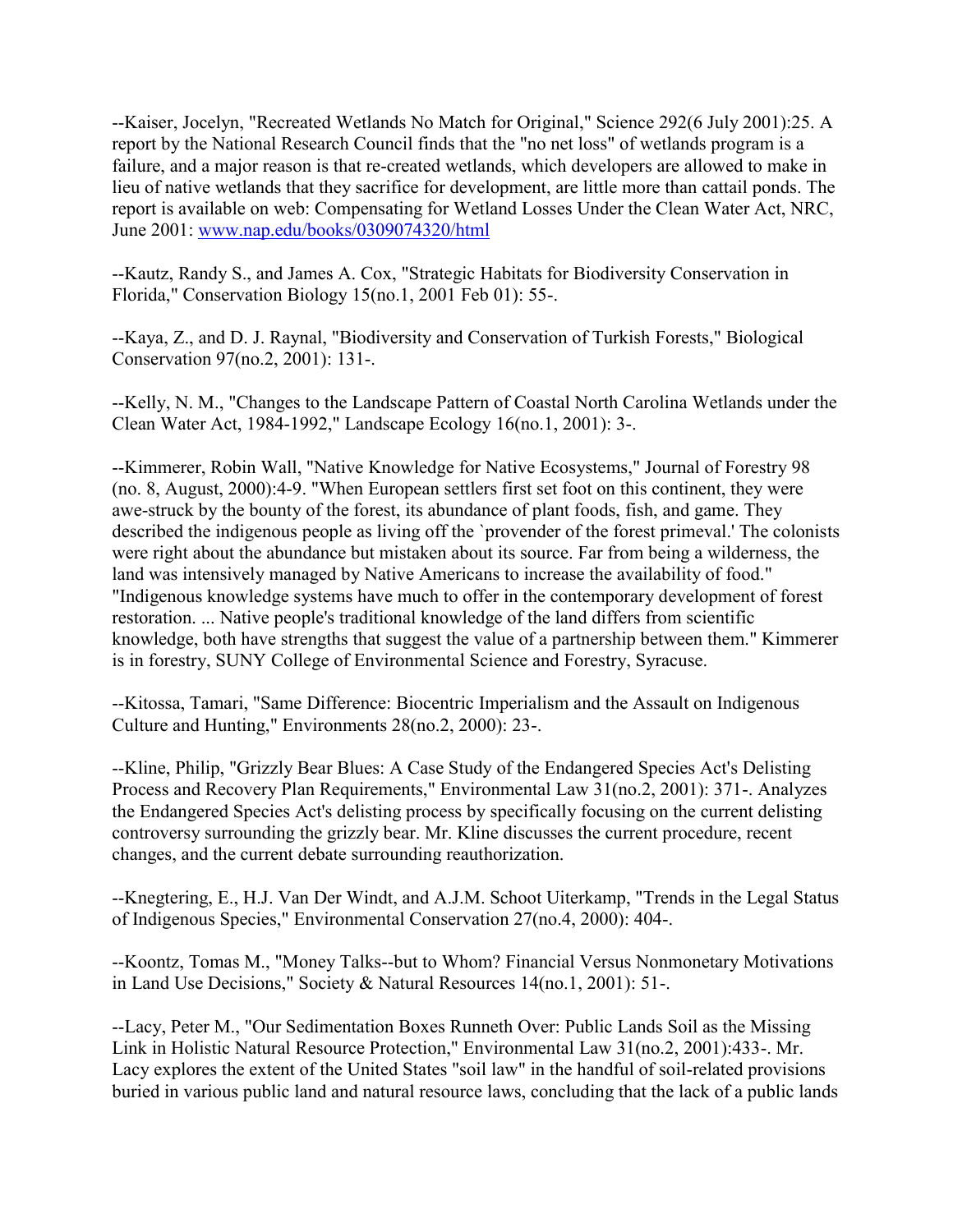--Kaiser, Jocelyn, "Recreated Wetlands No Match for Original," Science 292(6 July 2001):25. A report by the National Research Council finds that the "no net loss" of wetlands program is a failure, and a major reason is that re-created wetlands, which developers are allowed to make in lieu of native wetlands that they sacrifice for development, are little more than cattail ponds. The report is available on web: Compensating for Wetland Losses Under the Clean Water Act, NRC, June 2001: www.nap.edu/books/0309074320/html

--Kautz, Randy S., and James A. Cox, "Strategic Habitats for Biodiversity Conservation in Florida," Conservation Biology 15(no.1, 2001 Feb 01): 55-.

--Kaya, Z., and D. J. Raynal, "Biodiversity and Conservation of Turkish Forests," Biological Conservation 97(no.2, 2001): 131-.

--Kelly, N. M., "Changes to the Landscape Pattern of Coastal North Carolina Wetlands under the Clean Water Act, 1984-1992," Landscape Ecology 16(no.1, 2001): 3-.

--Kimmerer, Robin Wall, "Native Knowledge for Native Ecosystems," Journal of Forestry 98 (no. 8, August, 2000):4-9. "When European settlers first set foot on this continent, they were awe-struck by the bounty of the forest, its abundance of plant foods, fish, and game. They described the indigenous people as living off the `provender of the forest primeval.' The colonists were right about the abundance but mistaken about its source. Far from being a wilderness, the land was intensively managed by Native Americans to increase the availability of food." "Indigenous knowledge systems have much to offer in the contemporary development of forest restoration. ... Native people's traditional knowledge of the land differs from scientific knowledge, both have strengths that suggest the value of a partnership between them." Kimmerer is in forestry, SUNY College of Environmental Science and Forestry, Syracuse.

--Kitossa, Tamari, "Same Difference: Biocentric Imperialism and the Assault on Indigenous Culture and Hunting," Environments 28(no.2, 2000): 23-.

--Kline, Philip, "Grizzly Bear Blues: A Case Study of the Endangered Species Act's Delisting Process and Recovery Plan Requirements," Environmental Law 31(no.2, 2001): 371-. Analyzes the Endangered Species Act's delisting process by specifically focusing on the current delisting controversy surrounding the grizzly bear. Mr. Kline discusses the current procedure, recent changes, and the current debate surrounding reauthorization.

--Knegtering, E., H.J. Van Der Windt, and A.J.M. Schoot Uiterkamp, "Trends in the Legal Status of Indigenous Species," Environmental Conservation 27(no.4, 2000): 404-.

--Koontz, Tomas M., "Money Talks--but to Whom? Financial Versus Nonmonetary Motivations in Land Use Decisions," Society & Natural Resources 14(no.1, 2001): 51-.

--Lacy, Peter M., "Our Sedimentation Boxes Runneth Over: Public Lands Soil as the Missing Link in Holistic Natural Resource Protection," Environmental Law 31(no.2, 2001):433-. Mr. Lacy explores the extent of the United States "soil law" in the handful of soil-related provisions buried in various public land and natural resource laws, concluding that the lack of a public lands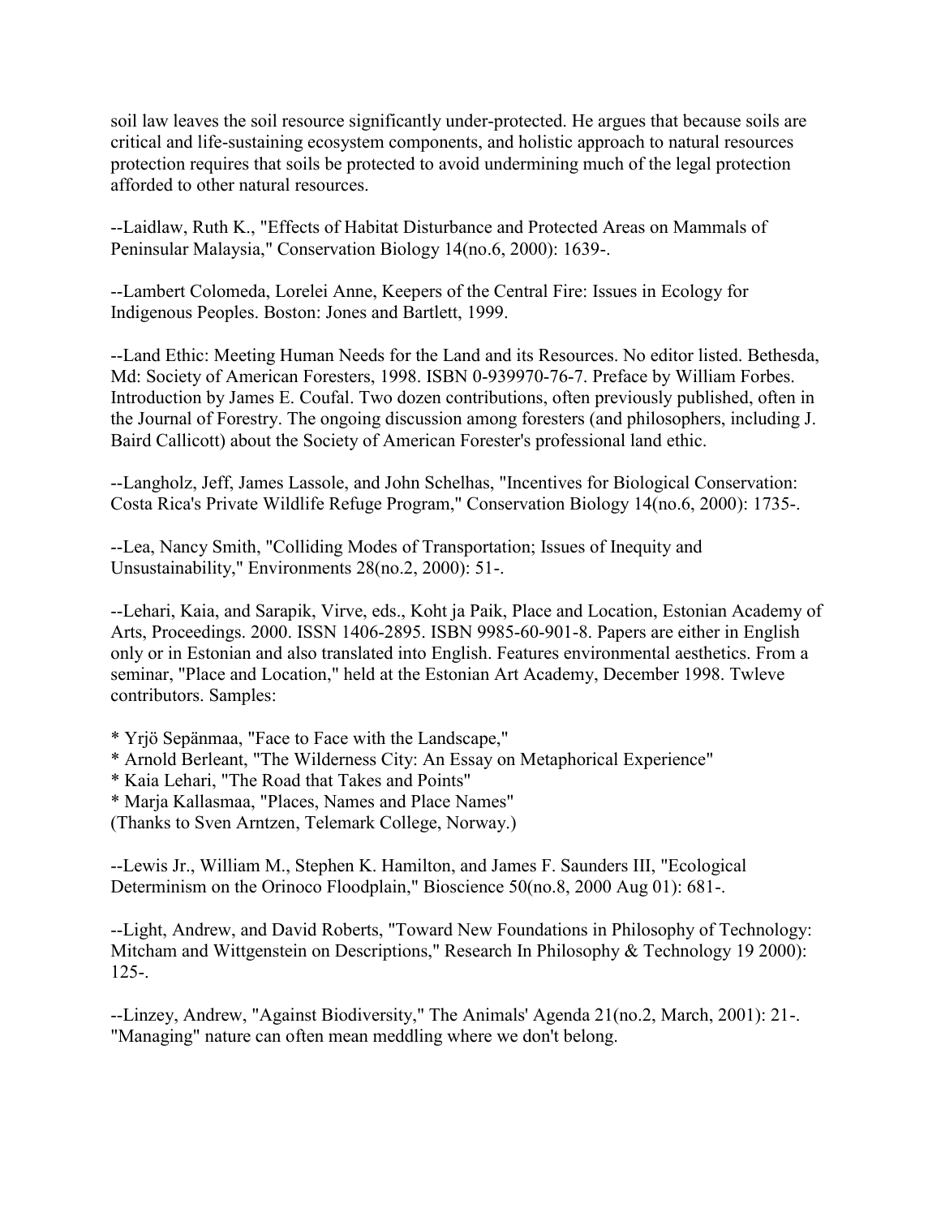soil law leaves the soil resource significantly under-protected. He argues that because soils are critical and life-sustaining ecosystem components, and holistic approach to natural resources protection requires that soils be protected to avoid undermining much of the legal protection afforded to other natural resources.

--Laidlaw, Ruth K., "Effects of Habitat Disturbance and Protected Areas on Mammals of Peninsular Malaysia," Conservation Biology 14(no.6, 2000): 1639-.

--Lambert Colomeda, Lorelei Anne, Keepers of the Central Fire: Issues in Ecology for Indigenous Peoples. Boston: Jones and Bartlett, 1999.

--Land Ethic: Meeting Human Needs for the Land and its Resources. No editor listed. Bethesda, Md: Society of American Foresters, 1998. ISBN 0-939970-76-7. Preface by William Forbes. Introduction by James E. Coufal. Two dozen contributions, often previously published, often in the Journal of Forestry. The ongoing discussion among foresters (and philosophers, including J. Baird Callicott) about the Society of American Forester's professional land ethic.

--Langholz, Jeff, James Lassole, and John Schelhas, "Incentives for Biological Conservation: Costa Rica's Private Wildlife Refuge Program," Conservation Biology 14(no.6, 2000): 1735-.

--Lea, Nancy Smith, "Colliding Modes of Transportation; Issues of Inequity and Unsustainability," Environments 28(no.2, 2000): 51-.

--Lehari, Kaia, and Sarapik, Virve, eds., Koht ja Paik, Place and Location, Estonian Academy of Arts, Proceedings. 2000. ISSN 1406-2895. ISBN 9985-60-901-8. Papers are either in English only or in Estonian and also translated into English. Features environmental aesthetics. From a seminar, "Place and Location," held at the Estonian Art Academy, December 1998. Twleve contributors. Samples:

* Yrjö Sepänmaa, "Face to Face with the Landscape,"
* Arnold Berleant, "The Wilderness City: An Essay on Metaphorical Experience"
* Kaia Lehari, "The Road that Takes and Points"
* Marja Kallasmaa, "Places, Names and Place Names"

(Thanks to Sven Arntzen, Telemark College, Norway.)

--Lewis Jr., William M., Stephen K. Hamilton, and James F. Saunders III, "Ecological Determinism on the Orinoco Floodplain," Bioscience 50(no.8, 2000 Aug 01): 681-.

--Light, Andrew, and David Roberts, "Toward New Foundations in Philosophy of Technology: Mitcham and Wittgenstein on Descriptions," Research In Philosophy & Technology 19 2000): 125-.

--Linzey, Andrew, "Against Biodiversity," The Animals' Agenda 21(no.2, March, 2001): 21-. "Managing" nature can often mean meddling where we don't belong.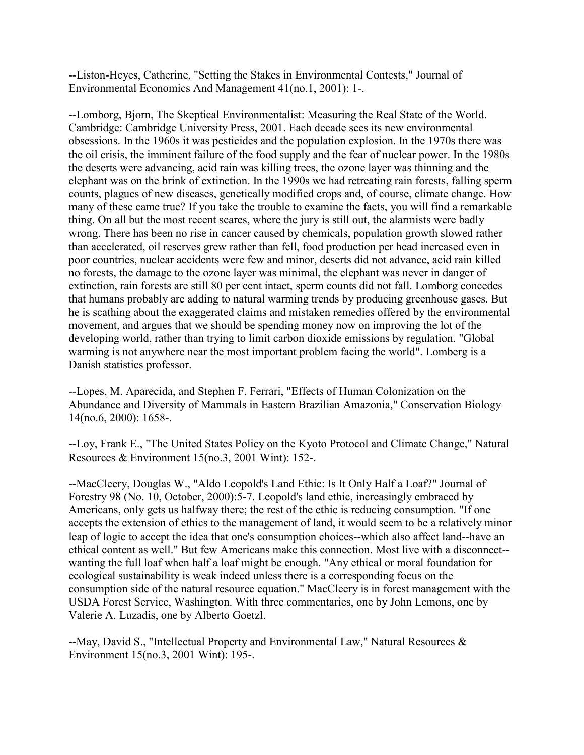--Liston-Heyes, Catherine, "Setting the Stakes in Environmental Contests," Journal of Environmental Economics And Management 41(no.1, 2001): 1-.

--Lomborg, Bjorn, The Skeptical Environmentalist: Measuring the Real State of the World. Cambridge: Cambridge University Press, 2001. Each decade sees its new environmental obsessions. In the 1960s it was pesticides and the population explosion. In the 1970s there was the oil crisis, the imminent failure of the food supply and the fear of nuclear power. In the 1980s the deserts were advancing, acid rain was killing trees, the ozone layer was thinning and the elephant was on the brink of extinction. In the 1990s we had retreating rain forests, falling sperm counts, plagues of new diseases, genetically modified crops and, of course, climate change. How many of these came true? If you take the trouble to examine the facts, you will find a remarkable thing. On all but the most recent scares, where the jury is still out, the alarmists were badly wrong. There has been no rise in cancer caused by chemicals, population growth slowed rather than accelerated, oil reserves grew rather than fell, food production per head increased even in poor countries, nuclear accidents were few and minor, deserts did not advance, acid rain killed no forests, the damage to the ozone layer was minimal, the elephant was never in danger of extinction, rain forests are still 80 per cent intact, sperm counts did not fall. Lomborg concedes that humans probably are adding to natural warming trends by producing greenhouse gases. But he is scathing about the exaggerated claims and mistaken remedies offered by the environmental movement, and argues that we should be spending money now on improving the lot of the developing world, rather than trying to limit carbon dioxide emissions by regulation. "Global warming is not anywhere near the most important problem facing the world". Lomberg is a Danish statistics professor.

--Lopes, M. Aparecida, and Stephen F. Ferrari, "Effects of Human Colonization on the Abundance and Diversity of Mammals in Eastern Brazilian Amazonia," Conservation Biology 14(no.6, 2000): 1658-.

--Loy, Frank E., "The United States Policy on the Kyoto Protocol and Climate Change," Natural Resources & Environment 15(no.3, 2001 Wint): 152-.

--MacCleery, Douglas W., "Aldo Leopold's Land Ethic: Is It Only Half a Loaf?" Journal of Forestry 98 (No. 10, October, 2000):5-7. Leopold's land ethic, increasingly embraced by Americans, only gets us halfway there; the rest of the ethic is reducing consumption. "If one accepts the extension of ethics to the management of land, it would seem to be a relatively minor leap of logic to accept the idea that one's consumption choices--which also affect land--have an ethical content as well." But few Americans make this connection. Most live with a disconnect--wanting the full loaf when half a loaf might be enough. "Any ethical or moral foundation for ecological sustainability is weak indeed unless there is a corresponding focus on the consumption side of the natural resource equation." MacCleery is in forest management with the USDA Forest Service, Washington. With three commentaries, one by John Lemons, one by Valerie A. Luzadis, one by Alberto Goetzl.

--May, David S., "Intellectual Property and Environmental Law," Natural Resources & Environment 15(no.3, 2001 Wint): 195-.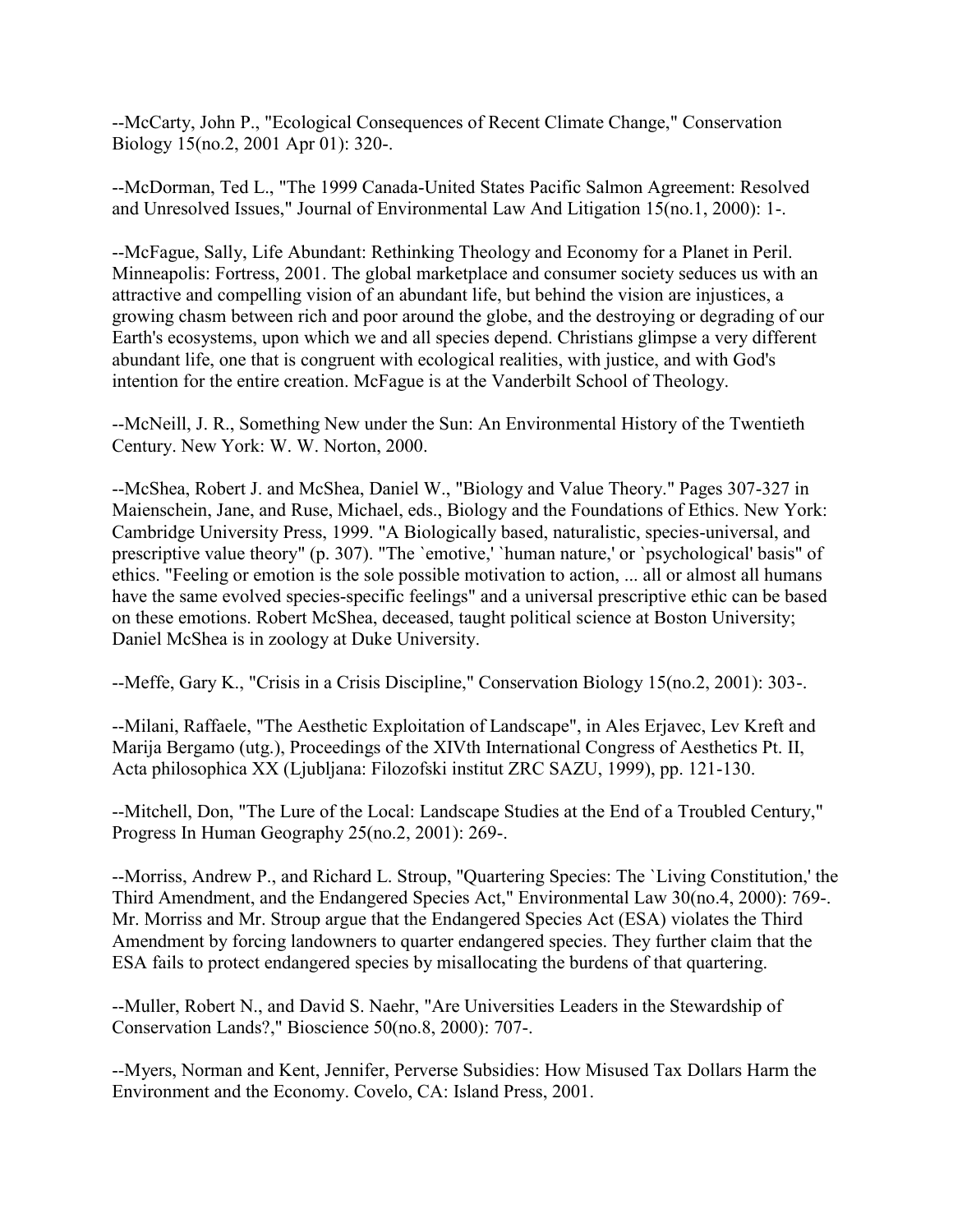--McCarty, John P., "Ecological Consequences of Recent Climate Change," Conservation Biology 15(no.2, 2001 Apr 01): 320-.

--McDorman, Ted L., "The 1999 Canada-United States Pacific Salmon Agreement: Resolved and Unresolved Issues," Journal of Environmental Law And Litigation 15(no.1, 2000): 1-.

--McFague, Sally, Life Abundant: Rethinking Theology and Economy for a Planet in Peril. Minneapolis: Fortress, 2001. The global marketplace and consumer society seduces us with an attractive and compelling vision of an abundant life, but behind the vision are injustices, a growing chasm between rich and poor around the globe, and the destroying or degrading of our Earth's ecosystems, upon which we and all species depend. Christians glimpse a very different abundant life, one that is congruent with ecological realities, with justice, and with God's intention for the entire creation. McFague is at the Vanderbilt School of Theology.

--McNeill, J. R., Something New under the Sun: An Environmental History of the Twentieth Century. New York: W. W. Norton, 2000.

--McShea, Robert J. and McShea, Daniel W., "Biology and Value Theory." Pages 307-327 in Maienschein, Jane, and Ruse, Michael, eds., Biology and the Foundations of Ethics. New York: Cambridge University Press, 1999. "A Biologically based, naturalistic, species-universal, and prescriptive value theory" (p. 307). "The `emotive,' `human nature,' or `psychological' basis" of ethics. "Feeling or emotion is the sole possible motivation to action, ... all or almost all humans have the same evolved species-specific feelings" and a universal prescriptive ethic can be based on these emotions. Robert McShea, deceased, taught political science at Boston University; Daniel McShea is in zoology at Duke University.

--Meffe, Gary K., "Crisis in a Crisis Discipline," Conservation Biology 15(no.2, 2001): 303-.

--Milani, Raffaele, "The Aesthetic Exploitation of Landscape", in Ales Erjavec, Lev Kreft and Marija Bergamo (utg.), Proceedings of the XIVth International Congress of Aesthetics Pt. II, Acta philosophica XX (Ljubljana: Filozofski institut ZRC SAZU, 1999), pp. 121-130.

--Mitchell, Don, "The Lure of the Local: Landscape Studies at the End of a Troubled Century," Progress In Human Geography 25(no.2, 2001): 269-.

--Morriss, Andrew P., and Richard L. Stroup, "Quartering Species: The `Living Constitution,' the Third Amendment, and the Endangered Species Act," Environmental Law 30(no.4, 2000): 769-. Mr. Morriss and Mr. Stroup argue that the Endangered Species Act (ESA) violates the Third Amendment by forcing landowners to quarter endangered species. They further claim that the ESA fails to protect endangered species by misallocating the burdens of that quartering.

--Muller, Robert N., and David S. Naehr, "Are Universities Leaders in the Stewardship of Conservation Lands?," Bioscience 50(no.8, 2000): 707-.

--Myers, Norman and Kent, Jennifer, Perverse Subsidies: How Misused Tax Dollars Harm the Environment and the Economy. Covelo, CA: Island Press, 2001.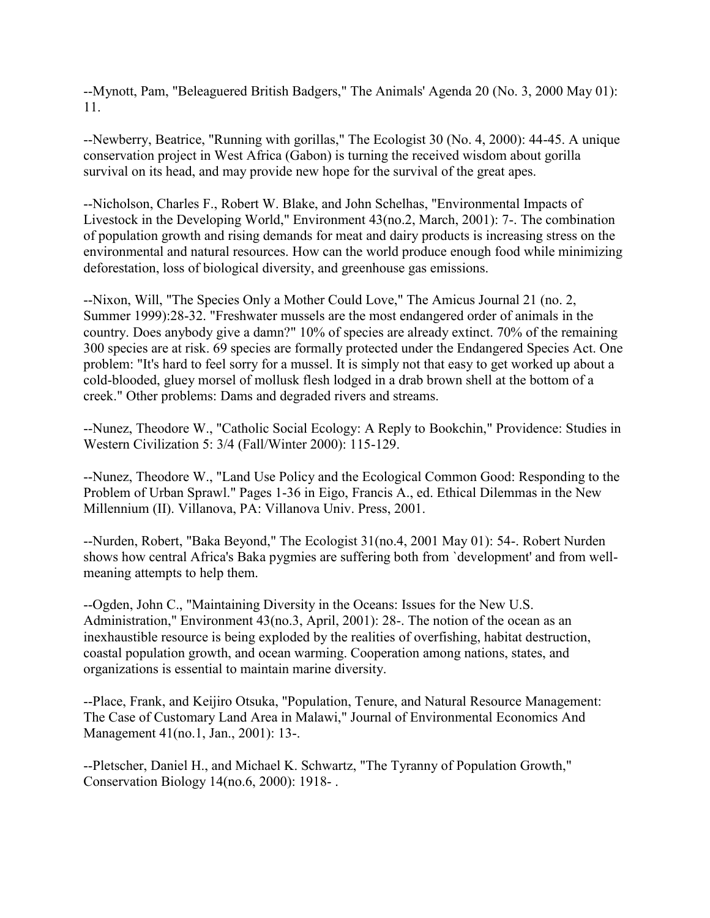--Mynott, Pam, "Beleaguered British Badgers," The Animals' Agenda 20 (No. 3, 2000 May 01): 11.

--Newberry, Beatrice, "Running with gorillas," The Ecologist 30 (No. 4, 2000): 44-45. A unique conservation project in West Africa (Gabon) is turning the received wisdom about gorilla survival on its head, and may provide new hope for the survival of the great apes.

--Nicholson, Charles F., Robert W. Blake, and John Schelhas, "Environmental Impacts of Livestock in the Developing World," Environment 43(no.2, March, 2001): 7-. The combination of population growth and rising demands for meat and dairy products is increasing stress on the environmental and natural resources. How can the world produce enough food while minimizing deforestation, loss of biological diversity, and greenhouse gas emissions.

--Nixon, Will, "The Species Only a Mother Could Love," The Amicus Journal 21 (no. 2, Summer 1999):28-32. "Freshwater mussels are the most endangered order of animals in the country. Does anybody give a damn?" 10% of species are already extinct. 70% of the remaining 300 species are at risk. 69 species are formally protected under the Endangered Species Act. One problem: "It's hard to feel sorry for a mussel. It is simply not that easy to get worked up about a cold-blooded, gluey morsel of mollusk flesh lodged in a drab brown shell at the bottom of a creek." Other problems: Dams and degraded rivers and streams.

--Nunez, Theodore W., "Catholic Social Ecology: A Reply to Bookchin," Providence: Studies in Western Civilization 5: 3/4 (Fall/Winter 2000): 115-129.

--Nunez, Theodore W., "Land Use Policy and the Ecological Common Good: Responding to the Problem of Urban Sprawl." Pages 1-36 in Eigo, Francis A., ed. Ethical Dilemmas in the New Millennium (II). Villanova, PA: Villanova Univ. Press, 2001.

--Nurden, Robert, "Baka Beyond," The Ecologist 31(no.4, 2001 May 01): 54-. Robert Nurden shows how central Africa's Baka pygmies are suffering both from `development' and from well-meaning attempts to help them.

--Ogden, John C., "Maintaining Diversity in the Oceans: Issues for the New U.S. Administration," Environment 43(no.3, April, 2001): 28-. The notion of the ocean as an inexhaustible resource is being exploded by the realities of overfishing, habitat destruction, coastal population growth, and ocean warming. Cooperation among nations, states, and organizations is essential to maintain marine diversity.

--Place, Frank, and Keijiro Otsuka, "Population, Tenure, and Natural Resource Management: The Case of Customary Land Area in Malawi," Journal of Environmental Economics And Management 41(no.1, Jan., 2001): 13-.

--Pletscher, Daniel H., and Michael K. Schwartz, "The Tyranny of Population Growth," Conservation Biology 14(no.6, 2000): 1918- .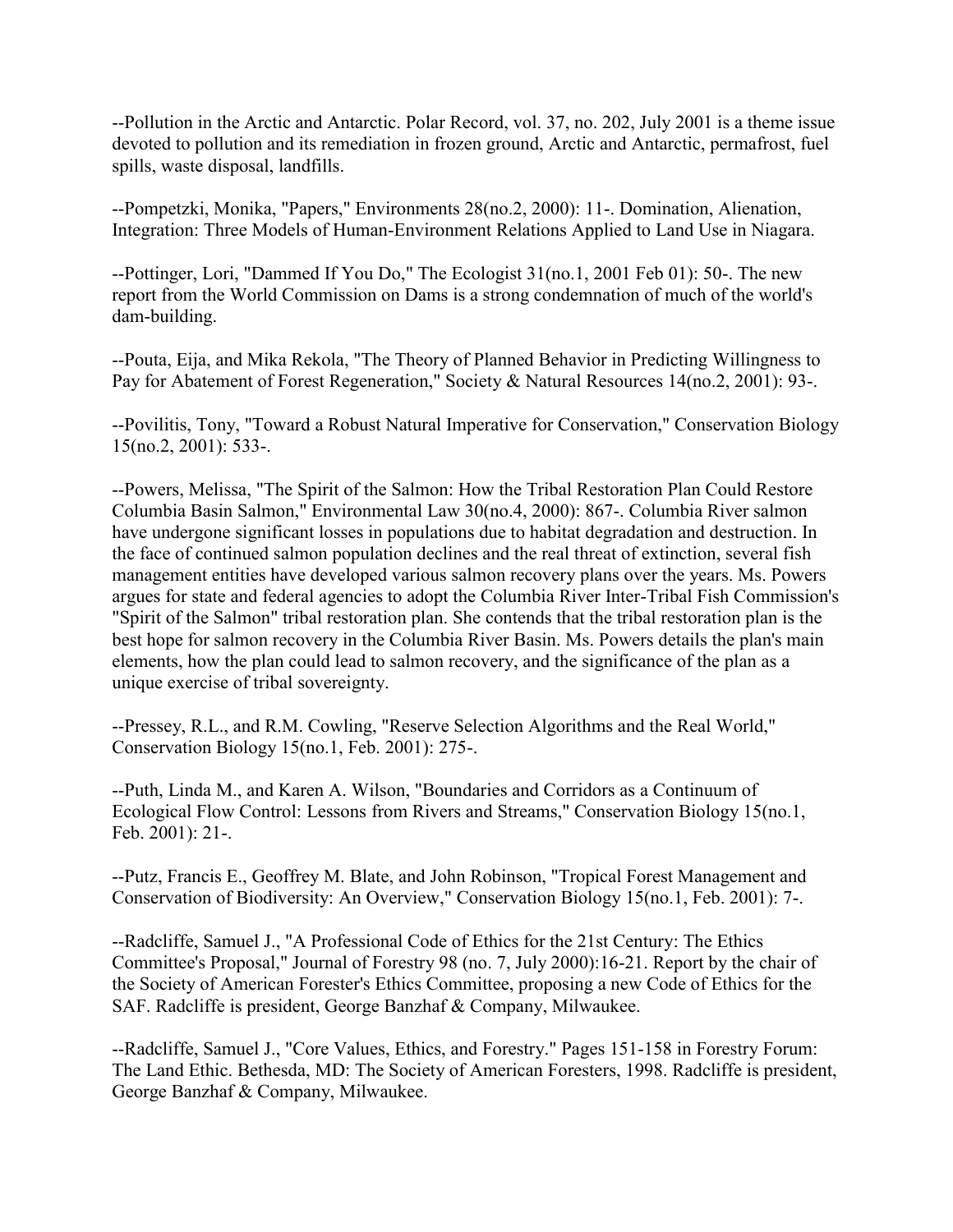--Pollution in the Arctic and Antarctic. Polar Record, vol. 37, no. 202, July 2001 is a theme issue devoted to pollution and its remediation in frozen ground, Arctic and Antarctic, permafrost, fuel spills, waste disposal, landfills.

--Pompetzki, Monika, "Papers," Environments 28(no.2, 2000): 11-. Domination, Alienation, Integration: Three Models of Human-Environment Relations Applied to Land Use in Niagara.

--Pottinger, Lori, "Dammed If You Do," The Ecologist 31(no.1, 2001 Feb 01): 50-. The new report from the World Commission on Dams is a strong condemnation of much of the world's dam-building.

--Pouta, Eija, and Mika Rekola, "The Theory of Planned Behavior in Predicting Willingness to Pay for Abatement of Forest Regeneration," Society & Natural Resources 14(no.2, 2001): 93-.

--Povilitis, Tony, "Toward a Robust Natural Imperative for Conservation," Conservation Biology 15(no.2, 2001): 533-.

--Powers, Melissa, "The Spirit of the Salmon: How the Tribal Restoration Plan Could Restore Columbia Basin Salmon," Environmental Law 30(no.4, 2000): 867-. Columbia River salmon have undergone significant losses in populations due to habitat degradation and destruction. In the face of continued salmon population declines and the real threat of extinction, several fish management entities have developed various salmon recovery plans over the years. Ms. Powers argues for state and federal agencies to adopt the Columbia River Inter-Tribal Fish Commission's "Spirit of the Salmon" tribal restoration plan. She contends that the tribal restoration plan is the best hope for salmon recovery in the Columbia River Basin. Ms. Powers details the plan's main elements, how the plan could lead to salmon recovery, and the significance of the plan as a unique exercise of tribal sovereignty.

--Pressey, R.L., and R.M. Cowling, "Reserve Selection Algorithms and the Real World," Conservation Biology 15(no.1, Feb. 2001): 275-.

--Puth, Linda M., and Karen A. Wilson, "Boundaries and Corridors as a Continuum of Ecological Flow Control: Lessons from Rivers and Streams," Conservation Biology 15(no.1, Feb. 2001): 21-.

--Putz, Francis E., Geoffrey M. Blate, and John Robinson, "Tropical Forest Management and Conservation of Biodiversity: An Overview," Conservation Biology 15(no.1, Feb. 2001): 7-.

--Radcliffe, Samuel J., "A Professional Code of Ethics for the 21st Century: The Ethics Committee's Proposal," Journal of Forestry 98 (no. 7, July 2000):16-21. Report by the chair of the Society of American Forester's Ethics Committee, proposing a new Code of Ethics for the SAF. Radcliffe is president, George Banzhaf & Company, Milwaukee.

--Radcliffe, Samuel J., "Core Values, Ethics, and Forestry." Pages 151-158 in Forestry Forum: The Land Ethic. Bethesda, MD: The Society of American Foresters, 1998. Radcliffe is president, George Banzhaf & Company, Milwaukee.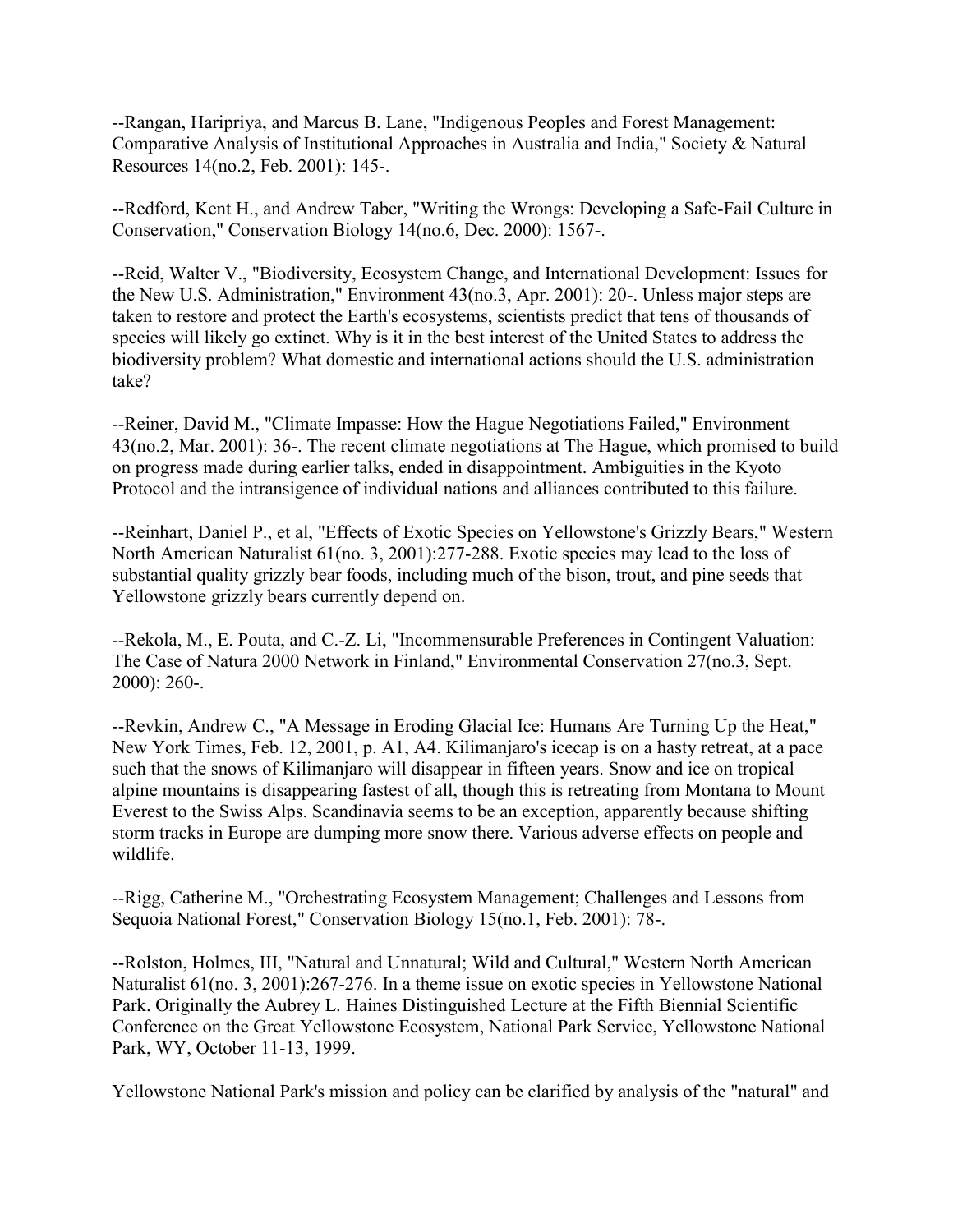--Rangan, Haripriya, and Marcus B. Lane, "Indigenous Peoples and Forest Management: Comparative Analysis of Institutional Approaches in Australia and India," Society & Natural Resources 14(no.2, Feb. 2001): 145-.

--Redford, Kent H., and Andrew Taber, "Writing the Wrongs: Developing a Safe-Fail Culture in Conservation," Conservation Biology 14(no.6, Dec. 2000): 1567-.

--Reid, Walter V., "Biodiversity, Ecosystem Change, and International Development: Issues for the New U.S. Administration," Environment 43(no.3, Apr. 2001): 20-. Unless major steps are taken to restore and protect the Earth's ecosystems, scientists predict that tens of thousands of species will likely go extinct. Why is it in the best interest of the United States to address the biodiversity problem? What domestic and international actions should the U.S. administration take?

--Reiner, David M., "Climate Impasse: How the Hague Negotiations Failed," Environment 43(no.2, Mar. 2001): 36-. The recent climate negotiations at The Hague, which promised to build on progress made during earlier talks, ended in disappointment. Ambiguities in the Kyoto Protocol and the intransigence of individual nations and alliances contributed to this failure.

--Reinhart, Daniel P., et al, "Effects of Exotic Species on Yellowstone's Grizzly Bears," Western North American Naturalist 61(no. 3, 2001):277-288. Exotic species may lead to the loss of substantial quality grizzly bear foods, including much of the bison, trout, and pine seeds that Yellowstone grizzly bears currently depend on.

--Rekola, M., E. Pouta, and C.-Z. Li, "Incommensurable Preferences in Contingent Valuation: The Case of Natura 2000 Network in Finland," Environmental Conservation 27(no.3, Sept. 2000): 260-.

--Revkin, Andrew C., "A Message in Eroding Glacial Ice: Humans Are Turning Up the Heat," New York Times, Feb. 12, 2001, p. A1, A4. Kilimanjaro's icecap is on a hasty retreat, at a pace such that the snows of Kilimanjaro will disappear in fifteen years. Snow and ice on tropical alpine mountains is disappearing fastest of all, though this is retreating from Montana to Mount Everest to the Swiss Alps. Scandinavia seems to be an exception, apparently because shifting storm tracks in Europe are dumping more snow there. Various adverse effects on people and wildlife.

--Rigg, Catherine M., "Orchestrating Ecosystem Management; Challenges and Lessons from Sequoia National Forest," Conservation Biology 15(no.1, Feb. 2001): 78-.

--Rolston, Holmes, III, "Natural and Unnatural; Wild and Cultural," Western North American Naturalist 61(no. 3, 2001):267-276. In a theme issue on exotic species in Yellowstone National Park. Originally the Aubrey L. Haines Distinguished Lecture at the Fifth Biennial Scientific Conference on the Great Yellowstone Ecosystem, National Park Service, Yellowstone National Park, WY, October 11-13, 1999.

Yellowstone National Park's mission and policy can be clarified by analysis of the "natural" and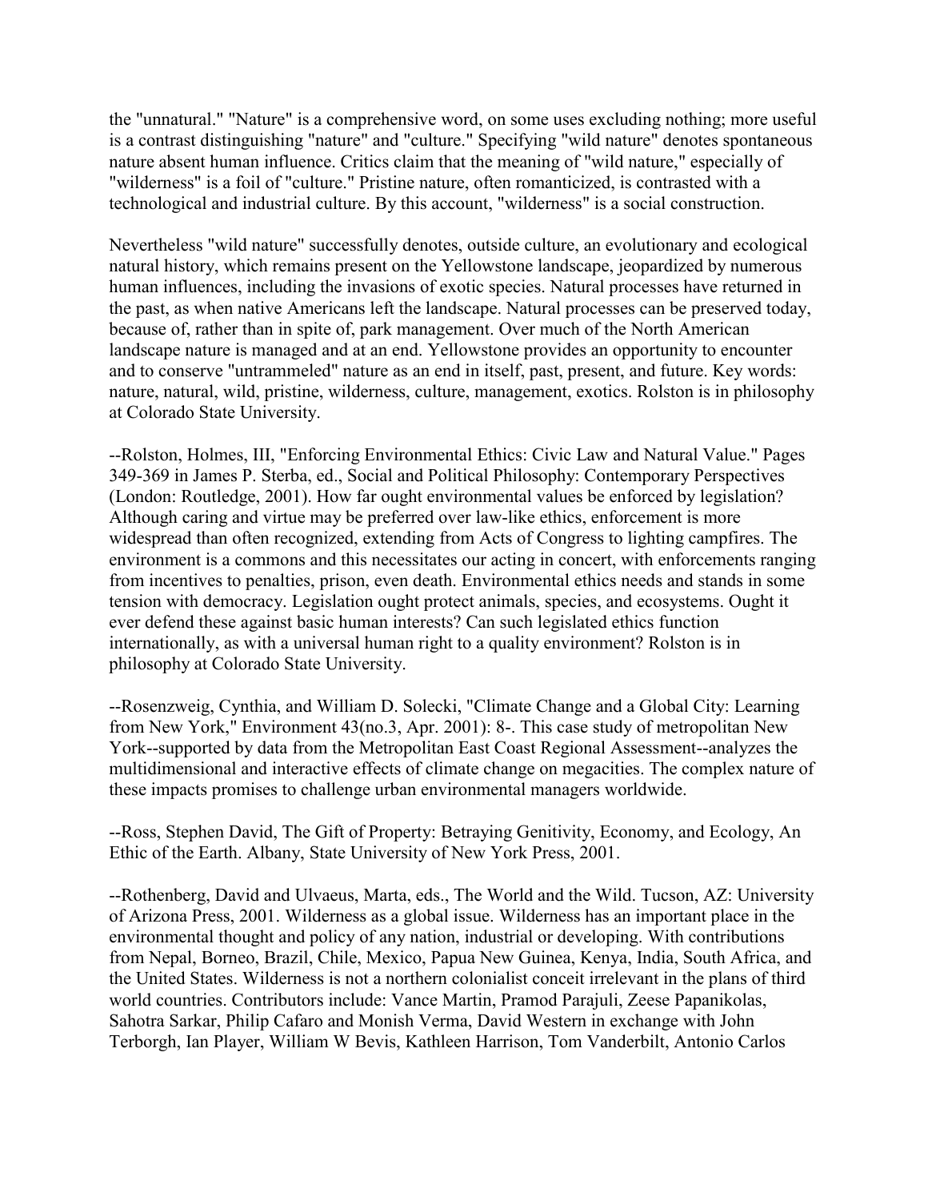the "unnatural." "Nature" is a comprehensive word, on some uses excluding nothing; more useful is a contrast distinguishing "nature" and "culture." Specifying "wild nature" denotes spontaneous nature absent human influence. Critics claim that the meaning of "wild nature," especially of "wilderness" is a foil of "culture." Pristine nature, often romanticized, is contrasted with a technological and industrial culture. By this account, "wilderness" is a social construction.

Nevertheless "wild nature" successfully denotes, outside culture, an evolutionary and ecological natural history, which remains present on the Yellowstone landscape, jeopardized by numerous human influences, including the invasions of exotic species. Natural processes have returned in the past, as when native Americans left the landscape. Natural processes can be preserved today, because of, rather than in spite of, park management. Over much of the North American landscape nature is managed and at an end. Yellowstone provides an opportunity to encounter and to conserve "untrammeled" nature as an end in itself, past, present, and future. Key words: nature, natural, wild, pristine, wilderness, culture, management, exotics. Rolston is in philosophy at Colorado State University.

--Rolston, Holmes, III, "Enforcing Environmental Ethics: Civic Law and Natural Value." Pages 349-369 in James P. Sterba, ed., Social and Political Philosophy: Contemporary Perspectives (London: Routledge, 2001). How far ought environmental values be enforced by legislation? Although caring and virtue may be preferred over law-like ethics, enforcement is more widespread than often recognized, extending from Acts of Congress to lighting campfires. The environment is a commons and this necessitates our acting in concert, with enforcements ranging from incentives to penalties, prison, even death. Environmental ethics needs and stands in some tension with democracy. Legislation ought protect animals, species, and ecosystems. Ought it ever defend these against basic human interests? Can such legislated ethics function internationally, as with a universal human right to a quality environment? Rolston is in philosophy at Colorado State University.

--Rosenzweig, Cynthia, and William D. Solecki, "Climate Change and a Global City: Learning from New York," Environment 43(no.3, Apr. 2001): 8-. This case study of metropolitan New York--supported by data from the Metropolitan East Coast Regional Assessment--analyzes the multidimensional and interactive effects of climate change on megacities. The complex nature of these impacts promises to challenge urban environmental managers worldwide.

--Ross, Stephen David, The Gift of Property: Betraying Genitivity, Economy, and Ecology, An Ethic of the Earth. Albany, State University of New York Press, 2001.

--Rothenberg, David and Ulvaeus, Marta, eds., The World and the Wild. Tucson, AZ: University of Arizona Press, 2001. Wilderness as a global issue. Wilderness has an important place in the environmental thought and policy of any nation, industrial or developing. With contributions from Nepal, Borneo, Brazil, Chile, Mexico, Papua New Guinea, Kenya, India, South Africa, and the United States. Wilderness is not a northern colonialist conceit irrelevant in the plans of third world countries. Contributors include: Vance Martin, Pramod Parajuli, Zeese Papanikolas, Sahotra Sarkar, Philip Cafaro and Monish Verma, David Western in exchange with John Terborgh, Ian Player, William W Bevis, Kathleen Harrison, Tom Vanderbilt, Antonio Carlos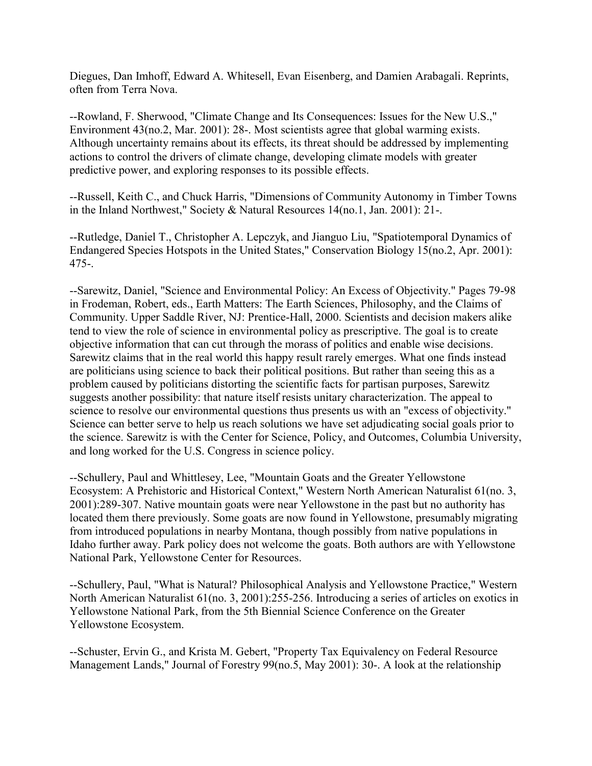Diegues, Dan Imhoff, Edward A. Whitesell, Evan Eisenberg, and Damien Arabagali. Reprints, often from Terra Nova.

--Rowland, F. Sherwood, "Climate Change and Its Consequences: Issues for the New U.S.," Environment 43(no.2, Mar. 2001): 28-. Most scientists agree that global warming exists. Although uncertainty remains about its effects, its threat should be addressed by implementing actions to control the drivers of climate change, developing climate models with greater predictive power, and exploring responses to its possible effects.

--Russell, Keith C., and Chuck Harris, "Dimensions of Community Autonomy in Timber Towns in the Inland Northwest," Society & Natural Resources 14(no.1, Jan. 2001): 21-.

--Rutledge, Daniel T., Christopher A. Lepczyk, and Jianguo Liu, "Spatiotemporal Dynamics of Endangered Species Hotspots in the United States," Conservation Biology 15(no.2, Apr. 2001): 475-.

--Sarewitz, Daniel, "Science and Environmental Policy: An Excess of Objectivity." Pages 79-98 in Frodeman, Robert, eds., Earth Matters: The Earth Sciences, Philosophy, and the Claims of Community. Upper Saddle River, NJ: Prentice-Hall, 2000. Scientists and decision makers alike tend to view the role of science in environmental policy as prescriptive. The goal is to create objective information that can cut through the morass of politics and enable wise decisions. Sarewitz claims that in the real world this happy result rarely emerges. What one finds instead are politicians using science to back their political positions. But rather than seeing this as a problem caused by politicians distorting the scientific facts for partisan purposes, Sarewitz suggests another possibility: that nature itself resists unitary characterization. The appeal to science to resolve our environmental questions thus presents us with an "excess of objectivity." Science can better serve to help us reach solutions we have set adjudicating social goals prior to the science. Sarewitz is with the Center for Science, Policy, and Outcomes, Columbia University, and long worked for the U.S. Congress in science policy.

--Schullery, Paul and Whittlesey, Lee, "Mountain Goats and the Greater Yellowstone Ecosystem: A Prehistoric and Historical Context," Western North American Naturalist 61(no. 3, 2001):289-307. Native mountain goats were near Yellowstone in the past but no authority has located them there previously. Some goats are now found in Yellowstone, presumably migrating from introduced populations in nearby Montana, though possibly from native populations in Idaho further away. Park policy does not welcome the goats. Both authors are with Yellowstone National Park, Yellowstone Center for Resources.

--Schullery, Paul, "What is Natural? Philosophical Analysis and Yellowstone Practice," Western North American Naturalist 61(no. 3, 2001):255-256. Introducing a series of articles on exotics in Yellowstone National Park, from the 5th Biennial Science Conference on the Greater Yellowstone Ecosystem.

--Schuster, Ervin G., and Krista M. Gebert, "Property Tax Equivalency on Federal Resource Management Lands," Journal of Forestry 99(no.5, May 2001): 30-. A look at the relationship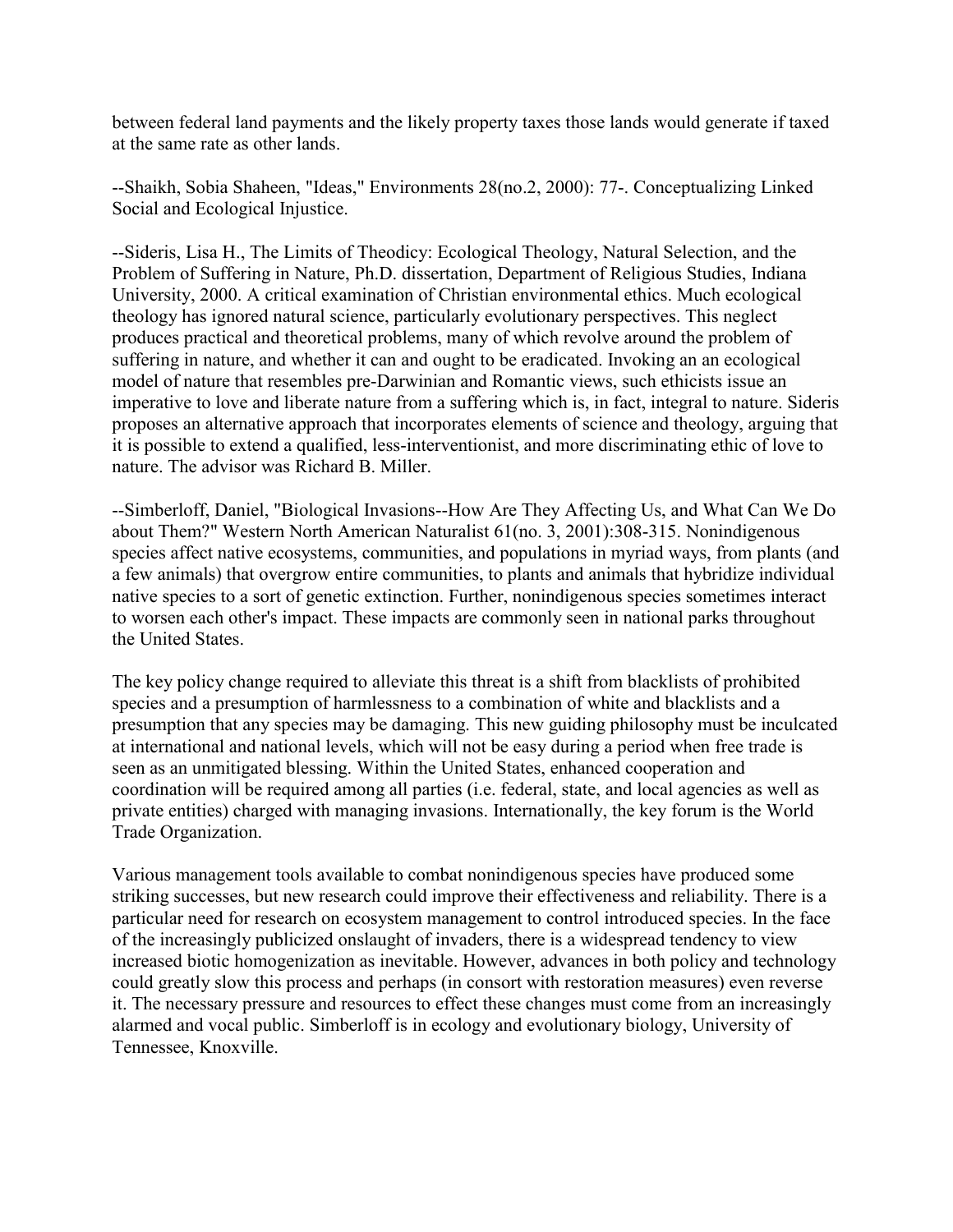between federal land payments and the likely property taxes those lands would generate if taxed at the same rate as other lands.

--Shaikh, Sobia Shaheen, "Ideas," Environments 28(no.2, 2000): 77-. Conceptualizing Linked Social and Ecological Injustice.

--Sideris, Lisa H., The Limits of Theodicy: Ecological Theology, Natural Selection, and the Problem of Suffering in Nature, Ph.D. dissertation, Department of Religious Studies, Indiana University, 2000. A critical examination of Christian environmental ethics. Much ecological theology has ignored natural science, particularly evolutionary perspectives. This neglect produces practical and theoretical problems, many of which revolve around the problem of suffering in nature, and whether it can and ought to be eradicated. Invoking an an ecological model of nature that resembles pre-Darwinian and Romantic views, such ethicists issue an imperative to love and liberate nature from a suffering which is, in fact, integral to nature. Sideris proposes an alternative approach that incorporates elements of science and theology, arguing that it is possible to extend a qualified, less-interventionist, and more discriminating ethic of love to nature. The advisor was Richard B. Miller.

--Simberloff, Daniel, "Biological Invasions--How Are They Affecting Us, and What Can We Do about Them?" Western North American Naturalist 61(no. 3, 2001):308-315. Nonindigenous species affect native ecosystems, communities, and populations in myriad ways, from plants (and a few animals) that overgrow entire communities, to plants and animals that hybridize individual native species to a sort of genetic extinction. Further, nonindigenous species sometimes interact to worsen each other's impact. These impacts are commonly seen in national parks throughout the United States.

The key policy change required to alleviate this threat is a shift from blacklists of prohibited species and a presumption of harmlessness to a combination of white and blacklists and a presumption that any species may be damaging. This new guiding philosophy must be inculcated at international and national levels, which will not be easy during a period when free trade is seen as an unmitigated blessing. Within the United States, enhanced cooperation and coordination will be required among all parties (i.e. federal, state, and local agencies as well as private entities) charged with managing invasions. Internationally, the key forum is the World Trade Organization.

Various management tools available to combat nonindigenous species have produced some striking successes, but new research could improve their effectiveness and reliability. There is a particular need for research on ecosystem management to control introduced species. In the face of the increasingly publicized onslaught of invaders, there is a widespread tendency to view increased biotic homogenization as inevitable. However, advances in both policy and technology could greatly slow this process and perhaps (in consort with restoration measures) even reverse it. The necessary pressure and resources to effect these changes must come from an increasingly alarmed and vocal public. Simberloff is in ecology and evolutionary biology, University of Tennessee, Knoxville.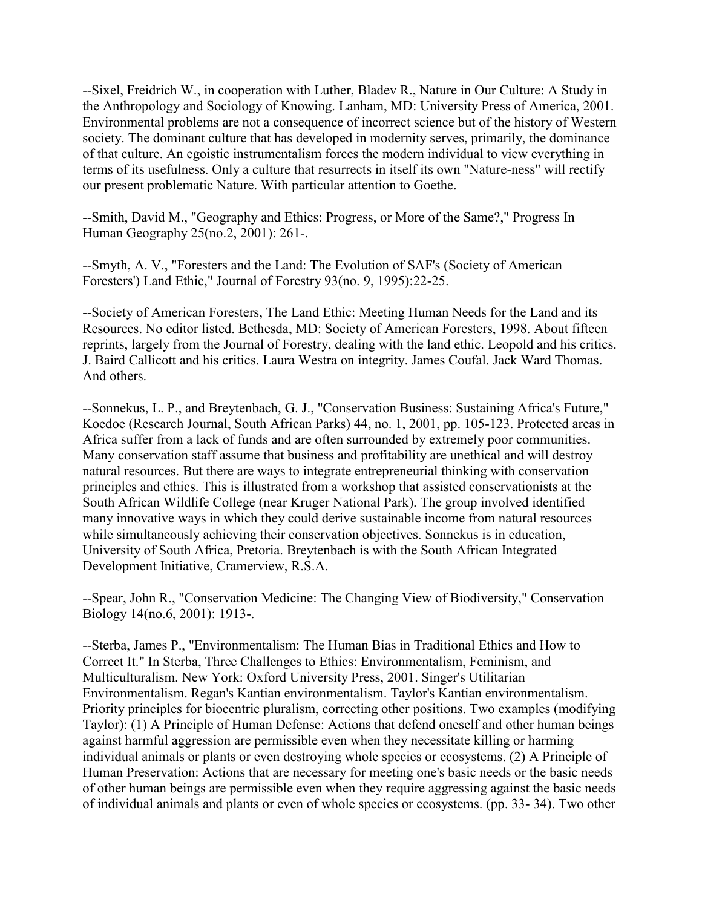--Sixel, Freidrich W., in cooperation with Luther, Bladev R., Nature in Our Culture: A Study in the Anthropology and Sociology of Knowing. Lanham, MD: University Press of America, 2001. Environmental problems are not a consequence of incorrect science but of the history of Western society. The dominant culture that has developed in modernity serves, primarily, the dominance of that culture. An egoistic instrumentalism forces the modern individual to view everything in terms of its usefulness. Only a culture that resurrects in itself its own "Nature-ness" will rectify our present problematic Nature. With particular attention to Goethe.

--Smith, David M., "Geography and Ethics: Progress, or More of the Same?," Progress In Human Geography 25(no.2, 2001): 261-.

--Smyth, A. V., "Foresters and the Land: The Evolution of SAF's (Society of American Foresters') Land Ethic," Journal of Forestry 93(no. 9, 1995):22-25.

--Society of American Foresters, The Land Ethic: Meeting Human Needs for the Land and its Resources. No editor listed. Bethesda, MD: Society of American Foresters, 1998. About fifteen reprints, largely from the Journal of Forestry, dealing with the land ethic. Leopold and his critics. J. Baird Callicott and his critics. Laura Westra on integrity. James Coufal. Jack Ward Thomas. And others.

--Sonnekus, L. P., and Breytenbach, G. J., "Conservation Business: Sustaining Africa's Future," Koedoe (Research Journal, South African Parks) 44, no. 1, 2001, pp. 105-123. Protected areas in Africa suffer from a lack of funds and are often surrounded by extremely poor communities. Many conservation staff assume that business and profitability are unethical and will destroy natural resources. But there are ways to integrate entrepreneurial thinking with conservation principles and ethics. This is illustrated from a workshop that assisted conservationists at the South African Wildlife College (near Kruger National Park). The group involved identified many innovative ways in which they could derive sustainable income from natural resources while simultaneously achieving their conservation objectives. Sonnekus is in education, University of South Africa, Pretoria. Breytenbach is with the South African Integrated Development Initiative, Cramerview, R.S.A.

--Spear, John R., "Conservation Medicine: The Changing View of Biodiversity," Conservation Biology 14(no.6, 2001): 1913-.

--Sterba, James P., "Environmentalism: The Human Bias in Traditional Ethics and How to Correct It." In Sterba, Three Challenges to Ethics: Environmentalism, Feminism, and Multiculturalism. New York: Oxford University Press, 2001. Singer's Utilitarian Environmentalism. Regan's Kantian environmentalism. Taylor's Kantian environmentalism. Priority principles for biocentric pluralism, correcting other positions. Two examples (modifying Taylor): (1) A Principle of Human Defense: Actions that defend oneself and other human beings against harmful aggression are permissible even when they necessitate killing or harming individual animals or plants or even destroying whole species or ecosystems. (2) A Principle of Human Preservation: Actions that are necessary for meeting one's basic needs or the basic needs of other human beings are permissible even when they require aggressing against the basic needs of individual animals and plants or even of whole species or ecosystems. (pp. 33- 34). Two other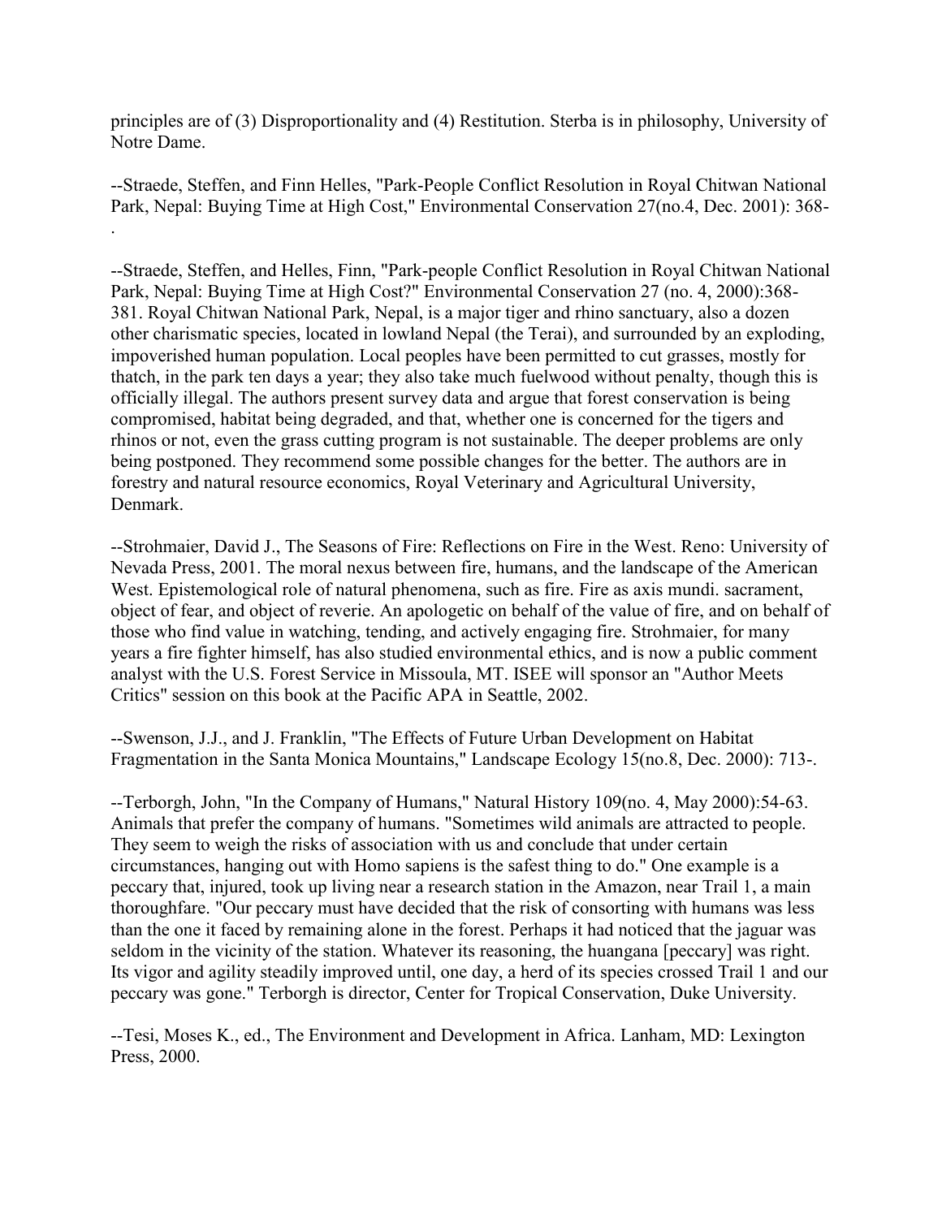principles are of (3) Disproportionality and (4) Restitution. Sterba is in philosophy, University of Notre Dame.

--Straede, Steffen, and Finn Helles, "Park-People Conflict Resolution in Royal Chitwan National Park, Nepal: Buying Time at High Cost," Environmental Conservation 27(no.4, Dec. 2001): 368-.

--Straede, Steffen, and Helles, Finn, "Park-people Conflict Resolution in Royal Chitwan National Park, Nepal: Buying Time at High Cost?" Environmental Conservation 27 (no. 4, 2000):368-381. Royal Chitwan National Park, Nepal, is a major tiger and rhino sanctuary, also a dozen other charismatic species, located in lowland Nepal (the Terai), and surrounded by an exploding, impoverished human population. Local peoples have been permitted to cut grasses, mostly for thatch, in the park ten days a year; they also take much fuelwood without penalty, though this is officially illegal. The authors present survey data and argue that forest conservation is being compromised, habitat being degraded, and that, whether one is concerned for the tigers and rhinos or not, even the grass cutting program is not sustainable. The deeper problems are only being postponed. They recommend some possible changes for the better. The authors are in forestry and natural resource economics, Royal Veterinary and Agricultural University, Denmark.

--Strohmaier, David J., The Seasons of Fire: Reflections on Fire in the West. Reno: University of Nevada Press, 2001. The moral nexus between fire, humans, and the landscape of the American West. Epistemological role of natural phenomena, such as fire. Fire as axis mundi. sacrament, object of fear, and object of reverie. An apologetic on behalf of the value of fire, and on behalf of those who find value in watching, tending, and actively engaging fire. Strohmaier, for many years a fire fighter himself, has also studied environmental ethics, and is now a public comment analyst with the U.S. Forest Service in Missoula, MT. ISEE will sponsor an "Author Meets Critics" session on this book at the Pacific APA in Seattle, 2002.

--Swenson, J.J., and J. Franklin, "The Effects of Future Urban Development on Habitat Fragmentation in the Santa Monica Mountains," Landscape Ecology 15(no.8, Dec. 2000): 713-.

--Terborgh, John, "In the Company of Humans," Natural History 109(no. 4, May 2000):54-63. Animals that prefer the company of humans. "Sometimes wild animals are attracted to people. They seem to weigh the risks of association with us and conclude that under certain circumstances, hanging out with Homo sapiens is the safest thing to do." One example is a peccary that, injured, took up living near a research station in the Amazon, near Trail 1, a main thoroughfare. "Our peccary must have decided that the risk of consorting with humans was less than the one it faced by remaining alone in the forest. Perhaps it had noticed that the jaguar was seldom in the vicinity of the station. Whatever its reasoning, the huangana [peccary] was right. Its vigor and agility steadily improved until, one day, a herd of its species crossed Trail 1 and our peccary was gone." Terborgh is director, Center for Tropical Conservation, Duke University.

--Tesi, Moses K., ed., The Environment and Development in Africa. Lanham, MD: Lexington Press, 2000.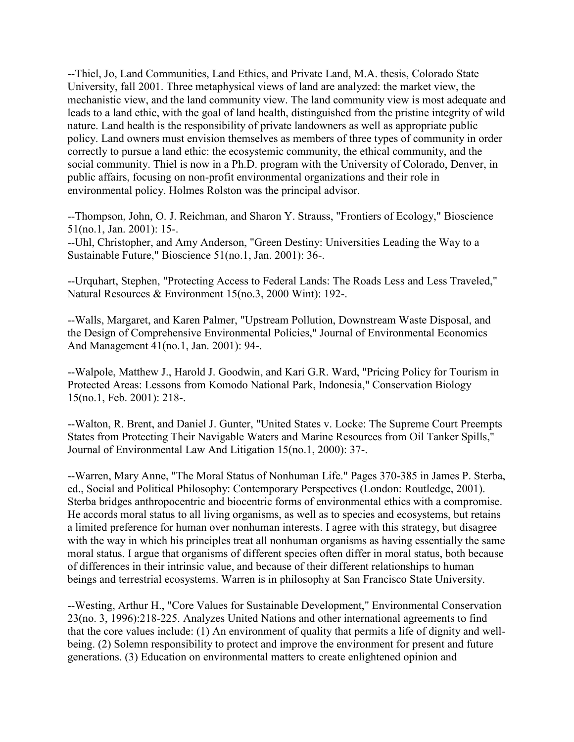--Thiel, Jo, Land Communities, Land Ethics, and Private Land, M.A. thesis, Colorado State University, fall 2001. Three metaphysical views of land are analyzed: the market view, the mechanistic view, and the land community view. The land community view is most adequate and leads to a land ethic, with the goal of land health, distinguished from the pristine integrity of wild nature. Land health is the responsibility of private landowners as well as appropriate public policy. Land owners must envision themselves as members of three types of community in order correctly to pursue a land ethic: the ecosystemic community, the ethical community, and the social community. Thiel is now in a Ph.D. program with the University of Colorado, Denver, in public affairs, focusing on non-profit environmental organizations and their role in environmental policy. Holmes Rolston was the principal advisor.

--Thompson, John, O. J. Reichman, and Sharon Y. Strauss, "Frontiers of Ecology," Bioscience 51(no.1, Jan. 2001): 15-.

--Uhl, Christopher, and Amy Anderson, "Green Destiny: Universities Leading the Way to a Sustainable Future," Bioscience 51(no.1, Jan. 2001): 36-.

--Urquhart, Stephen, "Protecting Access to Federal Lands: The Roads Less and Less Traveled," Natural Resources & Environment 15(no.3, 2000 Wint): 192-.

--Walls, Margaret, and Karen Palmer, "Upstream Pollution, Downstream Waste Disposal, and the Design of Comprehensive Environmental Policies," Journal of Environmental Economics And Management 41(no.1, Jan. 2001): 94-.

--Walpole, Matthew J., Harold J. Goodwin, and Kari G.R. Ward, "Pricing Policy for Tourism in Protected Areas: Lessons from Komodo National Park, Indonesia," Conservation Biology 15(no.1, Feb. 2001): 218-.

--Walton, R. Brent, and Daniel J. Gunter, "United States v. Locke: The Supreme Court Preempts States from Protecting Their Navigable Waters and Marine Resources from Oil Tanker Spills," Journal of Environmental Law And Litigation 15(no.1, 2000): 37-.

--Warren, Mary Anne, "The Moral Status of Nonhuman Life." Pages 370-385 in James P. Sterba, ed., Social and Political Philosophy: Contemporary Perspectives (London: Routledge, 2001). Sterba bridges anthropocentric and biocentric forms of environmental ethics with a compromise. He accords moral status to all living organisms, as well as to species and ecosystems, but retains a limited preference for human over nonhuman interests. I agree with this strategy, but disagree with the way in which his principles treat all nonhuman organisms as having essentially the same moral status. I argue that organisms of different species often differ in moral status, both because of differences in their intrinsic value, and because of their different relationships to human beings and terrestrial ecosystems. Warren is in philosophy at San Francisco State University.

--Westing, Arthur H., "Core Values for Sustainable Development," Environmental Conservation 23(no. 3, 1996):218-225. Analyzes United Nations and other international agreements to find that the core values include: (1) An environment of quality that permits a life of dignity and well-being. (2) Solemn responsibility to protect and improve the environment for present and future generations. (3) Education on environmental matters to create enlightened opinion and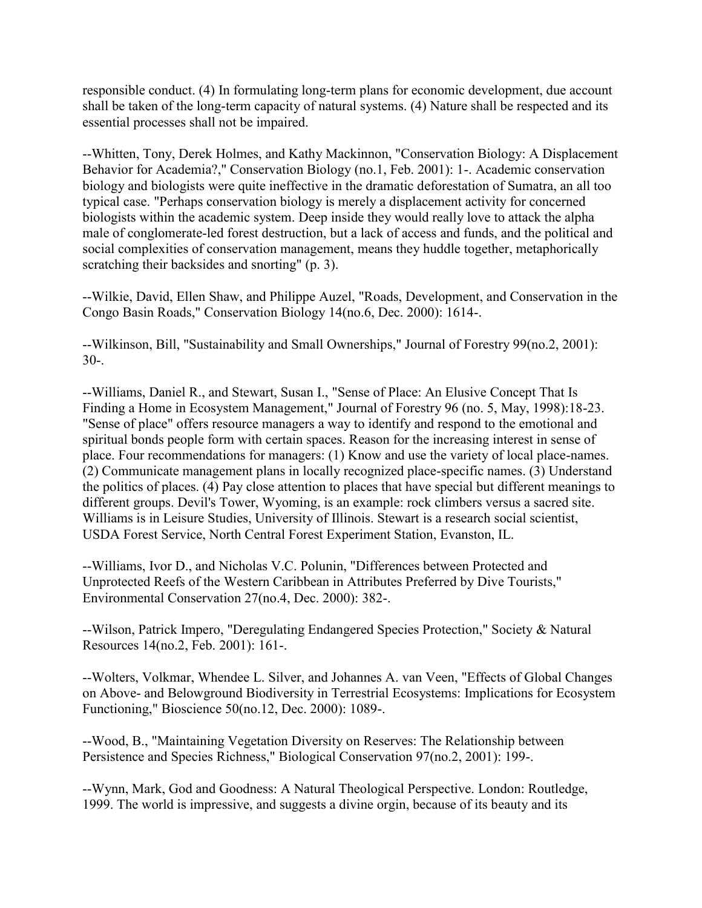responsible conduct. (4) In formulating long-term plans for economic development, due account shall be taken of the long-term capacity of natural systems. (4) Nature shall be respected and its essential processes shall not be impaired.

--Whitten, Tony, Derek Holmes, and Kathy Mackinnon, "Conservation Biology: A Displacement Behavior for Academia?," Conservation Biology (no.1, Feb. 2001): 1-. Academic conservation biology and biologists were quite ineffective in the dramatic deforestation of Sumatra, an all too typical case. "Perhaps conservation biology is merely a displacement activity for concerned biologists within the academic system. Deep inside they would really love to attack the alpha male of conglomerate-led forest destruction, but a lack of access and funds, and the political and social complexities of conservation management, means they huddle together, metaphorically scratching their backsides and snorting" (p. 3).

--Wilkie, David, Ellen Shaw, and Philippe Auzel, "Roads, Development, and Conservation in the Congo Basin Roads," Conservation Biology 14(no.6, Dec. 2000): 1614-.

--Wilkinson, Bill, "Sustainability and Small Ownerships," Journal of Forestry 99(no.2, 2001): 30-.

--Williams, Daniel R., and Stewart, Susan I., "Sense of Place: An Elusive Concept That Is Finding a Home in Ecosystem Management," Journal of Forestry 96 (no. 5, May, 1998):18-23. "Sense of place" offers resource managers a way to identify and respond to the emotional and spiritual bonds people form with certain spaces. Reason for the increasing interest in sense of place. Four recommendations for managers: (1) Know and use the variety of local place-names. (2) Communicate management plans in locally recognized place-specific names. (3) Understand the politics of places. (4) Pay close attention to places that have special but different meanings to different groups. Devil's Tower, Wyoming, is an example: rock climbers versus a sacred site. Williams is in Leisure Studies, University of Illinois. Stewart is a research social scientist, USDA Forest Service, North Central Forest Experiment Station, Evanston, IL.

--Williams, Ivor D., and Nicholas V.C. Polunin, "Differences between Protected and Unprotected Reefs of the Western Caribbean in Attributes Preferred by Dive Tourists," Environmental Conservation 27(no.4, Dec. 2000): 382-.

--Wilson, Patrick Impero, "Deregulating Endangered Species Protection," Society & Natural Resources 14(no.2, Feb. 2001): 161-.

--Wolters, Volkmar, Whendee L. Silver, and Johannes A. van Veen, "Effects of Global Changes on Above- and Belowground Biodiversity in Terrestrial Ecosystems: Implications for Ecosystem Functioning," Bioscience 50(no.12, Dec. 2000): 1089-.

--Wood, B., "Maintaining Vegetation Diversity on Reserves: The Relationship between Persistence and Species Richness," Biological Conservation 97(no.2, 2001): 199-.

--Wynn, Mark, God and Goodness: A Natural Theological Perspective. London: Routledge, 1999. The world is impressive, and suggests a divine orgin, because of its beauty and its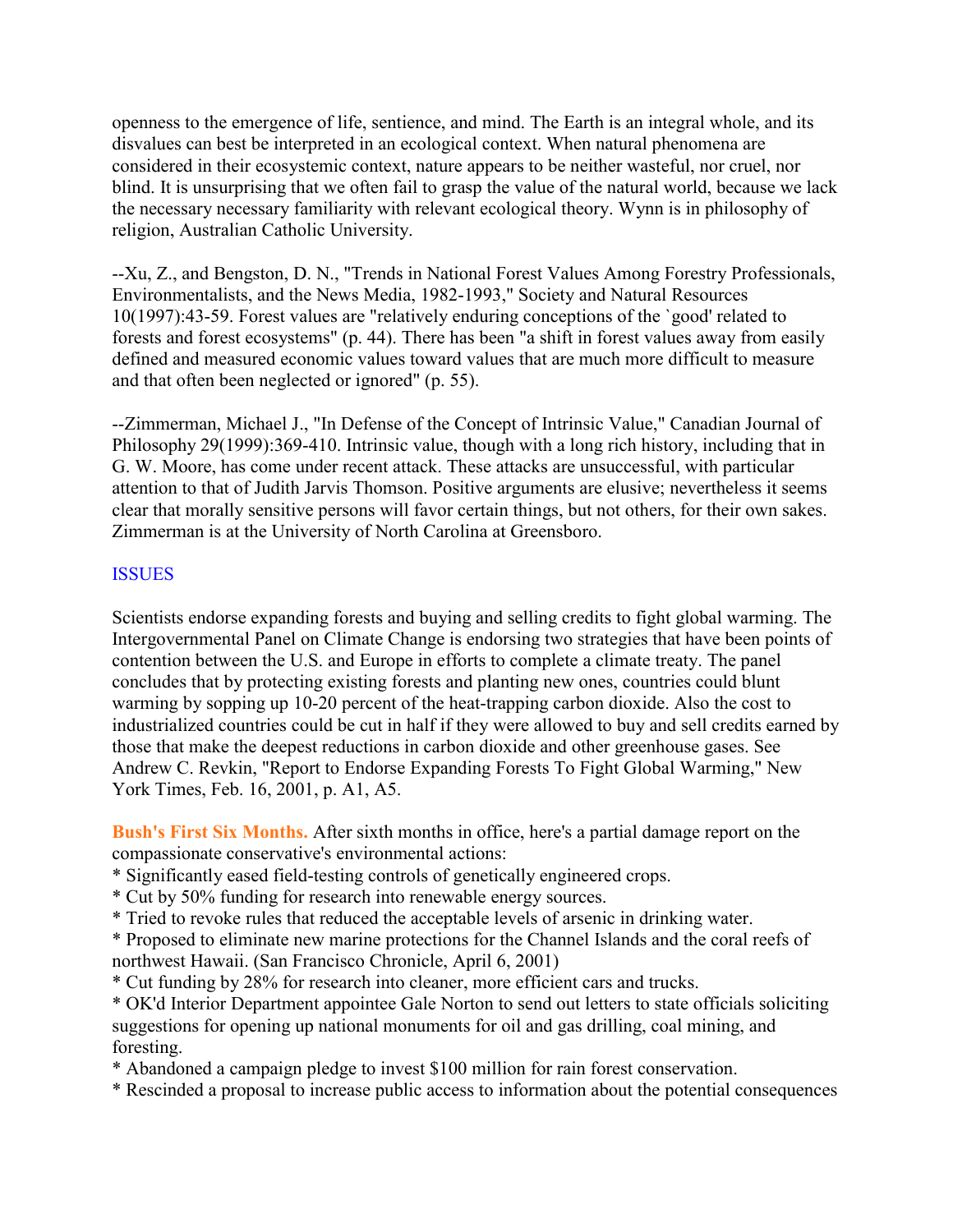openness to the emergence of life, sentience, and mind. The Earth is an integral whole, and its disvalues can best be interpreted in an ecological context. When natural phenomena are considered in their ecosystemic context, nature appears to be neither wasteful, nor cruel, nor blind. It is unsurprising that we often fail to grasp the value of the natural world, because we lack the necessary necessary familiarity with relevant ecological theory. Wynn is in philosophy of religion, Australian Catholic University.

--Xu, Z., and Bengston, D. N., "Trends in National Forest Values Among Forestry Professionals, Environmentalists, and the News Media, 1982-1993," Society and Natural Resources 10(1997):43-59. Forest values are "relatively enduring conceptions of the `good' related to forests and forest ecosystems" (p. 44). There has been "a shift in forest values away from easily defined and measured economic values toward values that are much more difficult to measure and that often been neglected or ignored" (p. 55).

--Zimmerman, Michael J., "In Defense of the Concept of Intrinsic Value," Canadian Journal of Philosophy 29(1999):369-410. Intrinsic value, though with a long rich history, including that in G. W. Moore, has come under recent attack. These attacks are unsuccessful, with particular attention to that of Judith Jarvis Thomson. Positive arguments are elusive; nevertheless it seems clear that morally sensitive persons will favor certain things, but not others, for their own sakes. Zimmerman is at the University of North Carolina at Greensboro.

## ISSUES

Scientists endorse expanding forests and buying and selling credits to fight global warming. The Intergovernmental Panel on Climate Change is endorsing two strategies that have been points of contention between the U.S. and Europe in efforts to complete a climate treaty. The panel concludes that by protecting existing forests and planting new ones, countries could blunt warming by sopping up 10-20 percent of the heat-trapping carbon dioxide. Also the cost to industrialized countries could be cut in half if they were allowed to buy and sell credits earned by those that make the deepest reductions in carbon dioxide and other greenhouse gases. See Andrew C. Revkin, "Report to Endorse Expanding Forests To Fight Global Warming," New York Times, Feb. 16, 2001, p. A1, A5.

**Bush's First Six Months.** After sixth months in office, here's a partial damage report on the compassionate conservative's environmental actions:

* Significantly eased field-testing controls of genetically engineered crops.
* Cut by 50% funding for research into renewable energy sources.
* Tried to revoke rules that reduced the acceptable levels of arsenic in drinking water.
* Proposed to eliminate new marine protections for the Channel Islands and the coral reefs of northwest Hawaii. (San Francisco Chronicle, April 6, 2001)
* Cut funding by 28% for research into cleaner, more efficient cars and trucks.
* OK'd Interior Department appointee Gale Norton to send out letters to state officials soliciting suggestions for opening up national monuments for oil and gas drilling, coal mining, and foresting.
* Abandoned a campaign pledge to invest $100 million for rain forest conservation.
* Rescinded a proposal to increase public access to information about the potential consequences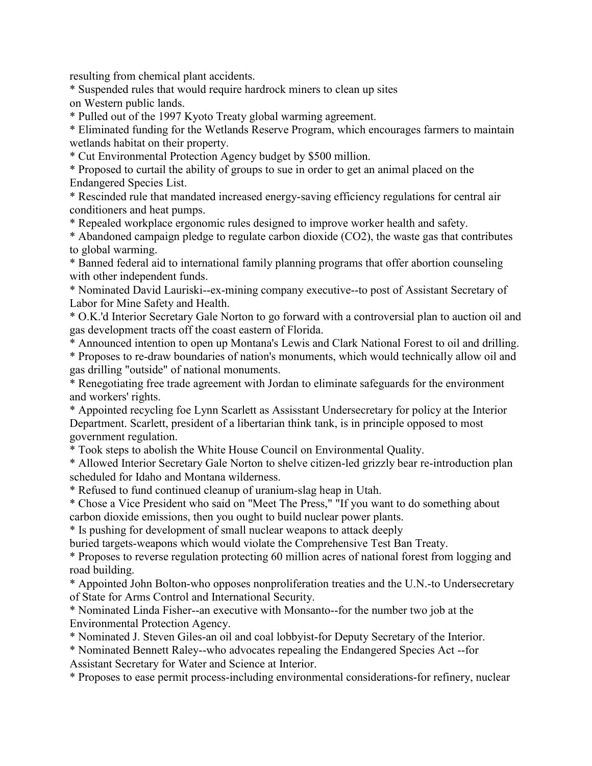resulting from chemical plant accidents.

* Suspended rules that would require hardrock miners to clean up sites on Western public lands.
* Pulled out of the 1997 Kyoto Treaty global warming agreement.
* Eliminated funding for the Wetlands Reserve Program, which encourages farmers to maintain wetlands habitat on their property.
* Cut Environmental Protection Agency budget by $500 million.
* Proposed to curtail the ability of groups to sue in order to get an animal placed on the Endangered Species List.
* Rescinded rule that mandated increased energy-saving efficiency regulations for central air conditioners and heat pumps.
* Repealed workplace ergonomic rules designed to improve worker health and safety.
* Abandoned campaign pledge to regulate carbon dioxide ($CO_2$), the waste gas that contributes to global warming.
* Banned federal aid to international family planning programs that offer abortion counseling with other independent funds.
* Nominated David Lauriski--ex-mining company executive--to post of Assistant Secretary of Labor for Mine Safety and Health.
* O.K.'d Interior Secretary Gale Norton to go forward with a controversial plan to auction oil and gas development tracts off the coast eastern of Florida.
* Announced intention to open up Montana's Lewis and Clark National Forest to oil and drilling.
* Proposes to re-draw boundaries of nation's monuments, which would technically allow oil and gas drilling "outside" of national monuments.
* Renegotiating free trade agreement with Jordan to eliminate safeguards for the environment and workers' rights.
* Appointed recycling foe Lynn Scarlett as Assisstant Undersecretary for policy at the Interior Department. Scarlett, president of a libertarian think tank, is in principle opposed to most government regulation.
* Took steps to abolish the White House Council on Environmental Quality.
* Allowed Interior Secretary Gale Norton to shelve citizen-led grizzly bear re-introduction plan scheduled for Idaho and Montana wilderness.
* Refused to fund continued cleanup of uranium-slag heap in Utah.
* Chose a Vice President who said on "Meet The Press," "If you want to do something about carbon dioxide emissions, then you ought to build nuclear power plants.
* Is pushing for development of small nuclear weapons to attack deeply buried targets-weapons which would violate the Comprehensive Test Ban Treaty.
* Proposes to reverse regulation protecting 60 million acres of national forest from logging and road building.
* Appointed John Bolton-who opposes nonproliferation treaties and the U.N.-to Undersecretary of State for Arms Control and International Security.
* Nominated Linda Fisher--an executive with Monsanto--for the number two job at the Environmental Protection Agency.
* Nominated J. Steven Giles-an oil and coal lobbyist-for Deputy Secretary of the Interior.
* Nominated Bennett Raley--who advocates repealing the Endangered Species Act --for Assistant Secretary for Water and Science at Interior.
* Proposes to ease permit process-including environmental considerations-for refinery, nuclear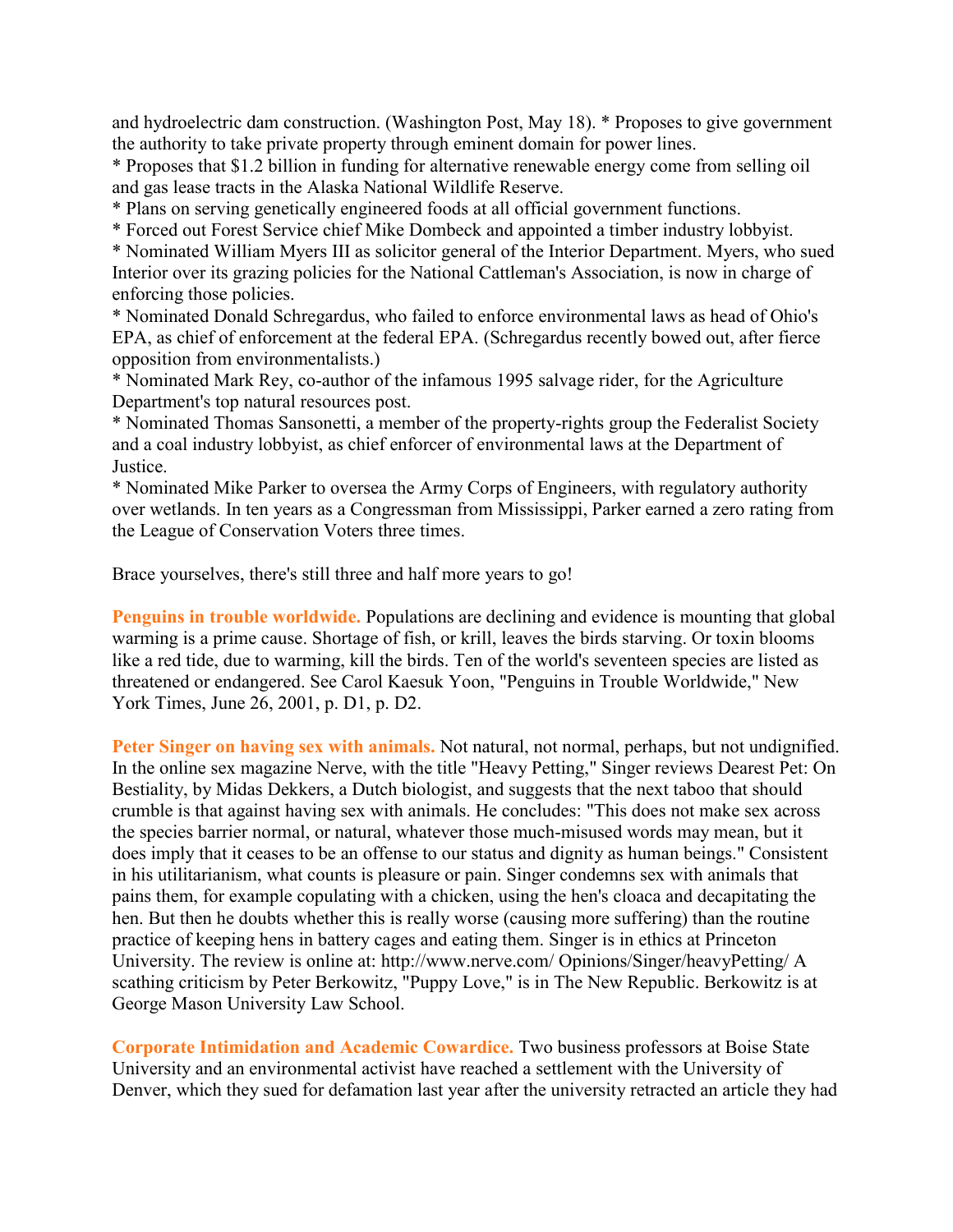and hydroelectric dam construction. (Washington Post, May 18). * Proposes to give government the authority to take private property through eminent domain for power lines.

* Proposes that $1.2 billion in funding for alternative renewable energy come from selling oil and gas lease tracts in the Alaska National Wildlife Reserve.
* Plans on serving genetically engineered foods at all official government functions.
* Forced out Forest Service chief Mike Dombeck and appointed a timber industry lobbyist.
* Nominated William Myers III as solicitor general of the Interior Department. Myers, who sued Interior over its grazing policies for the National Cattleman's Association, is now in charge of enforcing those policies.
* Nominated Donald Schregardus, who failed to enforce environmental laws as head of Ohio's EPA, as chief of enforcement at the federal EPA. (Schregardus recently bowed out, after fierce opposition from environmentalists.)
* Nominated Mark Rey, co-author of the infamous 1995 salvage rider, for the Agriculture Department's top natural resources post.
* Nominated Thomas Sansonetti, a member of the property-rights group the Federalist Society and a coal industry lobbyist, as chief enforcer of environmental laws at the Department of Justice.
* Nominated Mike Parker to oversea the Army Corps of Engineers, with regulatory authority over wetlands. In ten years as a Congressman from Mississippi, Parker earned a zero rating from the League of Conservation Voters three times.

Brace yourselves, there's still three and half more years to go!

**Penguins in trouble worldwide.** Populations are declining and evidence is mounting that global warming is a prime cause. Shortage of fish, or krill, leaves the birds starving. Or toxin blooms like a red tide, due to warming, kill the birds. Ten of the world's seventeen species are listed as threatened or endangered. See Carol Kaesuk Yoon, "Penguins in Trouble Worldwide," New York Times, June 26, 2001, p. D1, p. D2.

**Peter Singer on having sex with animals.** Not natural, not normal, perhaps, but not undignified. In the online sex magazine Nerve, with the title "Heavy Petting," Singer reviews Dearest Pet: On Bestiality, by Midas Dekkers, a Dutch biologist, and suggests that the next taboo that should crumble is that against having sex with animals. He concludes: "This does not make sex across the species barrier normal, or natural, whatever those much-misused words may mean, but it does imply that it ceases to be an offense to our status and dignity as human beings." Consistent in his utilitarianism, what counts is pleasure or pain. Singer condemns sex with animals that pains them, for example copulating with a chicken, using the hen's cloaca and decapitating the hen. But then he doubts whether this is really worse (causing more suffering) than the routine practice of keeping hens in battery cages and eating them. Singer is in ethics at Princeton University. The review is online at: http://www.nerve.com/ Opinions/Singer/heavyPetting/ A scathing criticism by Peter Berkowitz, "Puppy Love," is in The New Republic. Berkowitz is at George Mason University Law School.

**Corporate Intimidation and Academic Cowardice.** Two business professors at Boise State University and an environmental activist have reached a settlement with the University of Denver, which they sued for defamation last year after the university retracted an article they had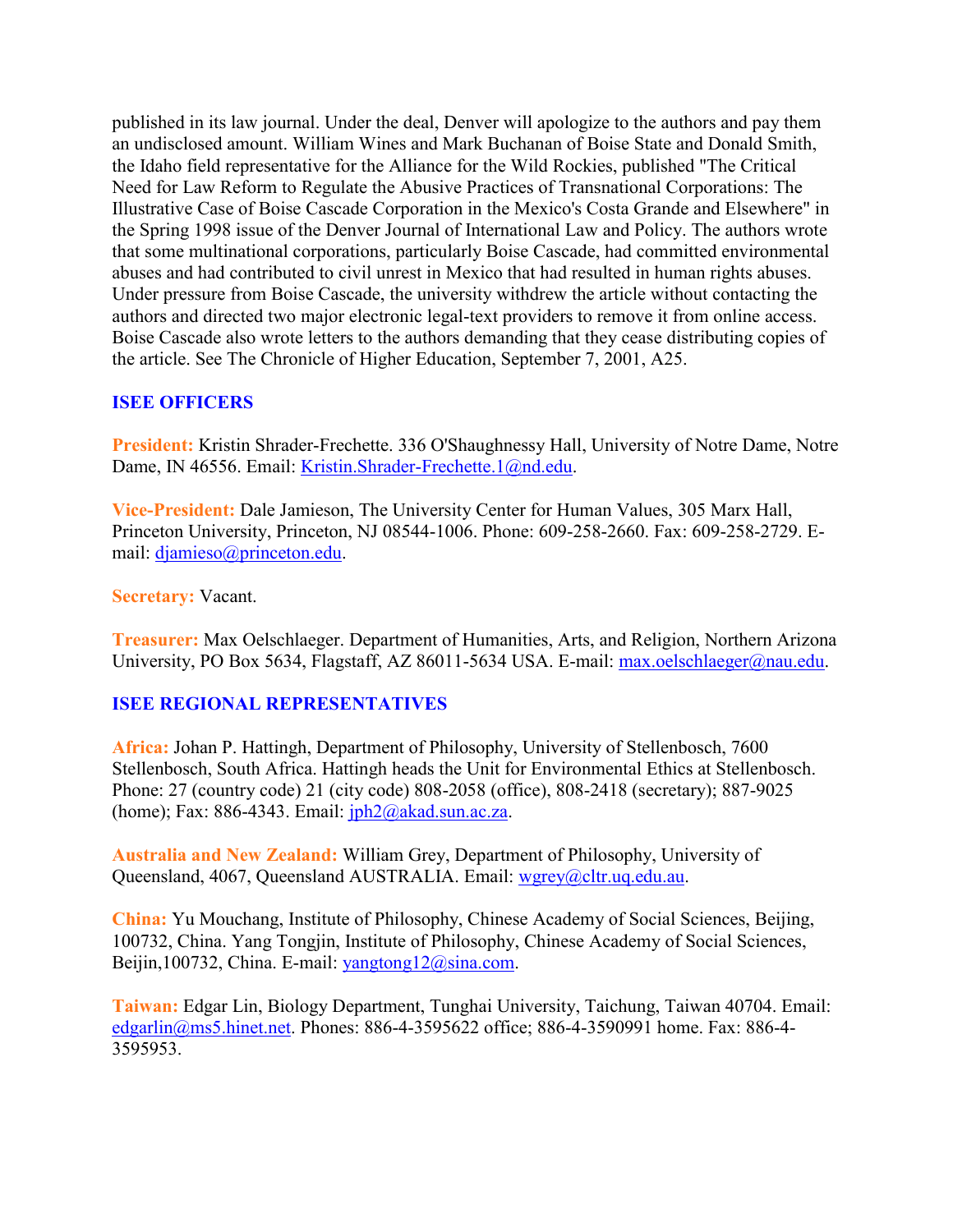published in its law journal. Under the deal, Denver will apologize to the authors and pay them an undisclosed amount. William Wines and Mark Buchanan of Boise State and Donald Smith, the Idaho field representative for the Alliance for the Wild Rockies, published "The Critical Need for Law Reform to Regulate the Abusive Practices of Transnational Corporations: The Illustrative Case of Boise Cascade Corporation in the Mexico's Costa Grande and Elsewhere" in the Spring 1998 issue of the Denver Journal of International Law and Policy. The authors wrote that some multinational corporations, particularly Boise Cascade, had committed environmental abuses and had contributed to civil unrest in Mexico that had resulted in human rights abuses. Under pressure from Boise Cascade, the university withdrew the article without contacting the authors and directed two major electronic legal-text providers to remove it from online access. Boise Cascade also wrote letters to the authors demanding that they cease distributing copies of the article. See The Chronicle of Higher Education, September 7, 2001, A25.

## ISEE OFFICERS

**President:** Kristin Shrader-Frechette. 336 O'Shaughnessy Hall, University of Notre Dame, Notre Dame, IN 46556. Email: Kristin.Shrader-Frechette.1@nd.edu.

**Vice-President:** Dale Jamieson, The University Center for Human Values, 305 Marx Hall, Princeton University, Princeton, NJ 08544-1006. Phone: 609-258-2660. Fax: 609-258-2729. E-mail: djamieso@princeton.edu.

**Secretary:** Vacant.

**Treasurer:** Max Oelschlaeger. Department of Humanities, Arts, and Religion, Northern Arizona University, PO Box 5634, Flagstaff, AZ 86011-5634 USA. E-mail: max.oelschlaeger@nau.edu.

## ISEE REGIONAL REPRESENTATIVES

**Africa:** Johan P. Hattingh, Department of Philosophy, University of Stellenbosch, 7600 Stellenbosch, South Africa. Hattingh heads the Unit for Environmental Ethics at Stellenbosch. Phone: 27 (country code) 21 (city code) 808-2058 (office), 808-2418 (secretary); 887-9025 (home); Fax: 886-4343. Email: jph2@akad.sun.ac.za.

**Australia and New Zealand:** William Grey, Department of Philosophy, University of Queensland, 4067, Queensland AUSTRALIA. Email: wgrey@cltr.uq.edu.au.

**China:** Yu Mouchang, Institute of Philosophy, Chinese Academy of Social Sciences, Beijing, 100732, China. Yang Tongjin, Institute of Philosophy, Chinese Academy of Social Sciences, Beijin,100732, China. E-mail: yangtong12@sina.com.

**Taiwan:** Edgar Lin, Biology Department, Tunghai University, Taichung, Taiwan 40704. Email: edgarlin@ms5.hinet.net. Phones: 886-4-3595622 office; 886-4-3590991 home. Fax: 886-4-3595953.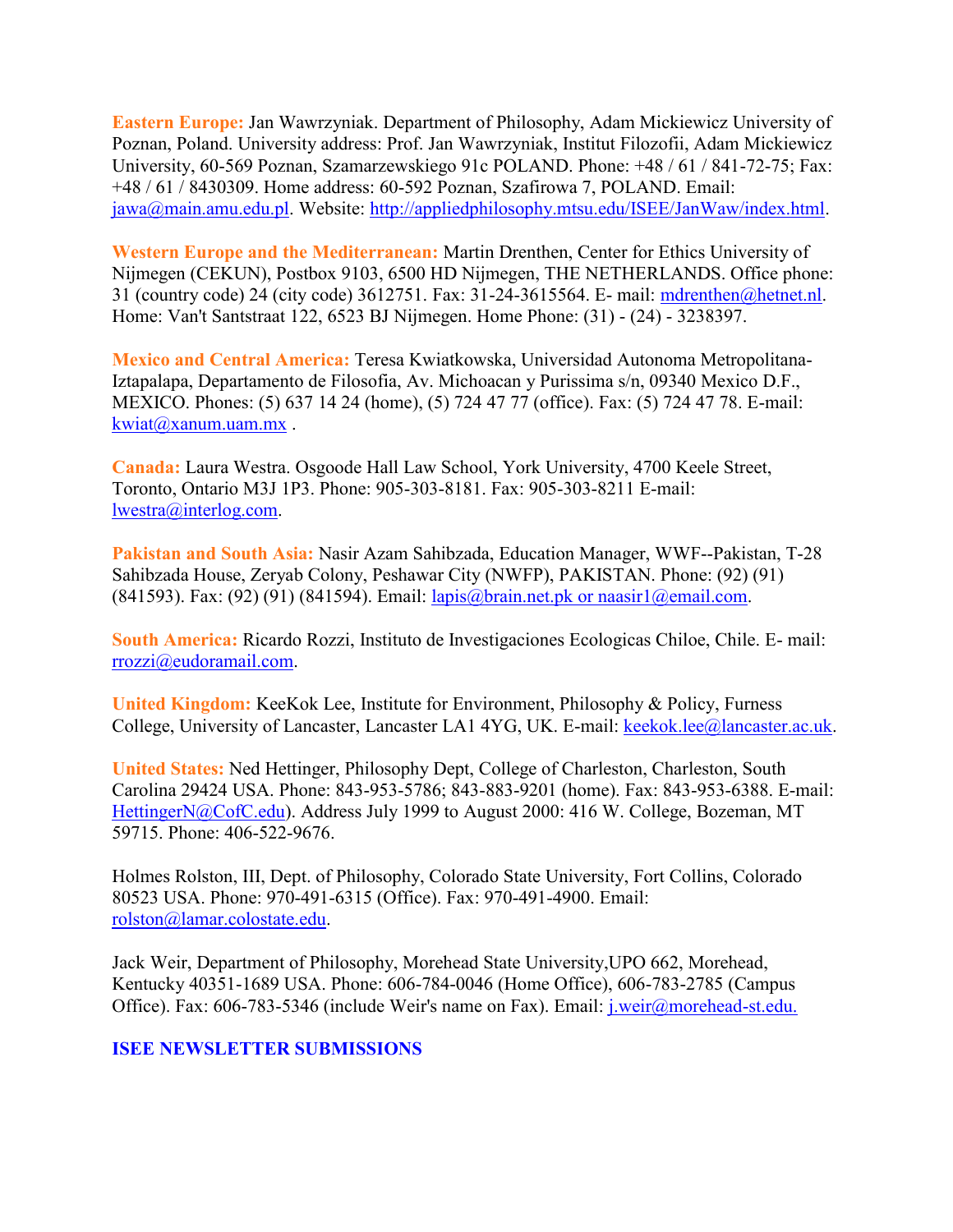**Eastern Europe:** Jan Wawrzyniak. Department of Philosophy, Adam Mickiewicz University of Poznan, Poland. University address: Prof. Jan Wawrzyniak, Institut Filozofii, Adam Mickiewicz University, 60-569 Poznan, Szamarzewskiego 91c POLAND. Phone: +48 / 61 / 841-72-75; Fax: +48 / 61 / 8430309. Home address: 60-592 Poznan, Szafirowa 7, POLAND. Email: jawa@main.amu.edu.pl. Website: http://appliedphilosophy.mtsu.edu/ISEE/JanWaw/index.html.

**Western Europe and the Mediterranean:** Martin Drenthen, Center for Ethics University of Nijmegen (CEKUN), Postbox 9103, 6500 HD Nijmegen, THE NETHERLANDS. Office phone: 31 (country code) 24 (city code) 3612751. Fax: 31-24-3615564. E- mail: mdrenthen@hetnet.nl. Home: Van't Santstraat 122, 6523 BJ Nijmegen. Home Phone: (31) - (24) - 3238397.

**Mexico and Central America:** Teresa Kwiatkowska, Universidad Autonoma Metropolitana-Iztapalapa, Departamento de Filosofia, Av. Michoacan y Purissima s/n, 09340 Mexico D.F., MEXICO. Phones: (5) 637 14 24 (home), (5) 724 47 77 (office). Fax: (5) 724 47 78. E-mail: kwiat@xanum.uam.mx .

**Canada:** Laura Westra. Osgoode Hall Law School, York University, 4700 Keele Street, Toronto, Ontario M3J 1P3. Phone: 905-303-8181. Fax: 905-303-8211 E-mail: lwestra@interlog.com.

**Pakistan and South Asia:** Nasir Azam Sahibzada, Education Manager, WWF--Pakistan, T-28 Sahibzada House, Zeryab Colony, Peshawar City (NWFP), PAKISTAN. Phone: (92) (91) (841593). Fax: (92) (91) (841594). Email: lapis@brain.net.pk or naasir1@email.com.

**South America:** Ricardo Rozzi, Instituto de Investigaciones Ecologicas Chiloe, Chile. E- mail: rrozzi@eudoramail.com.

**United Kingdom:** KeeKok Lee, Institute for Environment, Philosophy & Policy, Furness College, University of Lancaster, Lancaster LA1 4YG, UK. E-mail: keekok.lee@lancaster.ac.uk.

**United States:** Ned Hettinger, Philosophy Dept, College of Charleston, Charleston, South Carolina 29424 USA. Phone: 843-953-5786; 843-883-9201 (home). Fax: 843-953-6388. E-mail: HettingerN@CofC.edu). Address July 1999 to August 2000: 416 W. College, Bozeman, MT 59715. Phone: 406-522-9676.

Holmes Rolston, III, Dept. of Philosophy, Colorado State University, Fort Collins, Colorado 80523 USA. Phone: 970-491-6315 (Office). Fax: 970-491-4900. Email: rolston@lamar.colostate.edu.

Jack Weir, Department of Philosophy, Morehead State University,UPO 662, Morehead, Kentucky 40351-1689 USA. Phone: 606-784-0046 (Home Office), 606-783-2785 (Campus Office). Fax: 606-783-5346 (include Weir's name on Fax). Email: j.weir@morehead-st.edu.

## ISEE NEWSLETTER SUBMISSIONS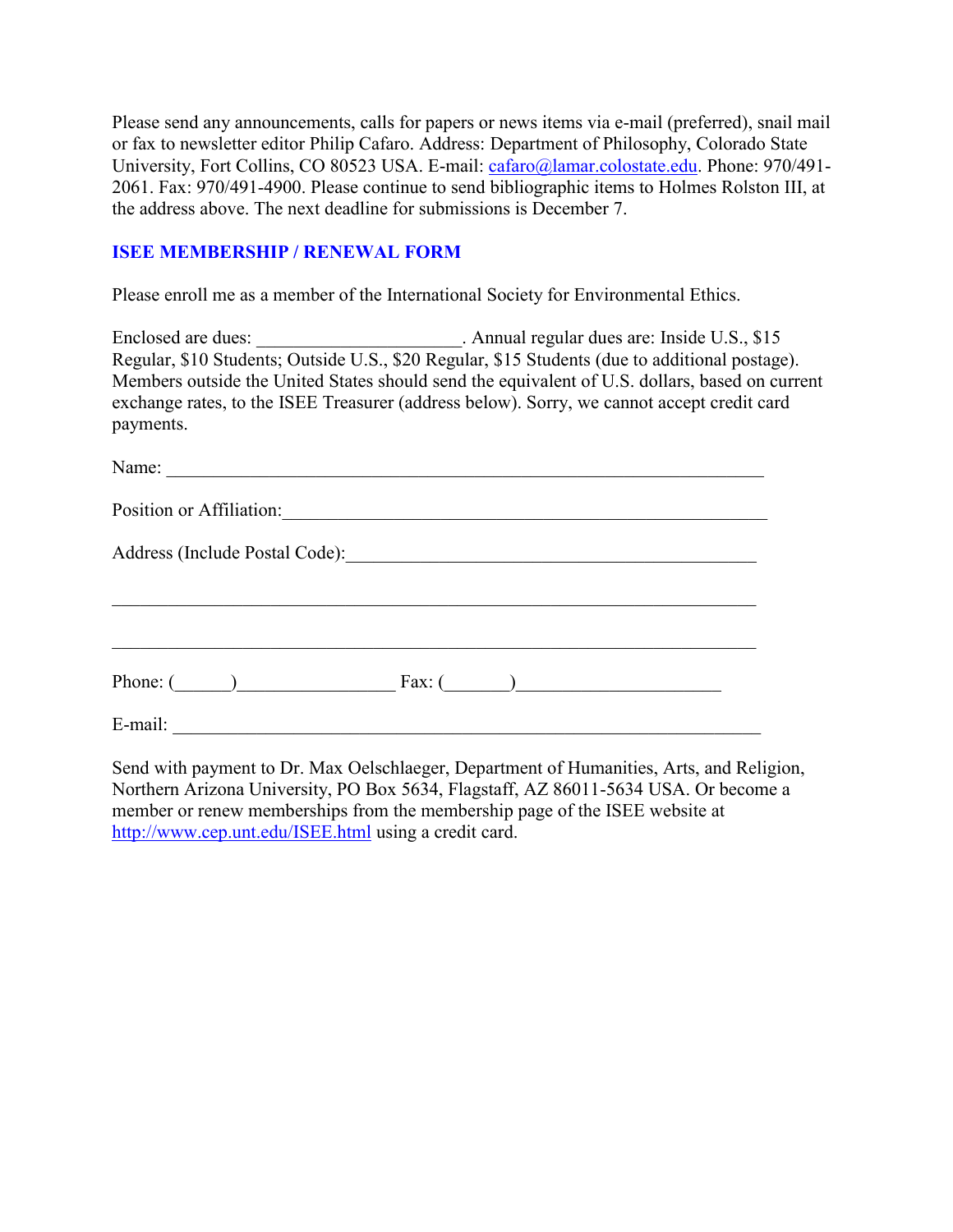Please send any announcements, calls for papers or news items via e-mail (preferred), snail mail or fax to newsletter editor Philip Cafaro. Address: Department of Philosophy, Colorado State University, Fort Collins, CO 80523 USA. E-mail: cafaro@lamar.colostate.edu. Phone: 970/491-2061. Fax: 970/491-4900. Please continue to send bibliographic items to Holmes Rolston III, at the address above. The next deadline for submissions is December 7.

## ISEE MEMBERSHIP / RENEWAL FORM

Please enroll me as a member of the International Society for Environmental Ethics.

Enclosed are dues: ______________________. Annual regular dues are: Inside U.S., $15 Regular, $10 Students; Outside U.S., $20 Regular, $15 Students (due to additional postage). Members outside the United States should send the equivalent of U.S. dollars, based on current exchange rates, to the ISEE Treasurer (address below). Sorry, we cannot accept credit card payments.

Name: ________________________________________________________________

Position or Affiliation:_____________________________________________________

Address (Include Postal Code):_________________________________________

______________________________________________________________________

______________________________________________________________________

Phone: (______)_________________ Fax: (_______)______________________

E-mail: ________________________________________________________________

Send with payment to Dr. Max Oelschlaeger, Department of Humanities, Arts, and Religion, Northern Arizona University, PO Box 5634, Flagstaff, AZ 86011-5634 USA. Or become a member or renew memberships from the membership page of the ISEE website at http://www.cep.unt.edu/ISEE.html using a credit card.